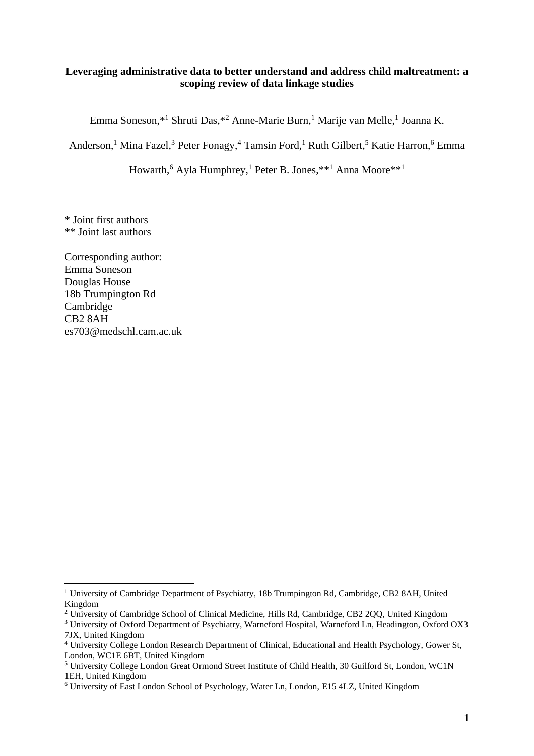# Leveraging administrative data to better understand and address child maltreatment: a scoping review of data linkage studies

Emma Soneson,*[1] Shruti Das,*[2] Anne-Marie Burn,[1] Marije van Melle,[1] Joanna K. Anderson,[1] Mina Fazel,[3] Peter Fonagy,[4] Tamsin Ford,[1] Ruth Gilbert,[5] Katie Harron,[6] Emma Howarth,[6] Ayla Humphrey,[1] Peter B. Jones,**[1] Anna Moore**[1]

\* Joint first authors
\*\* Joint last authors

Corresponding author:
Emma Soneson
Douglas House
18b Trumpington Rd
Cambridge
CB2 8AH
es703@medschl.cam.ac.uk

---

[1] University of Cambridge Department of Psychiatry, 18b Trumpington Rd, Cambridge, CB2 8AH, United Kingdom
[2] University of Cambridge School of Clinical Medicine, Hills Rd, Cambridge, CB2 2QQ, United Kingdom
[3] University of Oxford Department of Psychiatry, Warneford Hospital, Warneford Ln, Headington, Oxford OX3 7JX, United Kingdom
[4] University College London Research Department of Clinical, Educational and Health Psychology, Gower St, London, WC1E 6BT, United Kingdom
[5] University College London Great Ormond Street Institute of Child Health, 30 Guilford St, London, WC1N 1EH, United Kingdom
[6] University of East London School of Psychology, Water Ln, London, E15 4LZ, United Kingdom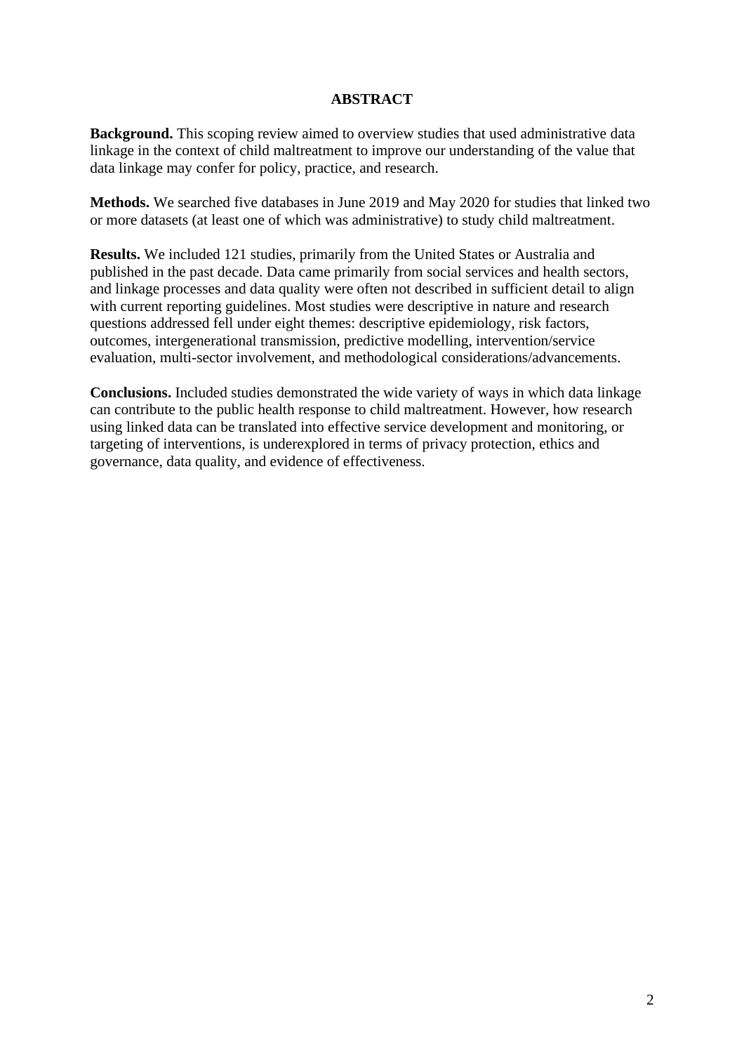## ABSTRACT

**Background.** This scoping review aimed to overview studies that used administrative data linkage in the context of child maltreatment to improve our understanding of the value that data linkage may confer for policy, practice, and research.

**Methods.** We searched five databases in June 2019 and May 2020 for studies that linked two or more datasets (at least one of which was administrative) to study child maltreatment.

**Results.** We included 121 studies, primarily from the United States or Australia and published in the past decade. Data came primarily from social services and health sectors, and linkage processes and data quality were often not described in sufficient detail to align with current reporting guidelines. Most studies were descriptive in nature and research questions addressed fell under eight themes: descriptive epidemiology, risk factors, outcomes, intergenerational transmission, predictive modelling, intervention/service evaluation, multi-sector involvement, and methodological considerations/advancements.

**Conclusions.** Included studies demonstrated the wide variety of ways in which data linkage can contribute to the public health response to child maltreatment. However, how research using linked data can be translated into effective service development and monitoring, or targeting of interventions, is underexplored in terms of privacy protection, ethics and governance, data quality, and evidence of effectiveness.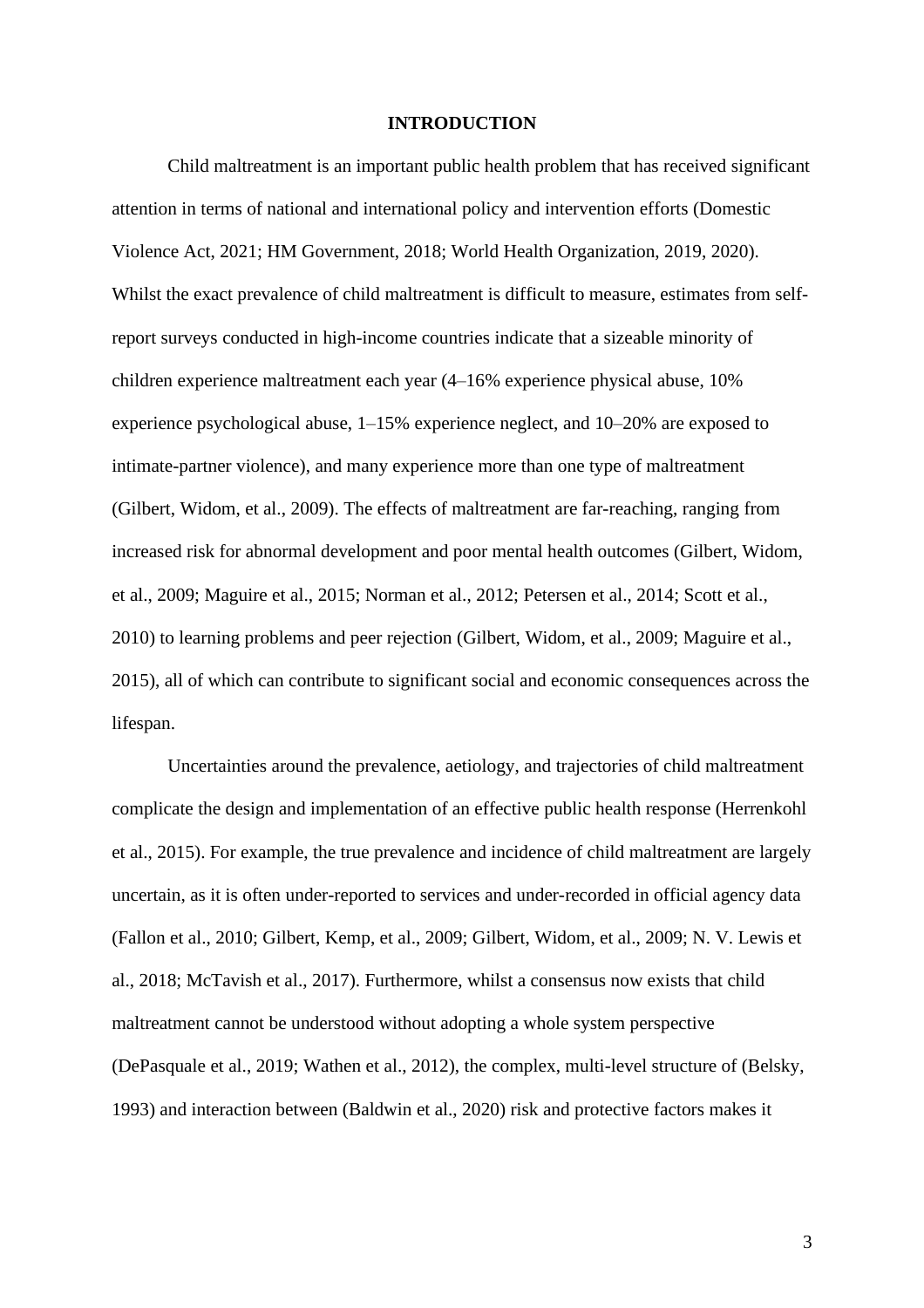# INTRODUCTION

Child maltreatment is an important public health problem that has received significant attention in terms of national and international policy and intervention efforts (Domestic Violence Act, 2021; HM Government, 2018; World Health Organization, 2019, 2020). Whilst the exact prevalence of child maltreatment is difficult to measure, estimates from self-report surveys conducted in high-income countries indicate that a sizeable minority of children experience maltreatment each year (4–16% experience physical abuse, 10% experience psychological abuse, 1–15% experience neglect, and 10–20% are exposed to intimate-partner violence), and many experience more than one type of maltreatment (Gilbert, Widom, et al., 2009). The effects of maltreatment are far-reaching, ranging from increased risk for abnormal development and poor mental health outcomes (Gilbert, Widom, et al., 2009; Maguire et al., 2015; Norman et al., 2012; Petersen et al., 2014; Scott et al., 2010) to learning problems and peer rejection (Gilbert, Widom, et al., 2009; Maguire et al., 2015), all of which can contribute to significant social and economic consequences across the lifespan.

Uncertainties around the prevalence, aetiology, and trajectories of child maltreatment complicate the design and implementation of an effective public health response (Herrenkohl et al., 2015). For example, the true prevalence and incidence of child maltreatment are largely uncertain, as it is often under-reported to services and under-recorded in official agency data (Fallon et al., 2010; Gilbert, Kemp, et al., 2009; Gilbert, Widom, et al., 2009; N. V. Lewis et al., 2018; McTavish et al., 2017). Furthermore, whilst a consensus now exists that child maltreatment cannot be understood without adopting a whole system perspective (DePasquale et al., 2019; Wathen et al., 2012), the complex, multi-level structure of (Belsky, 1993) and interaction between (Baldwin et al., 2020) risk and protective factors makes it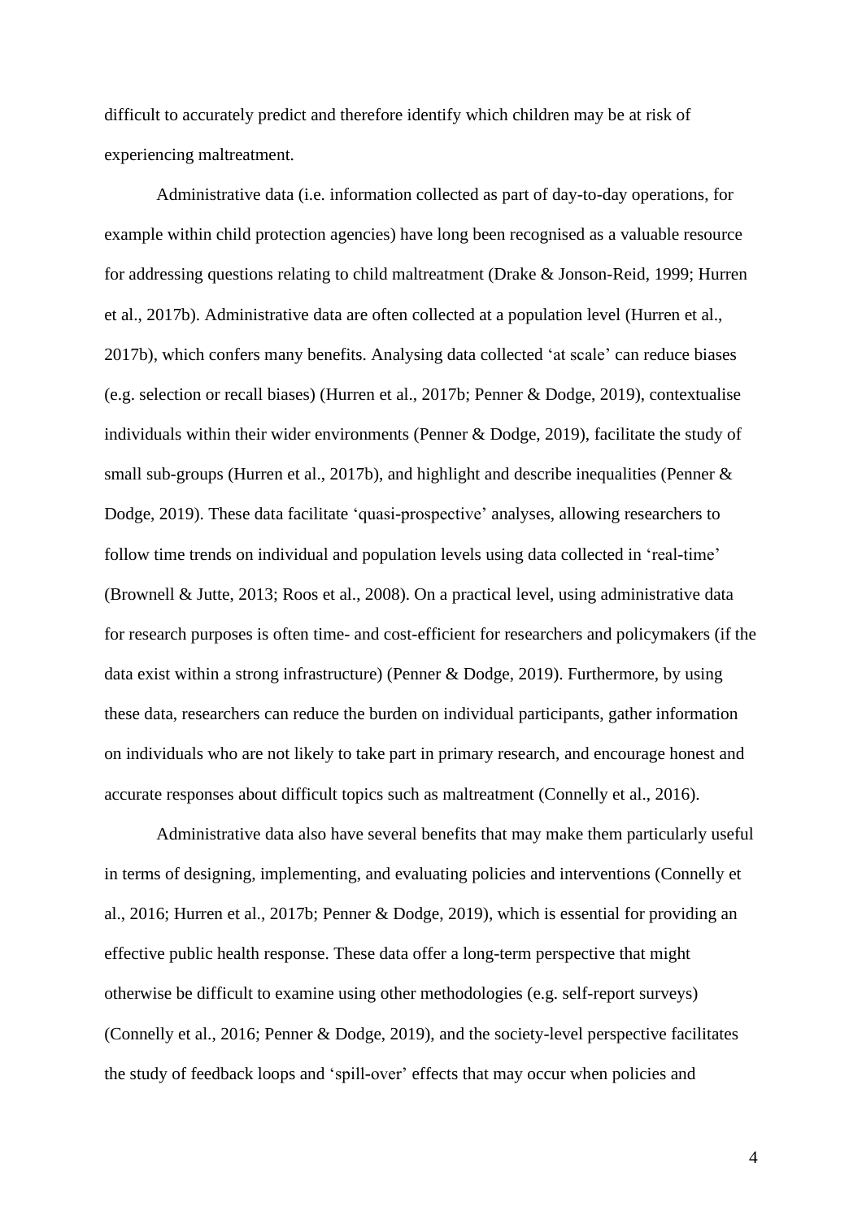difficult to accurately predict and therefore identify which children may be at risk of experiencing maltreatment.

Administrative data (i.e. information collected as part of day-to-day operations, for example within child protection agencies) have long been recognised as a valuable resource for addressing questions relating to child maltreatment (Drake & Jonson-Reid, 1999; Hurren et al., 2017b). Administrative data are often collected at a population level (Hurren et al., 2017b), which confers many benefits. Analysing data collected 'at scale' can reduce biases (e.g. selection or recall biases) (Hurren et al., 2017b; Penner & Dodge, 2019), contextualise individuals within their wider environments (Penner & Dodge, 2019), facilitate the study of small sub-groups (Hurren et al., 2017b), and highlight and describe inequalities (Penner & Dodge, 2019). These data facilitate 'quasi-prospective' analyses, allowing researchers to follow time trends on individual and population levels using data collected in 'real-time' (Brownell & Jutte, 2013; Roos et al., 2008). On a practical level, using administrative data for research purposes is often time- and cost-efficient for researchers and policymakers (if the data exist within a strong infrastructure) (Penner & Dodge, 2019). Furthermore, by using these data, researchers can reduce the burden on individual participants, gather information on individuals who are not likely to take part in primary research, and encourage honest and accurate responses about difficult topics such as maltreatment (Connelly et al., 2016).

Administrative data also have several benefits that may make them particularly useful in terms of designing, implementing, and evaluating policies and interventions (Connelly et al., 2016; Hurren et al., 2017b; Penner & Dodge, 2019), which is essential for providing an effective public health response. These data offer a long-term perspective that might otherwise be difficult to examine using other methodologies (e.g. self-report surveys) (Connelly et al., 2016; Penner & Dodge, 2019), and the society-level perspective facilitates the study of feedback loops and 'spill-over' effects that may occur when policies and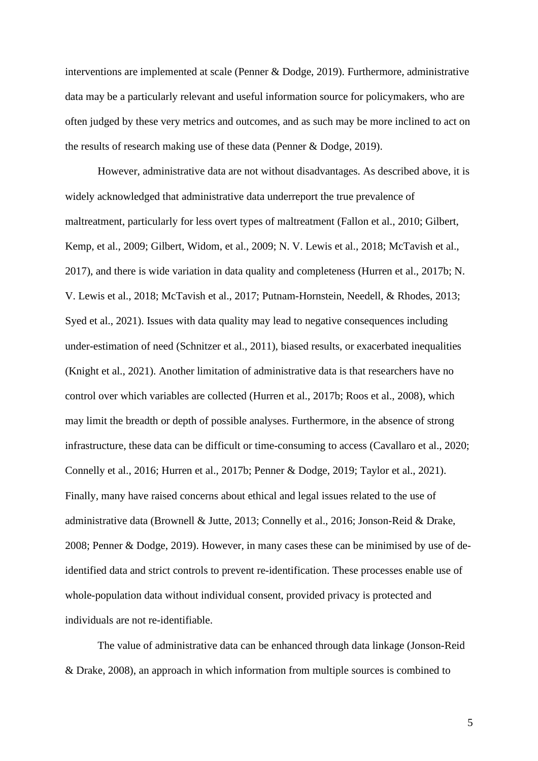interventions are implemented at scale (Penner & Dodge, 2019). Furthermore, administrative data may be a particularly relevant and useful information source for policymakers, who are often judged by these very metrics and outcomes, and as such may be more inclined to act on the results of research making use of these data (Penner & Dodge, 2019).

However, administrative data are not without disadvantages. As described above, it is widely acknowledged that administrative data underreport the true prevalence of maltreatment, particularly for less overt types of maltreatment (Fallon et al., 2010; Gilbert, Kemp, et al., 2009; Gilbert, Widom, et al., 2009; N. V. Lewis et al., 2018; McTavish et al., 2017), and there is wide variation in data quality and completeness (Hurren et al., 2017b; N. V. Lewis et al., 2018; McTavish et al., 2017; Putnam-Hornstein, Needell, & Rhodes, 2013; Syed et al., 2021). Issues with data quality may lead to negative consequences including under-estimation of need (Schnitzer et al., 2011), biased results, or exacerbated inequalities (Knight et al., 2021). Another limitation of administrative data is that researchers have no control over which variables are collected (Hurren et al., 2017b; Roos et al., 2008), which may limit the breadth or depth of possible analyses. Furthermore, in the absence of strong infrastructure, these data can be difficult or time-consuming to access (Cavallaro et al., 2020; Connelly et al., 2016; Hurren et al., 2017b; Penner & Dodge, 2019; Taylor et al., 2021). Finally, many have raised concerns about ethical and legal issues related to the use of administrative data (Brownell & Jutte, 2013; Connelly et al., 2016; Jonson-Reid & Drake, 2008; Penner & Dodge, 2019). However, in many cases these can be minimised by use of de-identified data and strict controls to prevent re-identification. These processes enable use of whole-population data without individual consent, provided privacy is protected and individuals are not re-identifiable.

The value of administrative data can be enhanced through data linkage (Jonson-Reid & Drake, 2008), an approach in which information from multiple sources is combined to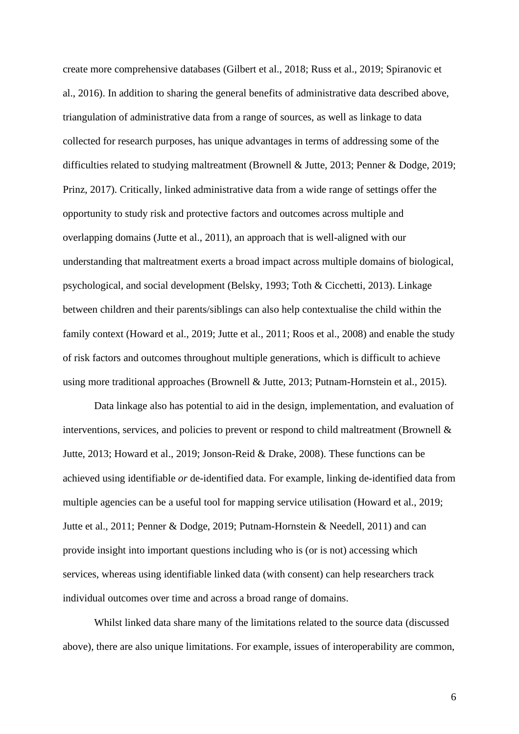create more comprehensive databases (Gilbert et al., 2018; Russ et al., 2019; Spiranovic et al., 2016). In addition to sharing the general benefits of administrative data described above, triangulation of administrative data from a range of sources, as well as linkage to data collected for research purposes, has unique advantages in terms of addressing some of the difficulties related to studying maltreatment (Brownell & Jutte, 2013; Penner & Dodge, 2019; Prinz, 2017). Critically, linked administrative data from a wide range of settings offer the opportunity to study risk and protective factors and outcomes across multiple and overlapping domains (Jutte et al., 2011), an approach that is well-aligned with our understanding that maltreatment exerts a broad impact across multiple domains of biological, psychological, and social development (Belsky, 1993; Toth & Cicchetti, 2013). Linkage between children and their parents/siblings can also help contextualise the child within the family context (Howard et al., 2019; Jutte et al., 2011; Roos et al., 2008) and enable the study of risk factors and outcomes throughout multiple generations, which is difficult to achieve using more traditional approaches (Brownell & Jutte, 2013; Putnam-Hornstein et al., 2015).

Data linkage also has potential to aid in the design, implementation, and evaluation of interventions, services, and policies to prevent or respond to child maltreatment (Brownell & Jutte, 2013; Howard et al., 2019; Jonson-Reid & Drake, 2008). These functions can be achieved using identifiable *or* de-identified data. For example, linking de-identified data from multiple agencies can be a useful tool for mapping service utilisation (Howard et al., 2019; Jutte et al., 2011; Penner & Dodge, 2019; Putnam-Hornstein & Needell, 2011) and can provide insight into important questions including who is (or is not) accessing which services, whereas using identifiable linked data (with consent) can help researchers track individual outcomes over time and across a broad range of domains.

Whilst linked data share many of the limitations related to the source data (discussed above), there are also unique limitations. For example, issues of interoperability are common,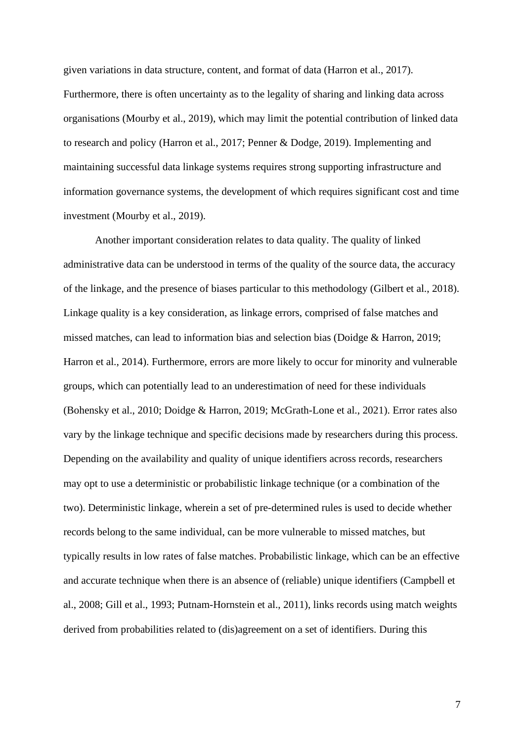given variations in data structure, content, and format of data (Harron et al., 2017). Furthermore, there is often uncertainty as to the legality of sharing and linking data across organisations (Mourby et al., 2019), which may limit the potential contribution of linked data to research and policy (Harron et al., 2017; Penner & Dodge, 2019). Implementing and maintaining successful data linkage systems requires strong supporting infrastructure and information governance systems, the development of which requires significant cost and time investment (Mourby et al., 2019).

Another important consideration relates to data quality. The quality of linked administrative data can be understood in terms of the quality of the source data, the accuracy of the linkage, and the presence of biases particular to this methodology (Gilbert et al., 2018). Linkage quality is a key consideration, as linkage errors, comprised of false matches and missed matches, can lead to information bias and selection bias (Doidge & Harron, 2019; Harron et al., 2014). Furthermore, errors are more likely to occur for minority and vulnerable groups, which can potentially lead to an underestimation of need for these individuals (Bohensky et al., 2010; Doidge & Harron, 2019; McGrath-Lone et al., 2021). Error rates also vary by the linkage technique and specific decisions made by researchers during this process. Depending on the availability and quality of unique identifiers across records, researchers may opt to use a deterministic or probabilistic linkage technique (or a combination of the two). Deterministic linkage, wherein a set of pre-determined rules is used to decide whether records belong to the same individual, can be more vulnerable to missed matches, but typically results in low rates of false matches. Probabilistic linkage, which can be an effective and accurate technique when there is an absence of (reliable) unique identifiers (Campbell et al., 2008; Gill et al., 1993; Putnam-Hornstein et al., 2011), links records using match weights derived from probabilities related to (dis)agreement on a set of identifiers. During this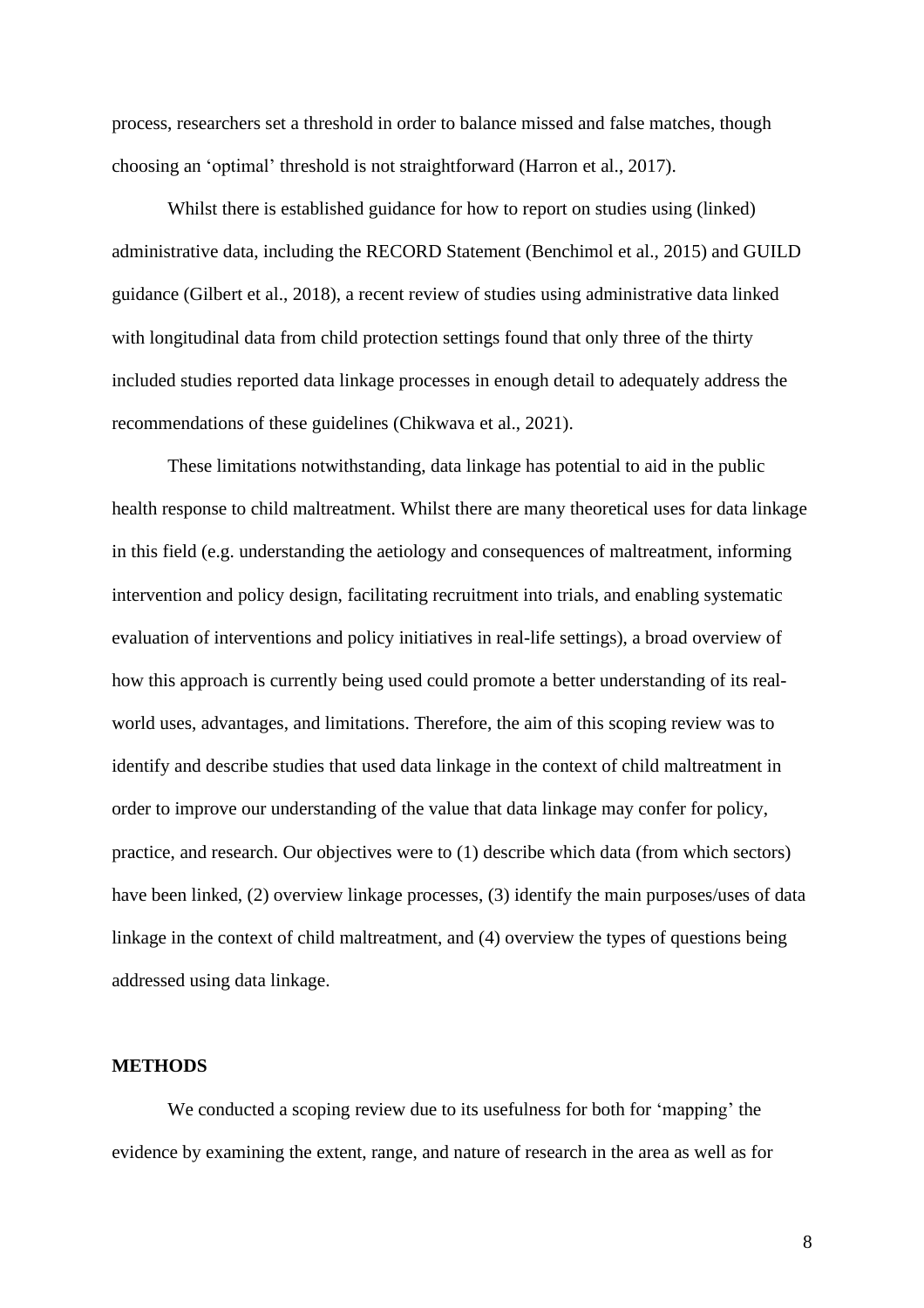process, researchers set a threshold in order to balance missed and false matches, though choosing an 'optimal' threshold is not straightforward (Harron et al., 2017).

Whilst there is established guidance for how to report on studies using (linked) administrative data, including the RECORD Statement (Benchimol et al., 2015) and GUILD guidance (Gilbert et al., 2018), a recent review of studies using administrative data linked with longitudinal data from child protection settings found that only three of the thirty included studies reported data linkage processes in enough detail to adequately address the recommendations of these guidelines (Chikwava et al., 2021).

These limitations notwithstanding, data linkage has potential to aid in the public health response to child maltreatment. Whilst there are many theoretical uses for data linkage in this field (e.g. understanding the aetiology and consequences of maltreatment, informing intervention and policy design, facilitating recruitment into trials, and enabling systematic evaluation of interventions and policy initiatives in real-life settings), a broad overview of how this approach is currently being used could promote a better understanding of its real-world uses, advantages, and limitations. Therefore, the aim of this scoping review was to identify and describe studies that used data linkage in the context of child maltreatment in order to improve our understanding of the value that data linkage may confer for policy, practice, and research. Our objectives were to (1) describe which data (from which sectors) have been linked, (2) overview linkage processes, (3) identify the main purposes/uses of data linkage in the context of child maltreatment, and (4) overview the types of questions being addressed using data linkage.

## METHODS

We conducted a scoping review due to its usefulness for both for 'mapping' the evidence by examining the extent, range, and nature of research in the area as well as for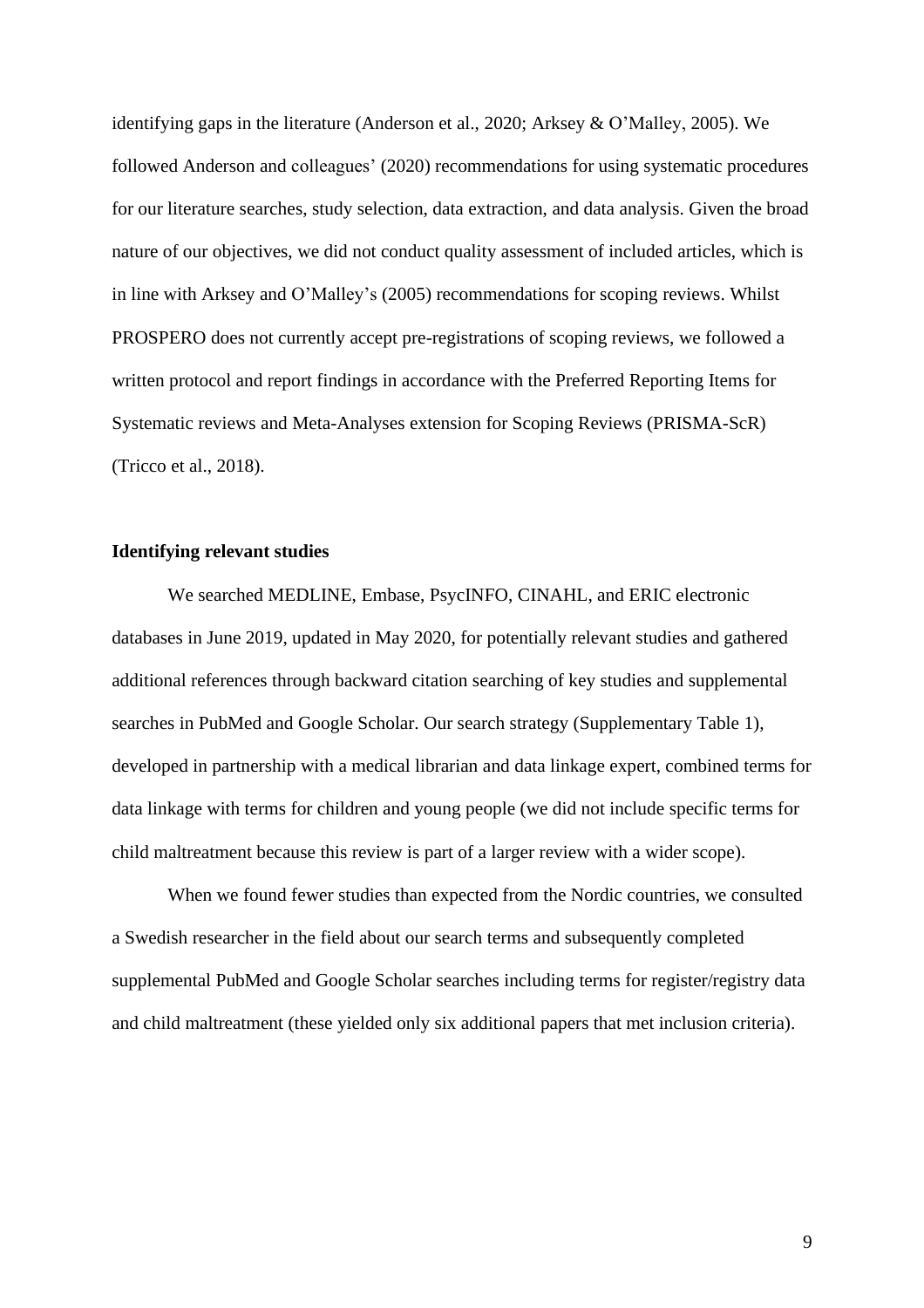identifying gaps in the literature (Anderson et al., 2020; Arksey & O'Malley, 2005). We followed Anderson and colleagues' (2020) recommendations for using systematic procedures for our literature searches, study selection, data extraction, and data analysis. Given the broad nature of our objectives, we did not conduct quality assessment of included articles, which is in line with Arksey and O'Malley's (2005) recommendations for scoping reviews. Whilst PROSPERO does not currently accept pre-registrations of scoping reviews, we followed a written protocol and report findings in accordance with the Preferred Reporting Items for Systematic reviews and Meta-Analyses extension for Scoping Reviews (PRISMA-ScR) (Tricco et al., 2018).

**Identifying relevant studies**

We searched MEDLINE, Embase, PsycINFO, CINAHL, and ERIC electronic databases in June 2019, updated in May 2020, for potentially relevant studies and gathered additional references through backward citation searching of key studies and supplemental searches in PubMed and Google Scholar. Our search strategy (Supplementary Table 1), developed in partnership with a medical librarian and data linkage expert, combined terms for data linkage with terms for children and young people (we did not include specific terms for child maltreatment because this review is part of a larger review with a wider scope).

When we found fewer studies than expected from the Nordic countries, we consulted a Swedish researcher in the field about our search terms and subsequently completed supplemental PubMed and Google Scholar searches including terms for register/registry data and child maltreatment (these yielded only six additional papers that met inclusion criteria).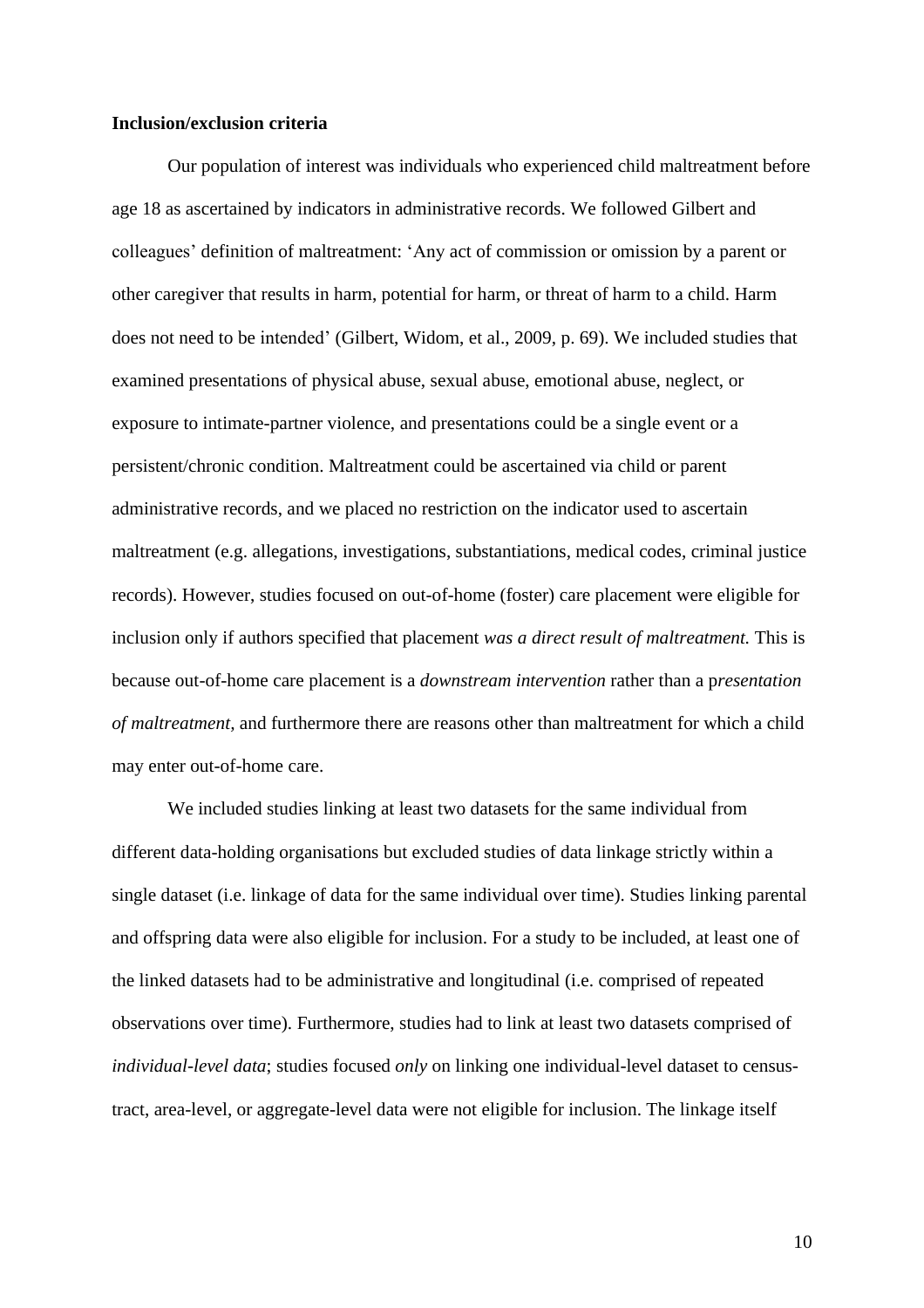**Inclusion/exclusion criteria**

Our population of interest was individuals who experienced child maltreatment before age 18 as ascertained by indicators in administrative records. We followed Gilbert and colleagues' definition of maltreatment: 'Any act of commission or omission by a parent or other caregiver that results in harm, potential for harm, or threat of harm to a child. Harm does not need to be intended' (Gilbert, Widom, et al., 2009, p. 69). We included studies that examined presentations of physical abuse, sexual abuse, emotional abuse, neglect, or exposure to intimate-partner violence, and presentations could be a single event or a persistent/chronic condition. Maltreatment could be ascertained via child or parent administrative records, and we placed no restriction on the indicator used to ascertain maltreatment (e.g. allegations, investigations, substantiations, medical codes, criminal justice records). However, studies focused on out-of-home (foster) care placement were eligible for inclusion only if authors specified that placement *was a direct result of maltreatment.* This is because out-of-home care placement is a *downstream intervention* rather than a p*resentation of maltreatment,* and furthermore there are reasons other than maltreatment for which a child may enter out-of-home care.

We included studies linking at least two datasets for the same individual from different data-holding organisations but excluded studies of data linkage strictly within a single dataset (i.e. linkage of data for the same individual over time). Studies linking parental and offspring data were also eligible for inclusion. For a study to be included, at least one of the linked datasets had to be administrative and longitudinal (i.e. comprised of repeated observations over time). Furthermore, studies had to link at least two datasets comprised of *individual-level data*; studies focused *only* on linking one individual-level dataset to census-tract, area-level, or aggregate-level data were not eligible for inclusion. The linkage itself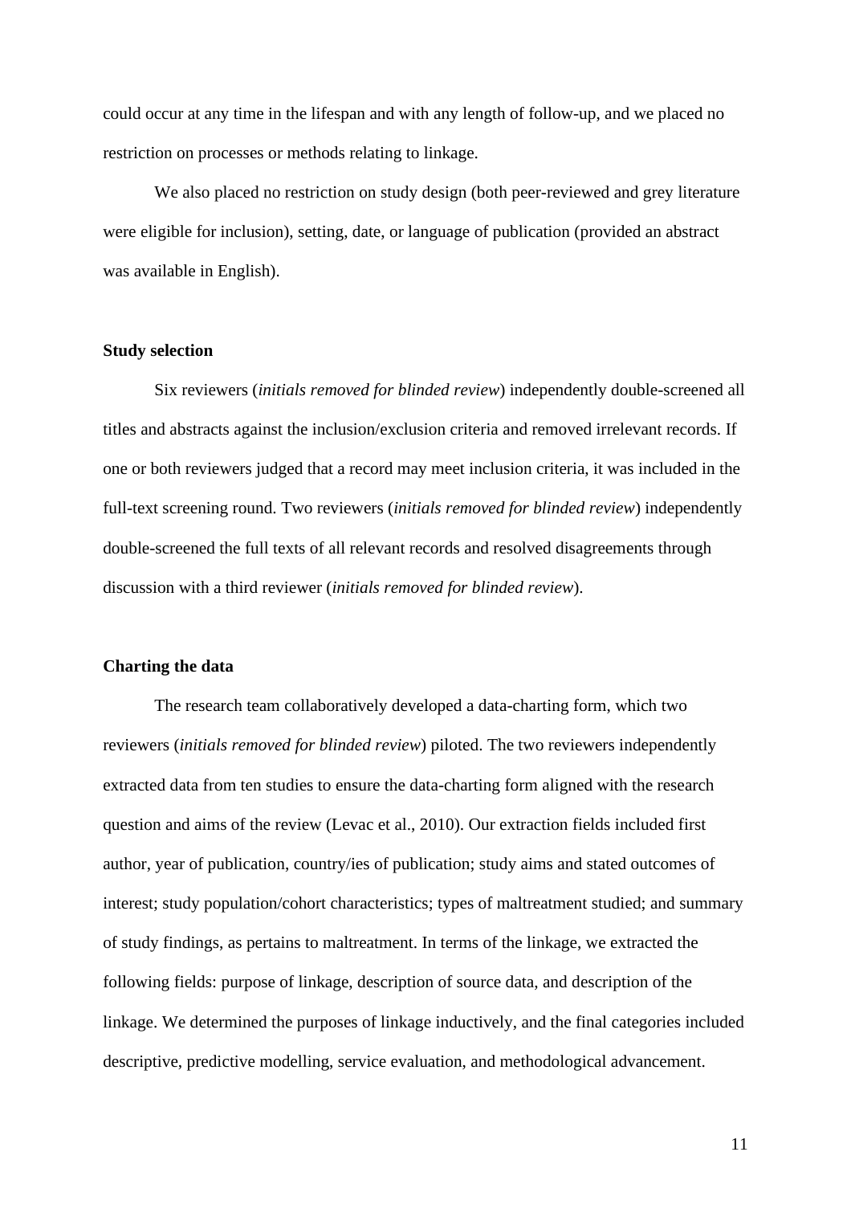could occur at any time in the lifespan and with any length of follow-up, and we placed no restriction on processes or methods relating to linkage.

We also placed no restriction on study design (both peer-reviewed and grey literature were eligible for inclusion), setting, date, or language of publication (provided an abstract was available in English).

### Study selection

Six reviewers (*initials removed for blinded review*) independently double-screened all titles and abstracts against the inclusion/exclusion criteria and removed irrelevant records. If one or both reviewers judged that a record may meet inclusion criteria, it was included in the full-text screening round. Two reviewers (*initials removed for blinded review*) independently double-screened the full texts of all relevant records and resolved disagreements through discussion with a third reviewer (*initials removed for blinded review*).

### Charting the data

The research team collaboratively developed a data-charting form, which two reviewers (*initials removed for blinded review*) piloted. The two reviewers independently extracted data from ten studies to ensure the data-charting form aligned with the research question and aims of the review (Levac et al., 2010). Our extraction fields included first author, year of publication, country/ies of publication; study aims and stated outcomes of interest; study population/cohort characteristics; types of maltreatment studied; and summary of study findings, as pertains to maltreatment. In terms of the linkage, we extracted the following fields: purpose of linkage, description of source data, and description of the linkage. We determined the purposes of linkage inductively, and the final categories included descriptive, predictive modelling, service evaluation, and methodological advancement.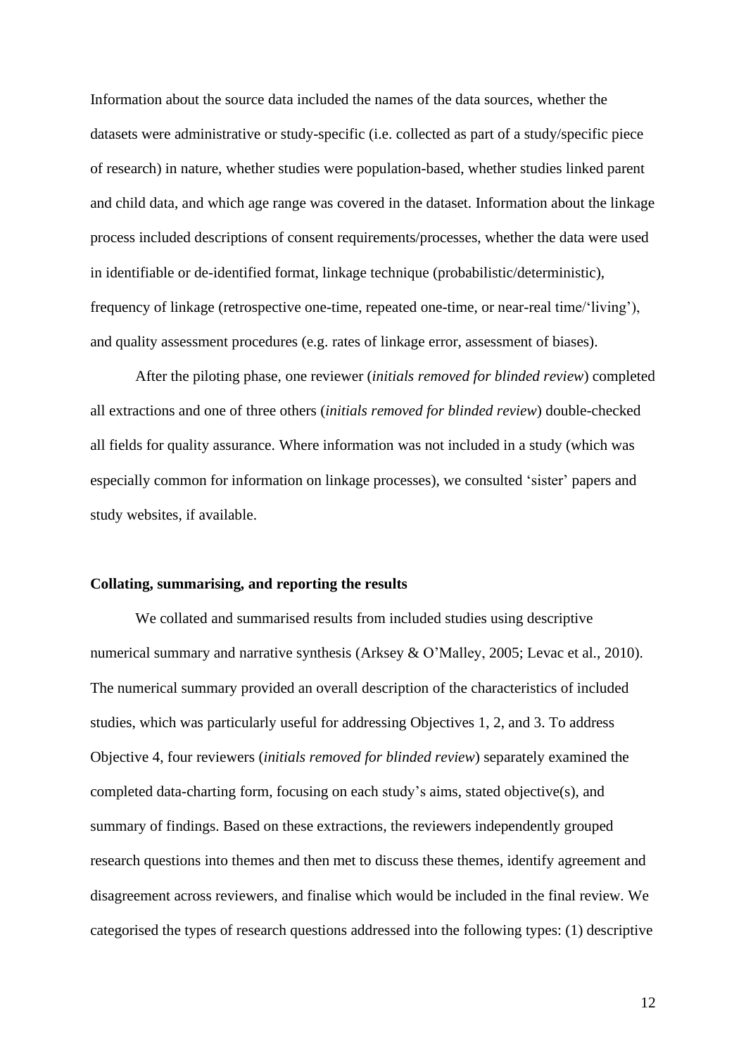Information about the source data included the names of the data sources, whether the datasets were administrative or study-specific (i.e. collected as part of a study/specific piece of research) in nature, whether studies were population-based, whether studies linked parent and child data, and which age range was covered in the dataset. Information about the linkage process included descriptions of consent requirements/processes, whether the data were used in identifiable or de-identified format, linkage technique (probabilistic/deterministic), frequency of linkage (retrospective one-time, repeated one-time, or near-real time/'living'), and quality assessment procedures (e.g. rates of linkage error, assessment of biases).

After the piloting phase, one reviewer (*initials removed for blinded review*) completed all extractions and one of three others (*initials removed for blinded review*) double-checked all fields for quality assurance. Where information was not included in a study (which was especially common for information on linkage processes), we consulted 'sister' papers and study websites, if available.

**Collating, summarising, and reporting the results**

We collated and summarised results from included studies using descriptive numerical summary and narrative synthesis (Arksey & O'Malley, 2005; Levac et al., 2010). The numerical summary provided an overall description of the characteristics of included studies, which was particularly useful for addressing Objectives 1, 2, and 3. To address Objective 4, four reviewers (*initials removed for blinded review*) separately examined the completed data-charting form, focusing on each study's aims, stated objective(s), and summary of findings. Based on these extractions, the reviewers independently grouped research questions into themes and then met to discuss these themes, identify agreement and disagreement across reviewers, and finalise which would be included in the final review. We categorised the types of research questions addressed into the following types: (1) descriptive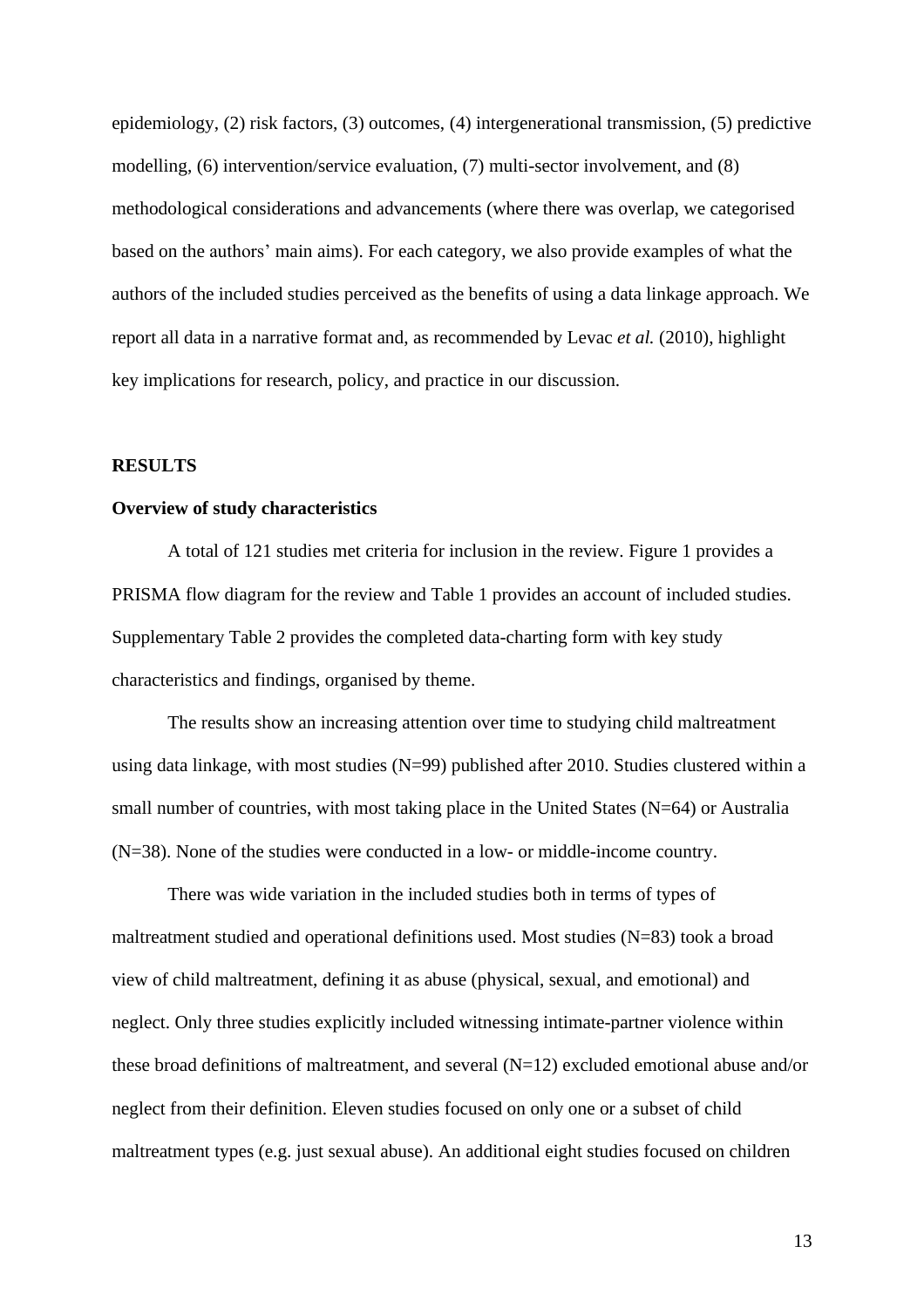epidemiology, (2) risk factors, (3) outcomes, (4) intergenerational transmission, (5) predictive modelling, (6) intervention/service evaluation, (7) multi-sector involvement, and (8) methodological considerations and advancements (where there was overlap, we categorised based on the authors' main aims). For each category, we also provide examples of what the authors of the included studies perceived as the benefits of using a data linkage approach. We report all data in a narrative format and, as recommended by Levac *et al.* (2010), highlight key implications for research, policy, and practice in our discussion.

## RESULTS

### Overview of study characteristics

A total of 121 studies met criteria for inclusion in the review. Figure 1 provides a PRISMA flow diagram for the review and Table 1 provides an account of included studies. Supplementary Table 2 provides the completed data-charting form with key study characteristics and findings, organised by theme.

The results show an increasing attention over time to studying child maltreatment using data linkage, with most studies (N=99) published after 2010. Studies clustered within a small number of countries, with most taking place in the United States (N=64) or Australia (N=38). None of the studies were conducted in a low- or middle-income country.

There was wide variation in the included studies both in terms of types of maltreatment studied and operational definitions used. Most studies (N=83) took a broad view of child maltreatment, defining it as abuse (physical, sexual, and emotional) and neglect. Only three studies explicitly included witnessing intimate-partner violence within these broad definitions of maltreatment, and several (N=12) excluded emotional abuse and/or neglect from their definition. Eleven studies focused on only one or a subset of child maltreatment types (e.g. just sexual abuse). An additional eight studies focused on children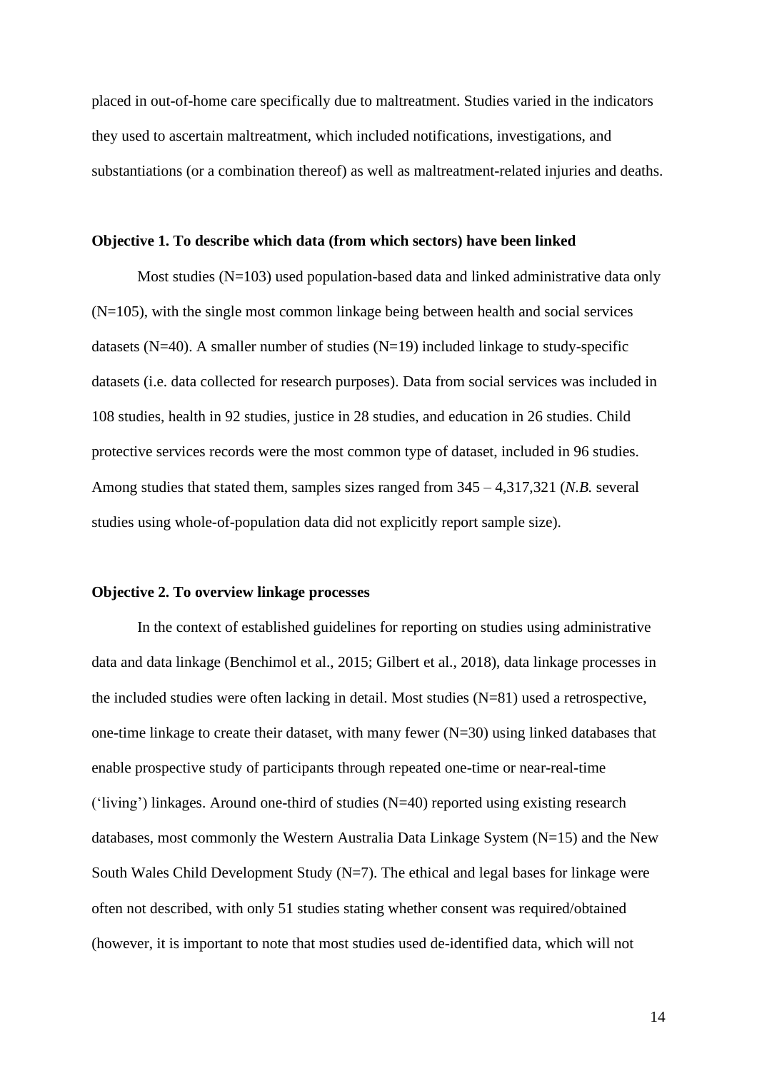placed in out-of-home care specifically due to maltreatment. Studies varied in the indicators they used to ascertain maltreatment, which included notifications, investigations, and substantiations (or a combination thereof) as well as maltreatment-related injuries and deaths.

**Objective 1. To describe which data (from which sectors) have been linked**

Most studies (N=103) used population-based data and linked administrative data only (N=105), with the single most common linkage being between health and social services datasets (N=40). A smaller number of studies (N=19) included linkage to study-specific datasets (i.e. data collected for research purposes). Data from social services was included in 108 studies, health in 92 studies, justice in 28 studies, and education in 26 studies. Child protective services records were the most common type of dataset, included in 96 studies. Among studies that stated them, samples sizes ranged from 345 – 4,317,321 (*N.B.* several studies using whole-of-population data did not explicitly report sample size).

**Objective 2. To overview linkage processes**

In the context of established guidelines for reporting on studies using administrative data and data linkage (Benchimol et al., 2015; Gilbert et al., 2018), data linkage processes in the included studies were often lacking in detail. Most studies (N=81) used a retrospective, one-time linkage to create their dataset, with many fewer (N=30) using linked databases that enable prospective study of participants through repeated one-time or near-real-time ('living') linkages. Around one-third of studies (N=40) reported using existing research databases, most commonly the Western Australia Data Linkage System (N=15) and the New South Wales Child Development Study (N=7). The ethical and legal bases for linkage were often not described, with only 51 studies stating whether consent was required/obtained (however, it is important to note that most studies used de-identified data, which will not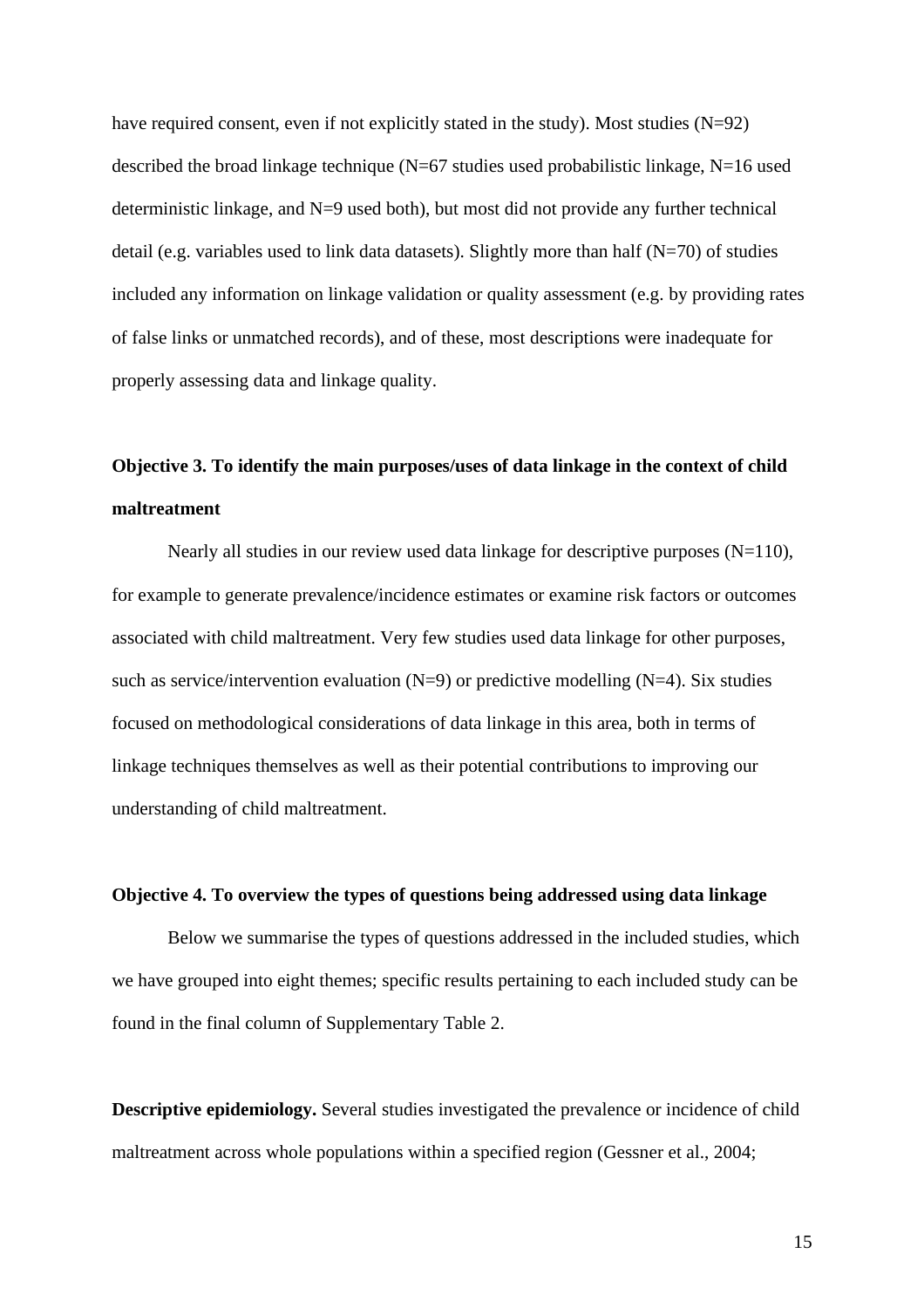have required consent, even if not explicitly stated in the study). Most studies (N=92) described the broad linkage technique (N=67 studies used probabilistic linkage, N=16 used deterministic linkage, and N=9 used both), but most did not provide any further technical detail (e.g. variables used to link data datasets). Slightly more than half (N=70) of studies included any information on linkage validation or quality assessment (e.g. by providing rates of false links or unmatched records), and of these, most descriptions were inadequate for properly assessing data and linkage quality.

**Objective 3. To identify the main purposes/uses of data linkage in the context of child maltreatment**

Nearly all studies in our review used data linkage for descriptive purposes (N=110), for example to generate prevalence/incidence estimates or examine risk factors or outcomes associated with child maltreatment. Very few studies used data linkage for other purposes, such as service/intervention evaluation (N=9) or predictive modelling (N=4). Six studies focused on methodological considerations of data linkage in this area, both in terms of linkage techniques themselves as well as their potential contributions to improving our understanding of child maltreatment.

**Objective 4. To overview the types of questions being addressed using data linkage**

Below we summarise the types of questions addressed in the included studies, which we have grouped into eight themes; specific results pertaining to each included study can be found in the final column of Supplementary Table 2.

**Descriptive epidemiology.** Several studies investigated the prevalence or incidence of child maltreatment across whole populations within a specified region (Gessner et al., 2004;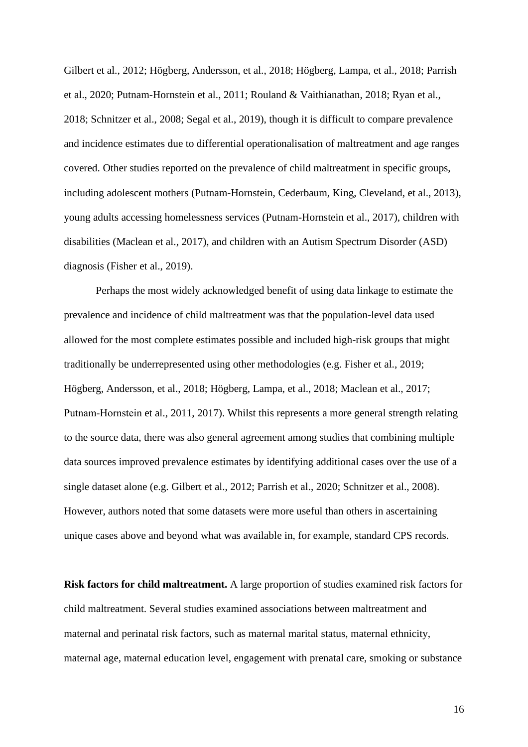Gilbert et al., 2012; Högberg, Andersson, et al., 2018; Högberg, Lampa, et al., 2018; Parrish et al., 2020; Putnam-Hornstein et al., 2011; Rouland & Vaithianathan, 2018; Ryan et al., 2018; Schnitzer et al., 2008; Segal et al., 2019), though it is difficult to compare prevalence and incidence estimates due to differential operationalisation of maltreatment and age ranges covered. Other studies reported on the prevalence of child maltreatment in specific groups, including adolescent mothers (Putnam-Hornstein, Cederbaum, King, Cleveland, et al., 2013), young adults accessing homelessness services (Putnam-Hornstein et al., 2017), children with disabilities (Maclean et al., 2017), and children with an Autism Spectrum Disorder (ASD) diagnosis (Fisher et al., 2019).

Perhaps the most widely acknowledged benefit of using data linkage to estimate the prevalence and incidence of child maltreatment was that the population-level data used allowed for the most complete estimates possible and included high-risk groups that might traditionally be underrepresented using other methodologies (e.g. Fisher et al., 2019; Högberg, Andersson, et al., 2018; Högberg, Lampa, et al., 2018; Maclean et al., 2017; Putnam-Hornstein et al., 2011, 2017). Whilst this represents a more general strength relating to the source data, there was also general agreement among studies that combining multiple data sources improved prevalence estimates by identifying additional cases over the use of a single dataset alone (e.g. Gilbert et al., 2012; Parrish et al., 2020; Schnitzer et al., 2008). However, authors noted that some datasets were more useful than others in ascertaining unique cases above and beyond what was available in, for example, standard CPS records.

**Risk factors for child maltreatment.** A large proportion of studies examined risk factors for child maltreatment. Several studies examined associations between maltreatment and maternal and perinatal risk factors, such as maternal marital status, maternal ethnicity, maternal age, maternal education level, engagement with prenatal care, smoking or substance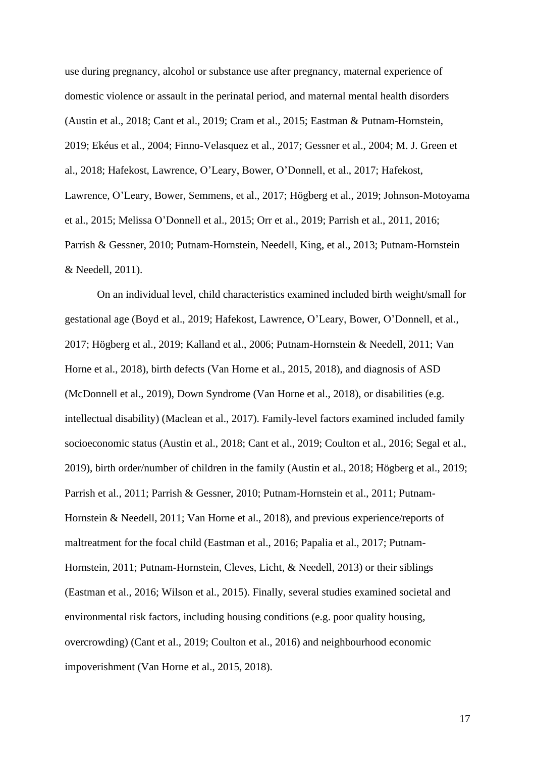use during pregnancy, alcohol or substance use after pregnancy, maternal experience of domestic violence or assault in the perinatal period, and maternal mental health disorders (Austin et al., 2018; Cant et al., 2019; Cram et al., 2015; Eastman & Putnam-Hornstein, 2019; Ekéus et al., 2004; Finno-Velasquez et al., 2017; Gessner et al., 2004; M. J. Green et al., 2018; Hafekost, Lawrence, O'Leary, Bower, O'Donnell, et al., 2017; Hafekost, Lawrence, O'Leary, Bower, Semmens, et al., 2017; Högberg et al., 2019; Johnson-Motoyama et al., 2015; Melissa O'Donnell et al., 2015; Orr et al., 2019; Parrish et al., 2011, 2016; Parrish & Gessner, 2010; Putnam-Hornstein, Needell, King, et al., 2013; Putnam-Hornstein & Needell, 2011).

On an individual level, child characteristics examined included birth weight/small for gestational age (Boyd et al., 2019; Hafekost, Lawrence, O'Leary, Bower, O'Donnell, et al., 2017; Högberg et al., 2019; Kalland et al., 2006; Putnam-Hornstein & Needell, 2011; Van Horne et al., 2018), birth defects (Van Horne et al., 2015, 2018), and diagnosis of ASD (McDonnell et al., 2019), Down Syndrome (Van Horne et al., 2018), or disabilities (e.g. intellectual disability) (Maclean et al., 2017). Family-level factors examined included family socioeconomic status (Austin et al., 2018; Cant et al., 2019; Coulton et al., 2016; Segal et al., 2019), birth order/number of children in the family (Austin et al., 2018; Högberg et al., 2019; Parrish et al., 2011; Parrish & Gessner, 2010; Putnam-Hornstein et al., 2011; Putnam-Hornstein & Needell, 2011; Van Horne et al., 2018), and previous experience/reports of maltreatment for the focal child (Eastman et al., 2016; Papalia et al., 2017; Putnam-Hornstein, 2011; Putnam-Hornstein, Cleves, Licht, & Needell, 2013) or their siblings (Eastman et al., 2016; Wilson et al., 2015). Finally, several studies examined societal and environmental risk factors, including housing conditions (e.g. poor quality housing, overcrowding) (Cant et al., 2019; Coulton et al., 2016) and neighbourhood economic impoverishment (Van Horne et al., 2015, 2018).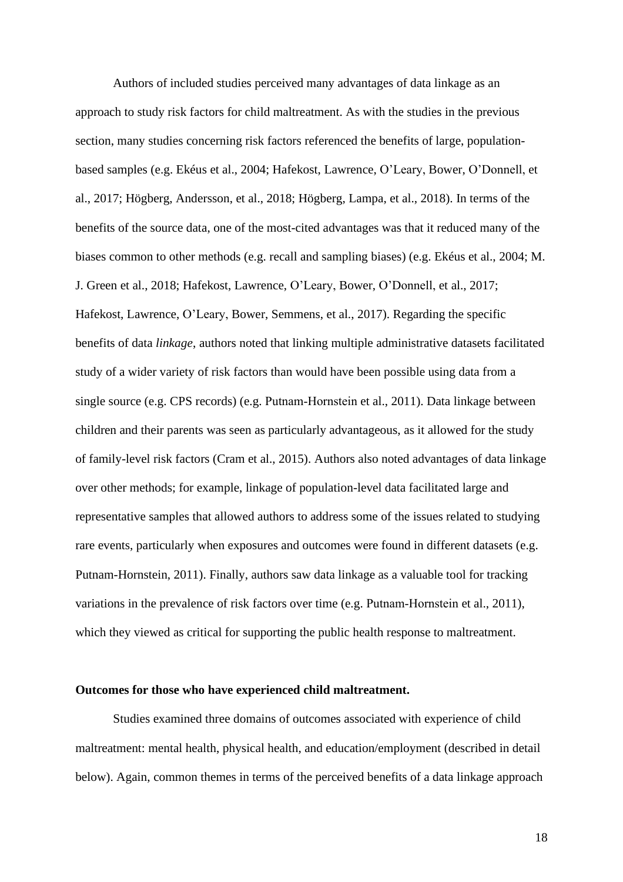Authors of included studies perceived many advantages of data linkage as an approach to study risk factors for child maltreatment. As with the studies in the previous section, many studies concerning risk factors referenced the benefits of large, population-based samples (e.g. Ekéus et al., 2004; Hafekost, Lawrence, O'Leary, Bower, O'Donnell, et al., 2017; Högberg, Andersson, et al., 2018; Högberg, Lampa, et al., 2018). In terms of the benefits of the source data, one of the most-cited advantages was that it reduced many of the biases common to other methods (e.g. recall and sampling biases) (e.g. Ekéus et al., 2004; M. J. Green et al., 2018; Hafekost, Lawrence, O'Leary, Bower, O'Donnell, et al., 2017; Hafekost, Lawrence, O'Leary, Bower, Semmens, et al., 2017). Regarding the specific benefits of data *linkage*, authors noted that linking multiple administrative datasets facilitated study of a wider variety of risk factors than would have been possible using data from a single source (e.g. CPS records) (e.g. Putnam-Hornstein et al., 2011). Data linkage between children and their parents was seen as particularly advantageous, as it allowed for the study of family-level risk factors (Cram et al., 2015). Authors also noted advantages of data linkage over other methods; for example, linkage of population-level data facilitated large and representative samples that allowed authors to address some of the issues related to studying rare events, particularly when exposures and outcomes were found in different datasets (e.g. Putnam-Hornstein, 2011). Finally, authors saw data linkage as a valuable tool for tracking variations in the prevalence of risk factors over time (e.g. Putnam-Hornstein et al., 2011), which they viewed as critical for supporting the public health response to maltreatment.

**Outcomes for those who have experienced child maltreatment.**

Studies examined three domains of outcomes associated with experience of child maltreatment: mental health, physical health, and education/employment (described in detail below). Again, common themes in terms of the perceived benefits of a data linkage approach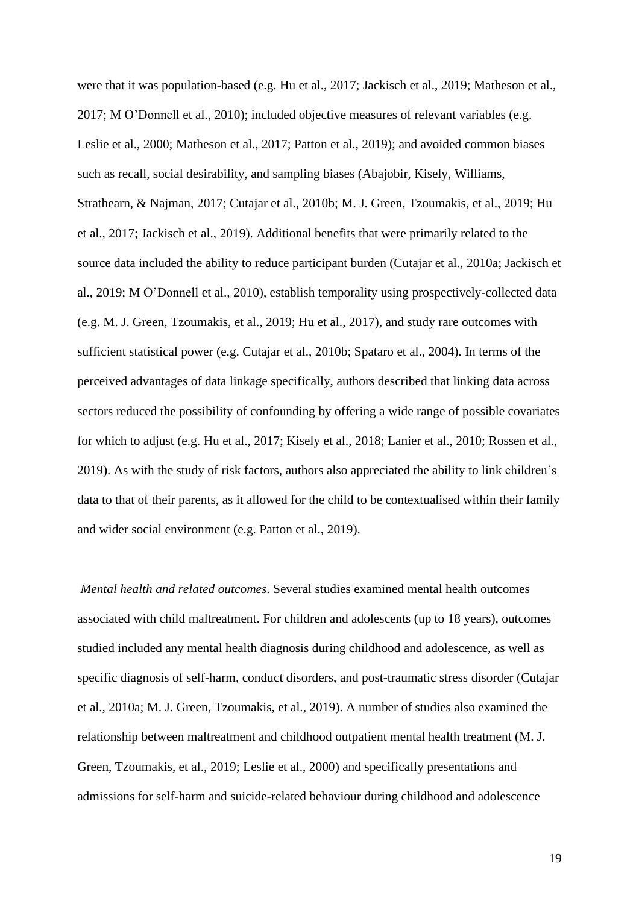were that it was population-based (e.g. Hu et al., 2017; Jackisch et al., 2019; Matheson et al., 2017; M O'Donnell et al., 2010); included objective measures of relevant variables (e.g. Leslie et al., 2000; Matheson et al., 2017; Patton et al., 2019); and avoided common biases such as recall, social desirability, and sampling biases (Abajobir, Kisely, Williams, Strathearn, & Najman, 2017; Cutajar et al., 2010b; M. J. Green, Tzoumakis, et al., 2019; Hu et al., 2017; Jackisch et al., 2019). Additional benefits that were primarily related to the source data included the ability to reduce participant burden (Cutajar et al., 2010a; Jackisch et al., 2019; M O'Donnell et al., 2010), establish temporality using prospectively-collected data (e.g. M. J. Green, Tzoumakis, et al., 2019; Hu et al., 2017), and study rare outcomes with sufficient statistical power (e.g. Cutajar et al., 2010b; Spataro et al., 2004). In terms of the perceived advantages of data linkage specifically, authors described that linking data across sectors reduced the possibility of confounding by offering a wide range of possible covariates for which to adjust (e.g. Hu et al., 2017; Kisely et al., 2018; Lanier et al., 2010; Rossen et al., 2019). As with the study of risk factors, authors also appreciated the ability to link children's data to that of their parents, as it allowed for the child to be contextualised within their family and wider social environment (e.g. Patton et al., 2019).

*Mental health and related outcomes*. Several studies examined mental health outcomes associated with child maltreatment. For children and adolescents (up to 18 years), outcomes studied included any mental health diagnosis during childhood and adolescence, as well as specific diagnosis of self-harm, conduct disorders, and post-traumatic stress disorder (Cutajar et al., 2010a; M. J. Green, Tzoumakis, et al., 2019). A number of studies also examined the relationship between maltreatment and childhood outpatient mental health treatment (M. J. Green, Tzoumakis, et al., 2019; Leslie et al., 2000) and specifically presentations and admissions for self-harm and suicide-related behaviour during childhood and adolescence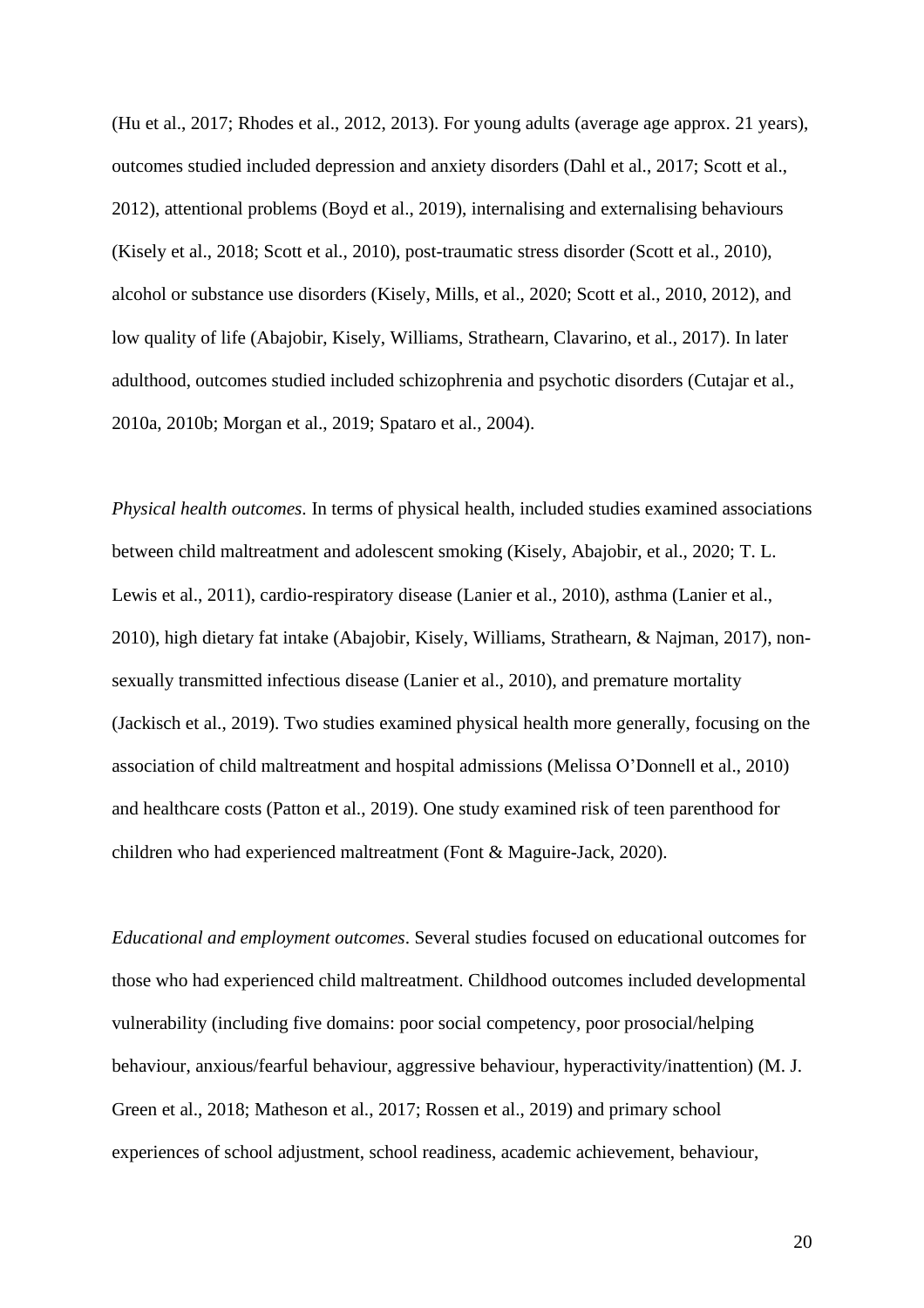(Hu et al., 2017; Rhodes et al., 2012, 2013). For young adults (average age approx. 21 years), outcomes studied included depression and anxiety disorders (Dahl et al., 2017; Scott et al., 2012), attentional problems (Boyd et al., 2019), internalising and externalising behaviours (Kisely et al., 2018; Scott et al., 2010), post-traumatic stress disorder (Scott et al., 2010), alcohol or substance use disorders (Kisely, Mills, et al., 2020; Scott et al., 2010, 2012), and low quality of life (Abajobir, Kisely, Williams, Strathearn, Clavarino, et al., 2017). In later adulthood, outcomes studied included schizophrenia and psychotic disorders (Cutajar et al., 2010a, 2010b; Morgan et al., 2019; Spataro et al., 2004).

*Physical health outcomes*. In terms of physical health, included studies examined associations between child maltreatment and adolescent smoking (Kisely, Abajobir, et al., 2020; T. L. Lewis et al., 2011), cardio-respiratory disease (Lanier et al., 2010), asthma (Lanier et al., 2010), high dietary fat intake (Abajobir, Kisely, Williams, Strathearn, & Najman, 2017), non-sexually transmitted infectious disease (Lanier et al., 2010), and premature mortality (Jackisch et al., 2019). Two studies examined physical health more generally, focusing on the association of child maltreatment and hospital admissions (Melissa O'Donnell et al., 2010) and healthcare costs (Patton et al., 2019). One study examined risk of teen parenthood for children who had experienced maltreatment (Font & Maguire-Jack, 2020).

*Educational and employment outcomes*. Several studies focused on educational outcomes for those who had experienced child maltreatment. Childhood outcomes included developmental vulnerability (including five domains: poor social competency, poor prosocial/helping behaviour, anxious/fearful behaviour, aggressive behaviour, hyperactivity/inattention) (M. J. Green et al., 2018; Matheson et al., 2017; Rossen et al., 2019) and primary school experiences of school adjustment, school readiness, academic achievement, behaviour,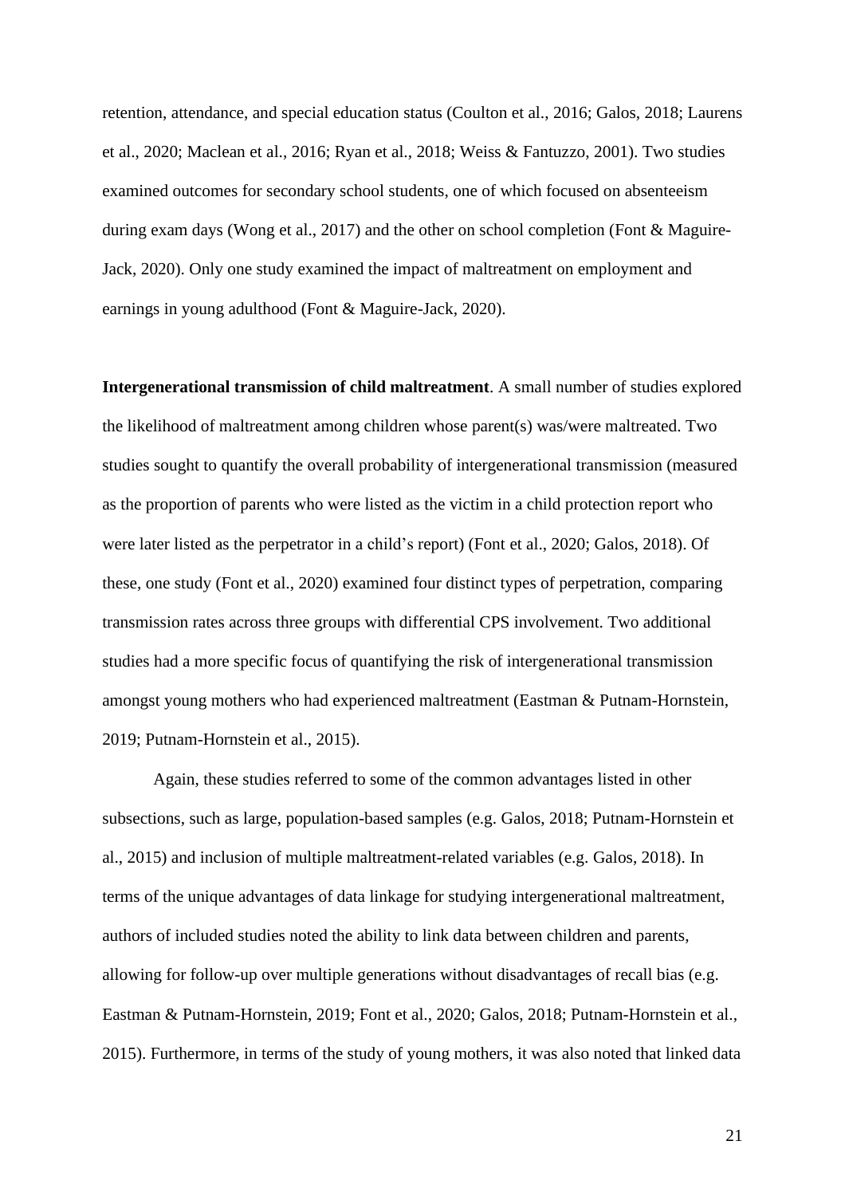retention, attendance, and special education status (Coulton et al., 2016; Galos, 2018; Laurens et al., 2020; Maclean et al., 2016; Ryan et al., 2018; Weiss & Fantuzzo, 2001). Two studies examined outcomes for secondary school students, one of which focused on absenteeism during exam days (Wong et al., 2017) and the other on school completion (Font & Maguire-Jack, 2020). Only one study examined the impact of maltreatment on employment and earnings in young adulthood (Font & Maguire-Jack, 2020).

**Intergenerational transmission of child maltreatment**. A small number of studies explored the likelihood of maltreatment among children whose parent(s) was/were maltreated. Two studies sought to quantify the overall probability of intergenerational transmission (measured as the proportion of parents who were listed as the victim in a child protection report who were later listed as the perpetrator in a child's report) (Font et al., 2020; Galos, 2018). Of these, one study (Font et al., 2020) examined four distinct types of perpetration, comparing transmission rates across three groups with differential CPS involvement. Two additional studies had a more specific focus of quantifying the risk of intergenerational transmission amongst young mothers who had experienced maltreatment (Eastman & Putnam-Hornstein, 2019; Putnam-Hornstein et al., 2015).

Again, these studies referred to some of the common advantages listed in other subsections, such as large, population-based samples (e.g. Galos, 2018; Putnam-Hornstein et al., 2015) and inclusion of multiple maltreatment-related variables (e.g. Galos, 2018). In terms of the unique advantages of data linkage for studying intergenerational maltreatment, authors of included studies noted the ability to link data between children and parents, allowing for follow-up over multiple generations without disadvantages of recall bias (e.g. Eastman & Putnam-Hornstein, 2019; Font et al., 2020; Galos, 2018; Putnam-Hornstein et al., 2015). Furthermore, in terms of the study of young mothers, it was also noted that linked data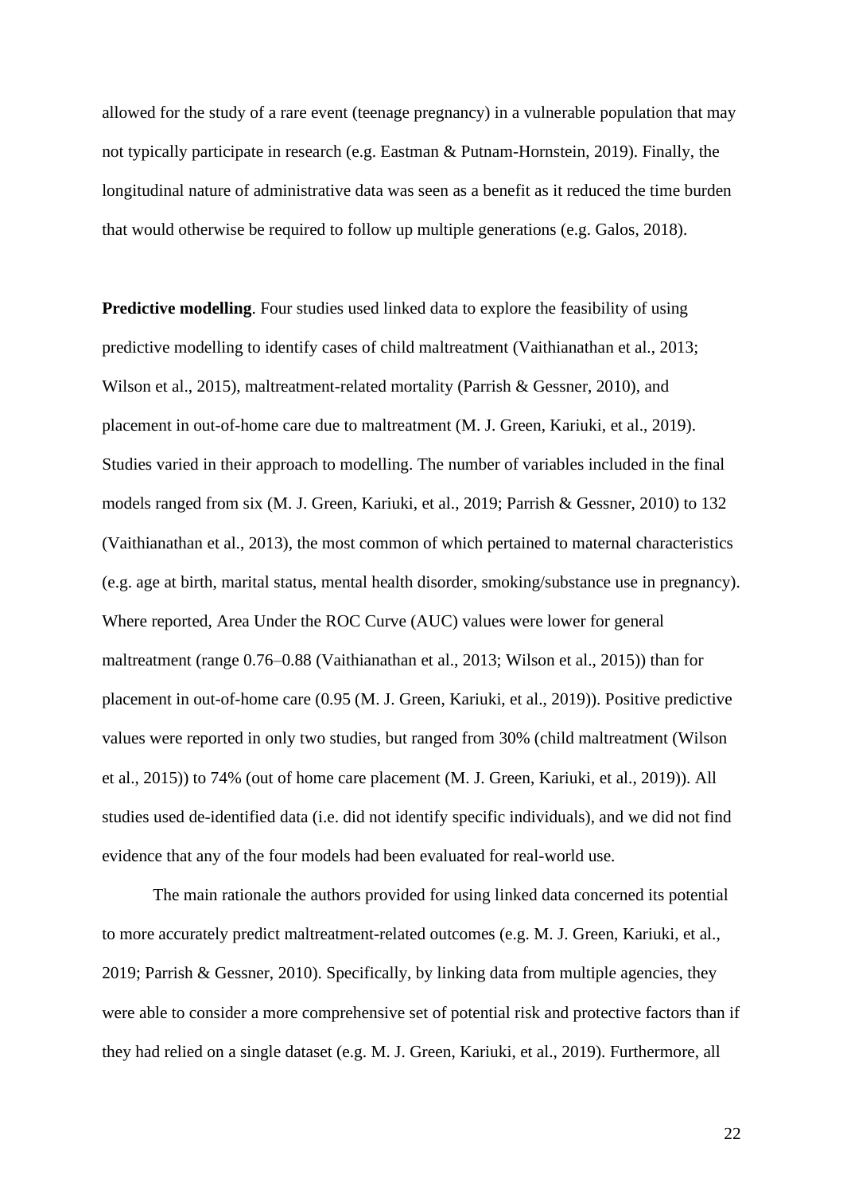allowed for the study of a rare event (teenage pregnancy) in a vulnerable population that may not typically participate in research (e.g. Eastman & Putnam-Hornstein, 2019). Finally, the longitudinal nature of administrative data was seen as a benefit as it reduced the time burden that would otherwise be required to follow up multiple generations (e.g. Galos, 2018).

**Predictive modelling**. Four studies used linked data to explore the feasibility of using predictive modelling to identify cases of child maltreatment (Vaithianathan et al., 2013; Wilson et al., 2015), maltreatment-related mortality (Parrish & Gessner, 2010), and placement in out-of-home care due to maltreatment (M. J. Green, Kariuki, et al., 2019). Studies varied in their approach to modelling. The number of variables included in the final models ranged from six (M. J. Green, Kariuki, et al., 2019; Parrish & Gessner, 2010) to 132 (Vaithianathan et al., 2013), the most common of which pertained to maternal characteristics (e.g. age at birth, marital status, mental health disorder, smoking/substance use in pregnancy). Where reported, Area Under the ROC Curve (AUC) values were lower for general maltreatment (range 0.76–0.88 (Vaithianathan et al., 2013; Wilson et al., 2015)) than for placement in out-of-home care (0.95 (M. J. Green, Kariuki, et al., 2019)). Positive predictive values were reported in only two studies, but ranged from 30% (child maltreatment (Wilson et al., 2015)) to 74% (out of home care placement (M. J. Green, Kariuki, et al., 2019)). All studies used de-identified data (i.e. did not identify specific individuals), and we did not find evidence that any of the four models had been evaluated for real-world use.

The main rationale the authors provided for using linked data concerned its potential to more accurately predict maltreatment-related outcomes (e.g. M. J. Green, Kariuki, et al., 2019; Parrish & Gessner, 2010). Specifically, by linking data from multiple agencies, they were able to consider a more comprehensive set of potential risk and protective factors than if they had relied on a single dataset (e.g. M. J. Green, Kariuki, et al., 2019). Furthermore, all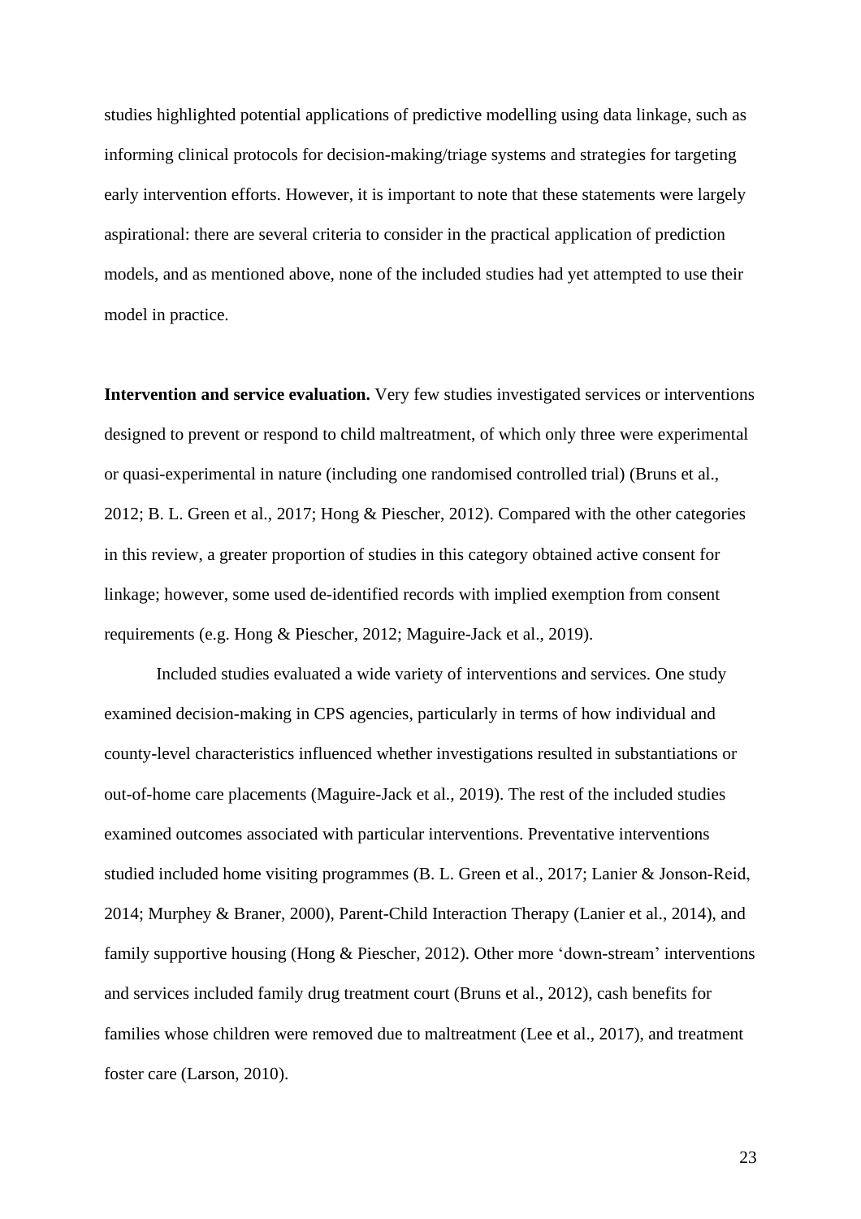studies highlighted potential applications of predictive modelling using data linkage, such as informing clinical protocols for decision-making/triage systems and strategies for targeting early intervention efforts. However, it is important to note that these statements were largely aspirational: there are several criteria to consider in the practical application of prediction models, and as mentioned above, none of the included studies had yet attempted to use their model in practice.

**Intervention and service evaluation.** Very few studies investigated services or interventions designed to prevent or respond to child maltreatment, of which only three were experimental or quasi-experimental in nature (including one randomised controlled trial) (Bruns et al., 2012; B. L. Green et al., 2017; Hong & Piescher, 2012). Compared with the other categories in this review, a greater proportion of studies in this category obtained active consent for linkage; however, some used de-identified records with implied exemption from consent requirements (e.g. Hong & Piescher, 2012; Maguire-Jack et al., 2019).

Included studies evaluated a wide variety of interventions and services. One study examined decision-making in CPS agencies, particularly in terms of how individual and county-level characteristics influenced whether investigations resulted in substantiations or out-of-home care placements (Maguire-Jack et al., 2019). The rest of the included studies examined outcomes associated with particular interventions. Preventative interventions studied included home visiting programmes (B. L. Green et al., 2017; Lanier & Jonson-Reid, 2014; Murphey & Braner, 2000), Parent-Child Interaction Therapy (Lanier et al., 2014), and family supportive housing (Hong & Piescher, 2012). Other more 'down-stream' interventions and services included family drug treatment court (Bruns et al., 2012), cash benefits for families whose children were removed due to maltreatment (Lee et al., 2017), and treatment foster care (Larson, 2010).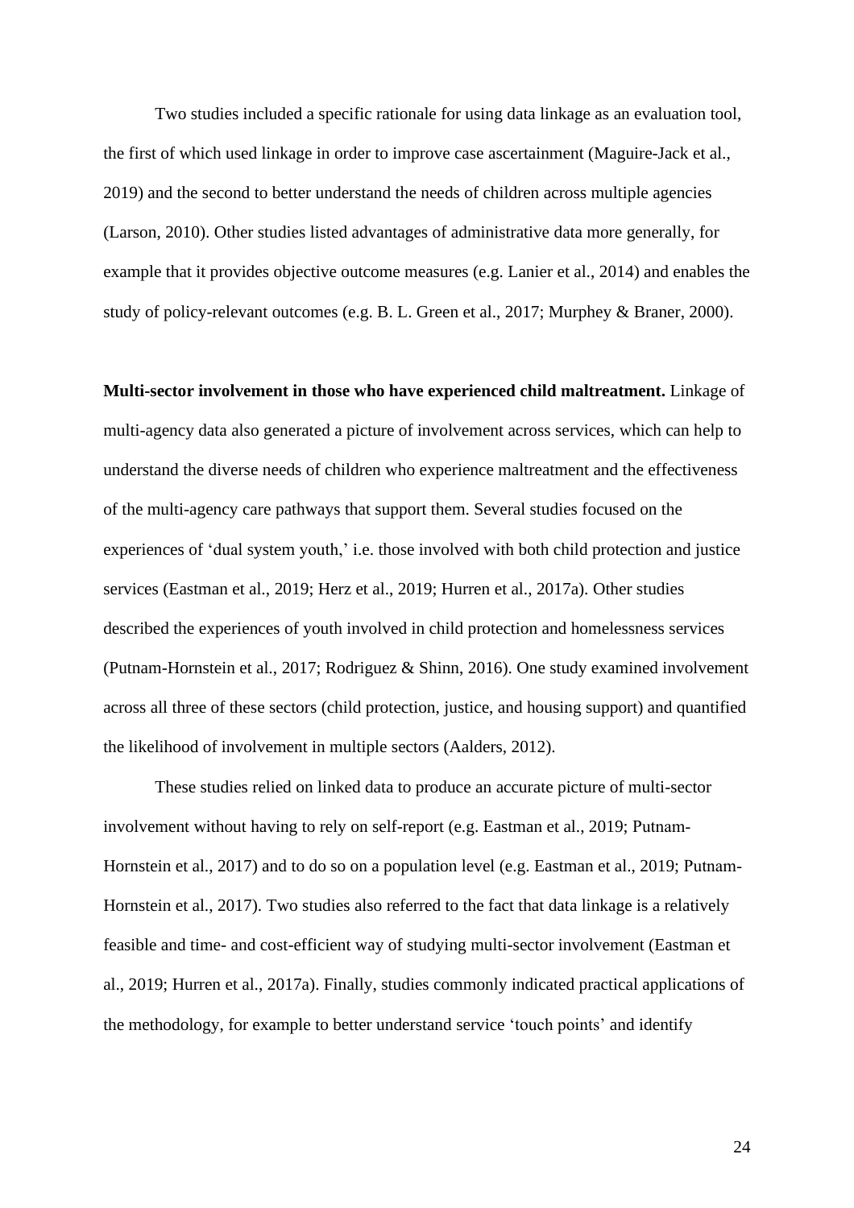Two studies included a specific rationale for using data linkage as an evaluation tool, the first of which used linkage in order to improve case ascertainment (Maguire-Jack et al., 2019) and the second to better understand the needs of children across multiple agencies (Larson, 2010). Other studies listed advantages of administrative data more generally, for example that it provides objective outcome measures (e.g. Lanier et al., 2014) and enables the study of policy-relevant outcomes (e.g. B. L. Green et al., 2017; Murphey & Braner, 2000).

**Multi-sector involvement in those who have experienced child maltreatment.** Linkage of multi-agency data also generated a picture of involvement across services, which can help to understand the diverse needs of children who experience maltreatment and the effectiveness of the multi-agency care pathways that support them. Several studies focused on the experiences of 'dual system youth,' i.e. those involved with both child protection and justice services (Eastman et al., 2019; Herz et al., 2019; Hurren et al., 2017a). Other studies described the experiences of youth involved in child protection and homelessness services (Putnam-Hornstein et al., 2017; Rodriguez & Shinn, 2016). One study examined involvement across all three of these sectors (child protection, justice, and housing support) and quantified the likelihood of involvement in multiple sectors (Aalders, 2012).

These studies relied on linked data to produce an accurate picture of multi-sector involvement without having to rely on self-report (e.g. Eastman et al., 2019; Putnam-Hornstein et al., 2017) and to do so on a population level (e.g. Eastman et al., 2019; Putnam-Hornstein et al., 2017). Two studies also referred to the fact that data linkage is a relatively feasible and time- and cost-efficient way of studying multi-sector involvement (Eastman et al., 2019; Hurren et al., 2017a). Finally, studies commonly indicated practical applications of the methodology, for example to better understand service 'touch points' and identify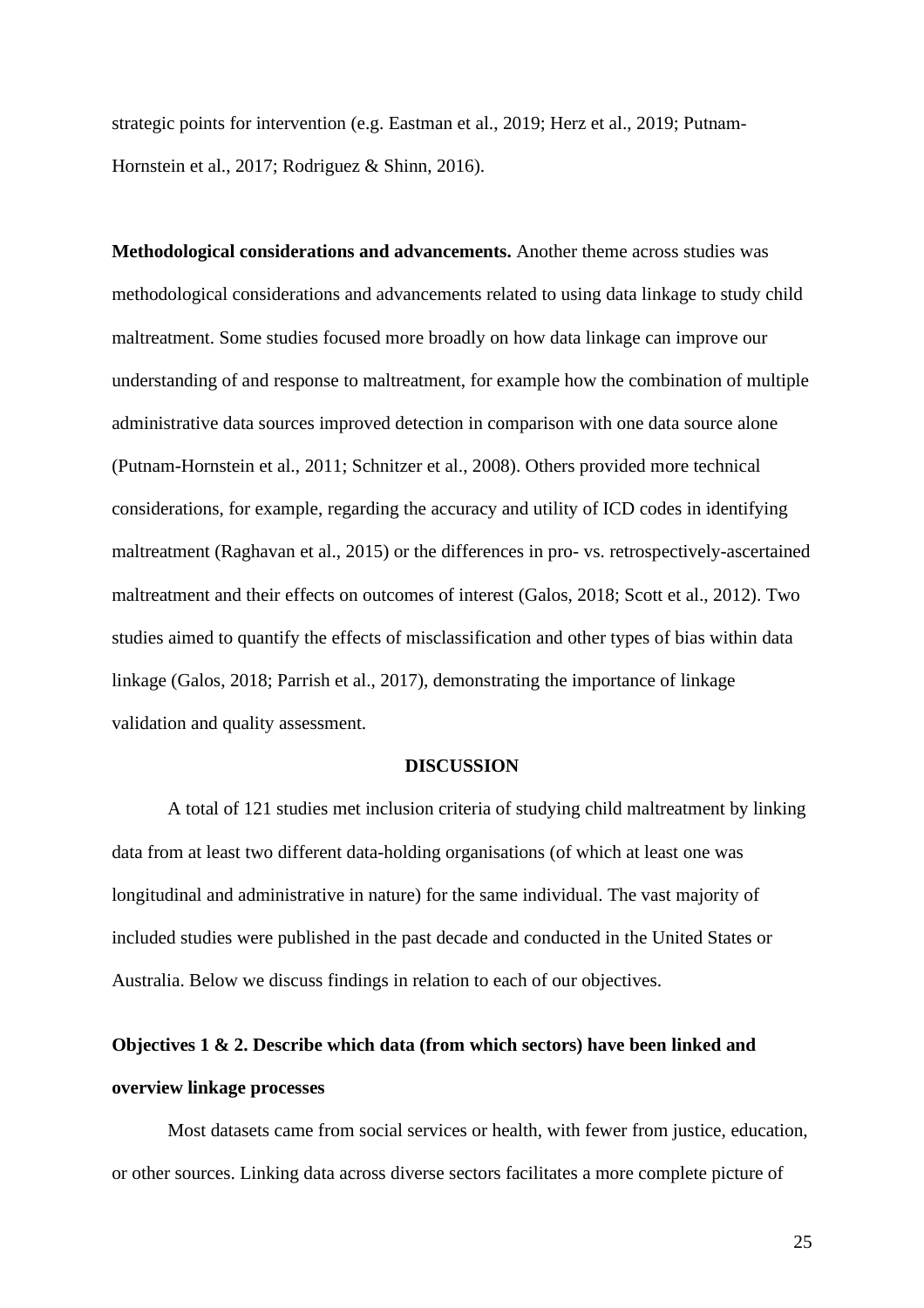strategic points for intervention (e.g. Eastman et al., 2019; Herz et al., 2019; Putnam-Hornstein et al., 2017; Rodriguez & Shinn, 2016).

**Methodological considerations and advancements.** Another theme across studies was methodological considerations and advancements related to using data linkage to study child maltreatment. Some studies focused more broadly on how data linkage can improve our understanding of and response to maltreatment, for example how the combination of multiple administrative data sources improved detection in comparison with one data source alone (Putnam-Hornstein et al., 2011; Schnitzer et al., 2008). Others provided more technical considerations, for example, regarding the accuracy and utility of ICD codes in identifying maltreatment (Raghavan et al., 2015) or the differences in pro- vs. retrospectively-ascertained maltreatment and their effects on outcomes of interest (Galos, 2018; Scott et al., 2012). Two studies aimed to quantify the effects of misclassification and other types of bias within data linkage (Galos, 2018; Parrish et al., 2017), demonstrating the importance of linkage validation and quality assessment.

## DISCUSSION

A total of 121 studies met inclusion criteria of studying child maltreatment by linking data from at least two different data-holding organisations (of which at least one was longitudinal and administrative in nature) for the same individual. The vast majority of included studies were published in the past decade and conducted in the United States or Australia. Below we discuss findings in relation to each of our objectives.

### Objectives 1 & 2. Describe which data (from which sectors) have been linked and overview linkage processes

Most datasets came from social services or health, with fewer from justice, education, or other sources. Linking data across diverse sectors facilitates a more complete picture of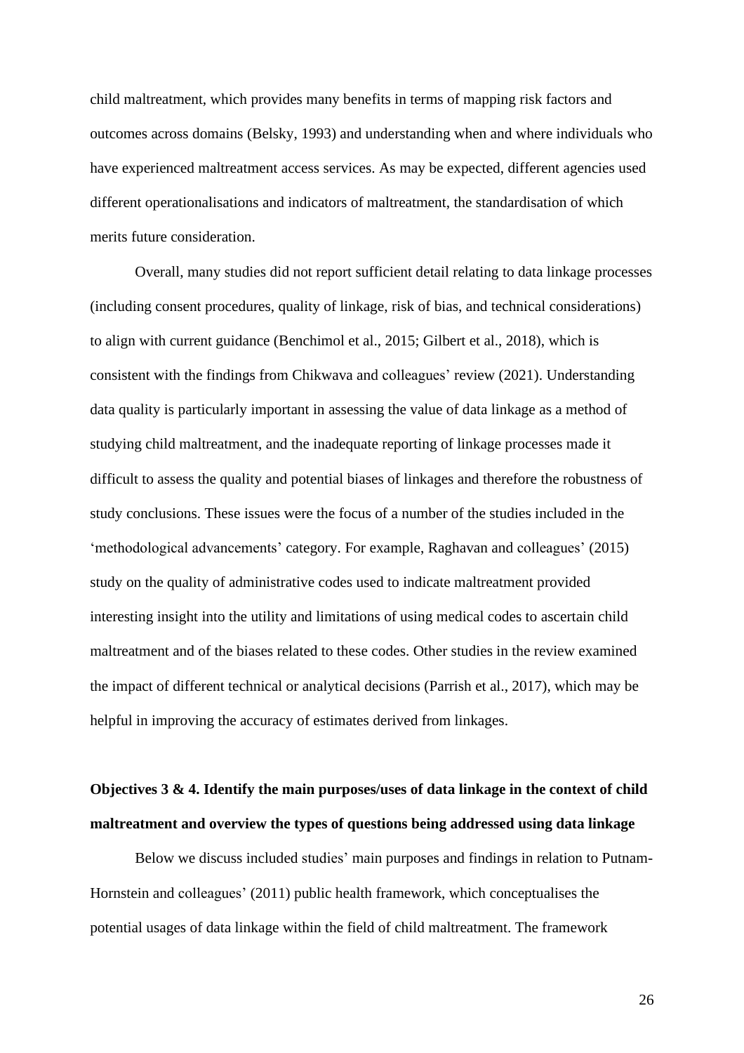child maltreatment, which provides many benefits in terms of mapping risk factors and outcomes across domains (Belsky, 1993) and understanding when and where individuals who have experienced maltreatment access services. As may be expected, different agencies used different operationalisations and indicators of maltreatment, the standardisation of which merits future consideration.

Overall, many studies did not report sufficient detail relating to data linkage processes (including consent procedures, quality of linkage, risk of bias, and technical considerations) to align with current guidance (Benchimol et al., 2015; Gilbert et al., 2018), which is consistent with the findings from Chikwava and colleagues' review (2021). Understanding data quality is particularly important in assessing the value of data linkage as a method of studying child maltreatment, and the inadequate reporting of linkage processes made it difficult to assess the quality and potential biases of linkages and therefore the robustness of study conclusions. These issues were the focus of a number of the studies included in the 'methodological advancements' category. For example, Raghavan and colleagues' (2015) study on the quality of administrative codes used to indicate maltreatment provided interesting insight into the utility and limitations of using medical codes to ascertain child maltreatment and of the biases related to these codes. Other studies in the review examined the impact of different technical or analytical decisions (Parrish et al., 2017), which may be helpful in improving the accuracy of estimates derived from linkages.

**Objectives 3 & 4. Identify the main purposes/uses of data linkage in the context of child maltreatment and overview the types of questions being addressed using data linkage**

Below we discuss included studies' main purposes and findings in relation to Putnam-Hornstein and colleagues' (2011) public health framework, which conceptualises the potential usages of data linkage within the field of child maltreatment. The framework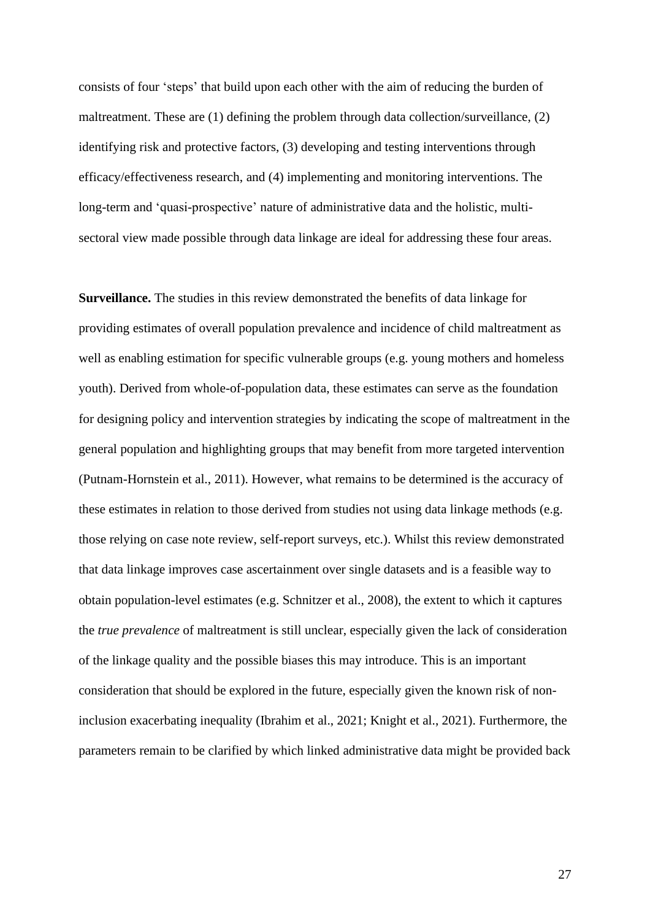consists of four 'steps' that build upon each other with the aim of reducing the burden of maltreatment. These are (1) defining the problem through data collection/surveillance, (2) identifying risk and protective factors, (3) developing and testing interventions through efficacy/effectiveness research, and (4) implementing and monitoring interventions. The long-term and 'quasi-prospective' nature of administrative data and the holistic, multi-sectoral view made possible through data linkage are ideal for addressing these four areas.

**Surveillance.** The studies in this review demonstrated the benefits of data linkage for providing estimates of overall population prevalence and incidence of child maltreatment as well as enabling estimation for specific vulnerable groups (e.g. young mothers and homeless youth). Derived from whole-of-population data, these estimates can serve as the foundation for designing policy and intervention strategies by indicating the scope of maltreatment in the general population and highlighting groups that may benefit from more targeted intervention (Putnam-Hornstein et al., 2011). However, what remains to be determined is the accuracy of these estimates in relation to those derived from studies not using data linkage methods (e.g. those relying on case note review, self-report surveys, etc.). Whilst this review demonstrated that data linkage improves case ascertainment over single datasets and is a feasible way to obtain population-level estimates (e.g. Schnitzer et al., 2008), the extent to which it captures the *true prevalence* of maltreatment is still unclear, especially given the lack of consideration of the linkage quality and the possible biases this may introduce. This is an important consideration that should be explored in the future, especially given the known risk of non-inclusion exacerbating inequality (Ibrahim et al., 2021; Knight et al., 2021). Furthermore, the parameters remain to be clarified by which linked administrative data might be provided back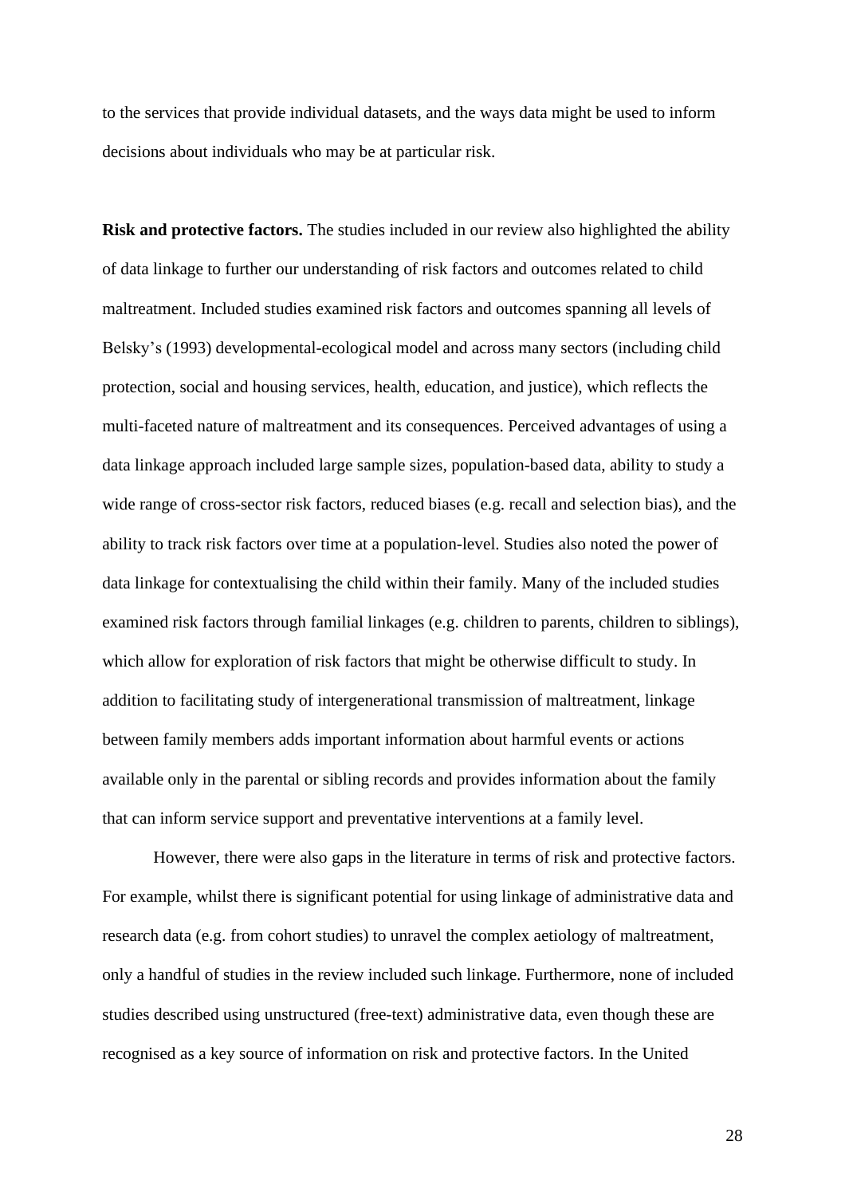to the services that provide individual datasets, and the ways data might be used to inform decisions about individuals who may be at particular risk.

**Risk and protective factors.** The studies included in our review also highlighted the ability of data linkage to further our understanding of risk factors and outcomes related to child maltreatment. Included studies examined risk factors and outcomes spanning all levels of Belsky's (1993) developmental-ecological model and across many sectors (including child protection, social and housing services, health, education, and justice), which reflects the multi-faceted nature of maltreatment and its consequences. Perceived advantages of using a data linkage approach included large sample sizes, population-based data, ability to study a wide range of cross-sector risk factors, reduced biases (e.g. recall and selection bias), and the ability to track risk factors over time at a population-level. Studies also noted the power of data linkage for contextualising the child within their family. Many of the included studies examined risk factors through familial linkages (e.g. children to parents, children to siblings), which allow for exploration of risk factors that might be otherwise difficult to study. In addition to facilitating study of intergenerational transmission of maltreatment, linkage between family members adds important information about harmful events or actions available only in the parental or sibling records and provides information about the family that can inform service support and preventative interventions at a family level.

However, there were also gaps in the literature in terms of risk and protective factors. For example, whilst there is significant potential for using linkage of administrative data and research data (e.g. from cohort studies) to unravel the complex aetiology of maltreatment, only a handful of studies in the review included such linkage. Furthermore, none of included studies described using unstructured (free-text) administrative data, even though these are recognised as a key source of information on risk and protective factors. In the United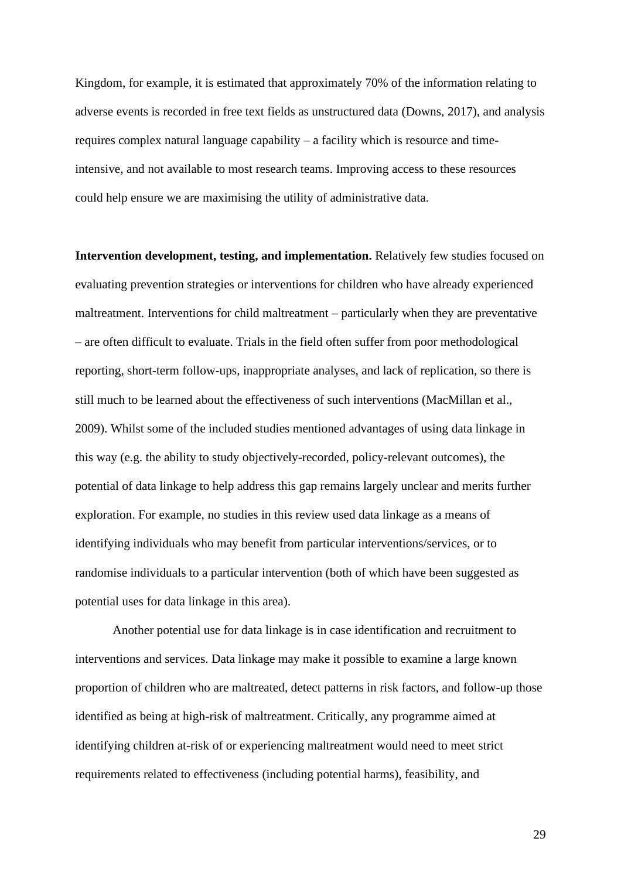Kingdom, for example, it is estimated that approximately 70% of the information relating to adverse events is recorded in free text fields as unstructured data (Downs, 2017), and analysis requires complex natural language capability – a facility which is resource and time-intensive, and not available to most research teams. Improving access to these resources could help ensure we are maximising the utility of administrative data.

**Intervention development, testing, and implementation.** Relatively few studies focused on evaluating prevention strategies or interventions for children who have already experienced maltreatment. Interventions for child maltreatment – particularly when they are preventative – are often difficult to evaluate. Trials in the field often suffer from poor methodological reporting, short-term follow-ups, inappropriate analyses, and lack of replication, so there is still much to be learned about the effectiveness of such interventions (MacMillan et al., 2009). Whilst some of the included studies mentioned advantages of using data linkage in this way (e.g. the ability to study objectively-recorded, policy-relevant outcomes), the potential of data linkage to help address this gap remains largely unclear and merits further exploration. For example, no studies in this review used data linkage as a means of identifying individuals who may benefit from particular interventions/services, or to randomise individuals to a particular intervention (both of which have been suggested as potential uses for data linkage in this area).

Another potential use for data linkage is in case identification and recruitment to interventions and services. Data linkage may make it possible to examine a large known proportion of children who are maltreated, detect patterns in risk factors, and follow-up those identified as being at high-risk of maltreatment. Critically, any programme aimed at identifying children at-risk of or experiencing maltreatment would need to meet strict requirements related to effectiveness (including potential harms), feasibility, and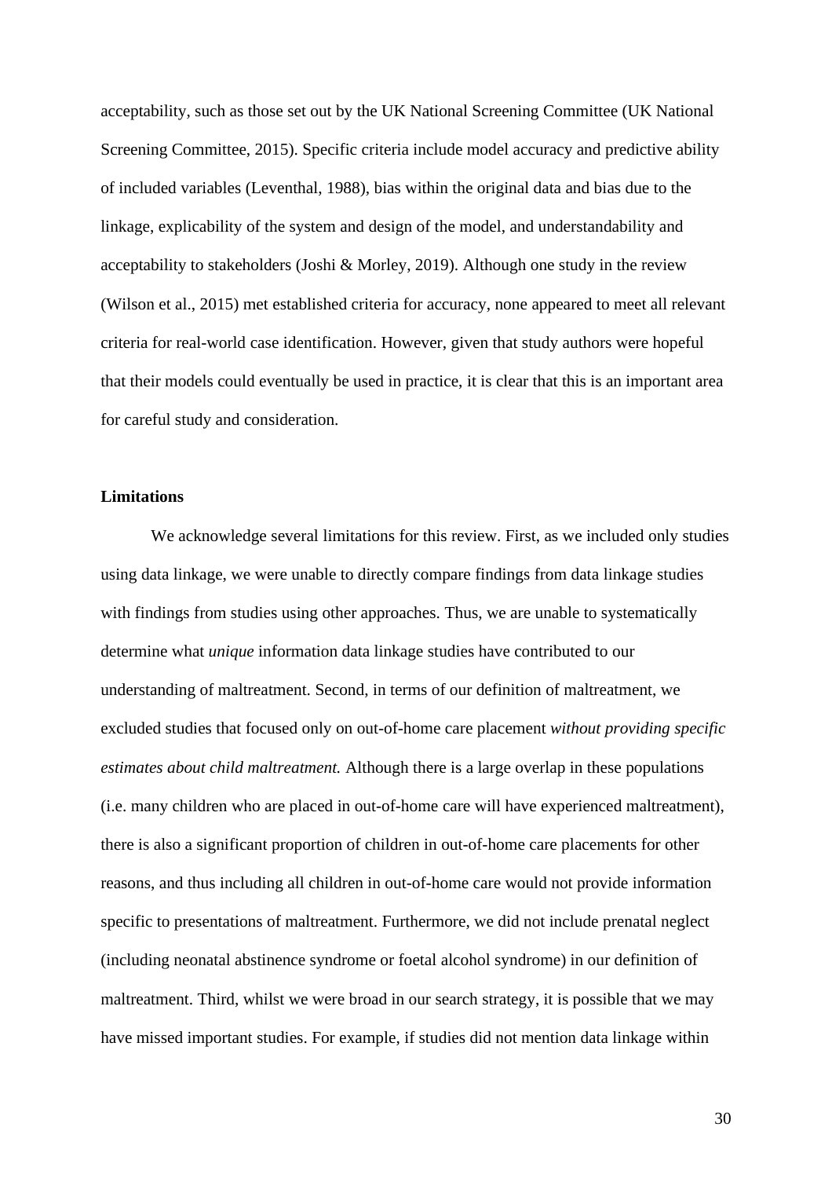acceptability, such as those set out by the UK National Screening Committee (UK National Screening Committee, 2015). Specific criteria include model accuracy and predictive ability of included variables (Leventhal, 1988), bias within the original data and bias due to the linkage, explicability of the system and design of the model, and understandability and acceptability to stakeholders (Joshi & Morley, 2019). Although one study in the review (Wilson et al., 2015) met established criteria for accuracy, none appeared to meet all relevant criteria for real-world case identification. However, given that study authors were hopeful that their models could eventually be used in practice, it is clear that this is an important area for careful study and consideration.

**Limitations**

We acknowledge several limitations for this review. First, as we included only studies using data linkage, we were unable to directly compare findings from data linkage studies with findings from studies using other approaches. Thus, we are unable to systematically determine what *unique* information data linkage studies have contributed to our understanding of maltreatment. Second, in terms of our definition of maltreatment, we excluded studies that focused only on out-of-home care placement *without providing specific estimates about child maltreatment.* Although there is a large overlap in these populations (i.e. many children who are placed in out-of-home care will have experienced maltreatment), there is also a significant proportion of children in out-of-home care placements for other reasons, and thus including all children in out-of-home care would not provide information specific to presentations of maltreatment. Furthermore, we did not include prenatal neglect (including neonatal abstinence syndrome or foetal alcohol syndrome) in our definition of maltreatment. Third, whilst we were broad in our search strategy, it is possible that we may have missed important studies. For example, if studies did not mention data linkage within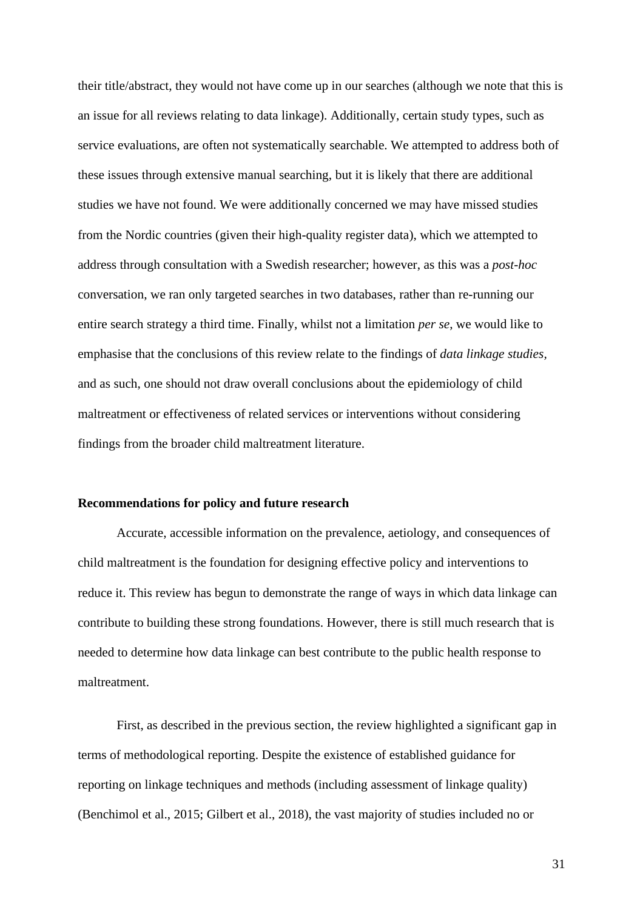their title/abstract, they would not have come up in our searches (although we note that this is an issue for all reviews relating to data linkage). Additionally, certain study types, such as service evaluations, are often not systematically searchable. We attempted to address both of these issues through extensive manual searching, but it is likely that there are additional studies we have not found. We were additionally concerned we may have missed studies from the Nordic countries (given their high-quality register data), which we attempted to address through consultation with a Swedish researcher; however, as this was a *post-hoc* conversation, we ran only targeted searches in two databases, rather than re-running our entire search strategy a third time. Finally, whilst not a limitation *per se*, we would like to emphasise that the conclusions of this review relate to the findings of *data linkage studies*, and as such, one should not draw overall conclusions about the epidemiology of child maltreatment or effectiveness of related services or interventions without considering findings from the broader child maltreatment literature.

**Recommendations for policy and future research**

Accurate, accessible information on the prevalence, aetiology, and consequences of child maltreatment is the foundation for designing effective policy and interventions to reduce it. This review has begun to demonstrate the range of ways in which data linkage can contribute to building these strong foundations. However, there is still much research that is needed to determine how data linkage can best contribute to the public health response to maltreatment.

First, as described in the previous section, the review highlighted a significant gap in terms of methodological reporting. Despite the existence of established guidance for reporting on linkage techniques and methods (including assessment of linkage quality) (Benchimol et al., 2015; Gilbert et al., 2018), the vast majority of studies included no or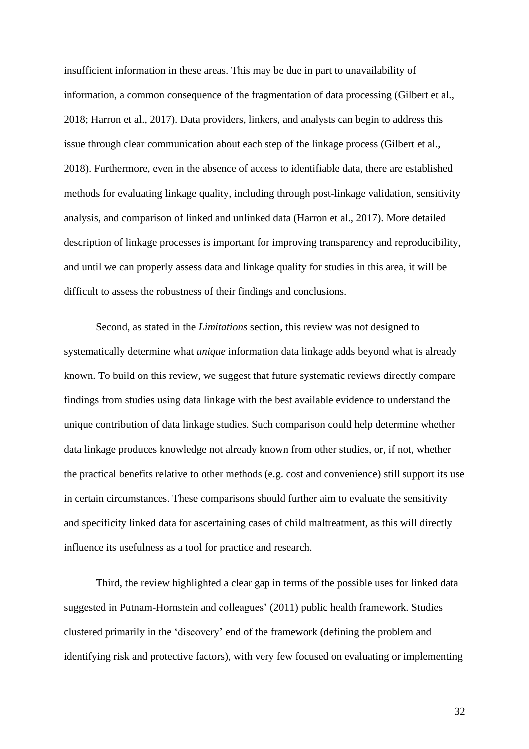insufficient information in these areas. This may be due in part to unavailability of information, a common consequence of the fragmentation of data processing (Gilbert et al., 2018; Harron et al., 2017). Data providers, linkers, and analysts can begin to address this issue through clear communication about each step of the linkage process (Gilbert et al., 2018). Furthermore, even in the absence of access to identifiable data, there are established methods for evaluating linkage quality, including through post-linkage validation, sensitivity analysis, and comparison of linked and unlinked data (Harron et al., 2017). More detailed description of linkage processes is important for improving transparency and reproducibility, and until we can properly assess data and linkage quality for studies in this area, it will be difficult to assess the robustness of their findings and conclusions.

Second, as stated in the *Limitations* section, this review was not designed to systematically determine what *unique* information data linkage adds beyond what is already known. To build on this review, we suggest that future systematic reviews directly compare findings from studies using data linkage with the best available evidence to understand the unique contribution of data linkage studies. Such comparison could help determine whether data linkage produces knowledge not already known from other studies, or, if not, whether the practical benefits relative to other methods (e.g. cost and convenience) still support its use in certain circumstances. These comparisons should further aim to evaluate the sensitivity and specificity linked data for ascertaining cases of child maltreatment, as this will directly influence its usefulness as a tool for practice and research.

Third, the review highlighted a clear gap in terms of the possible uses for linked data suggested in Putnam-Hornstein and colleagues' (2011) public health framework. Studies clustered primarily in the 'discovery' end of the framework (defining the problem and identifying risk and protective factors), with very few focused on evaluating or implementing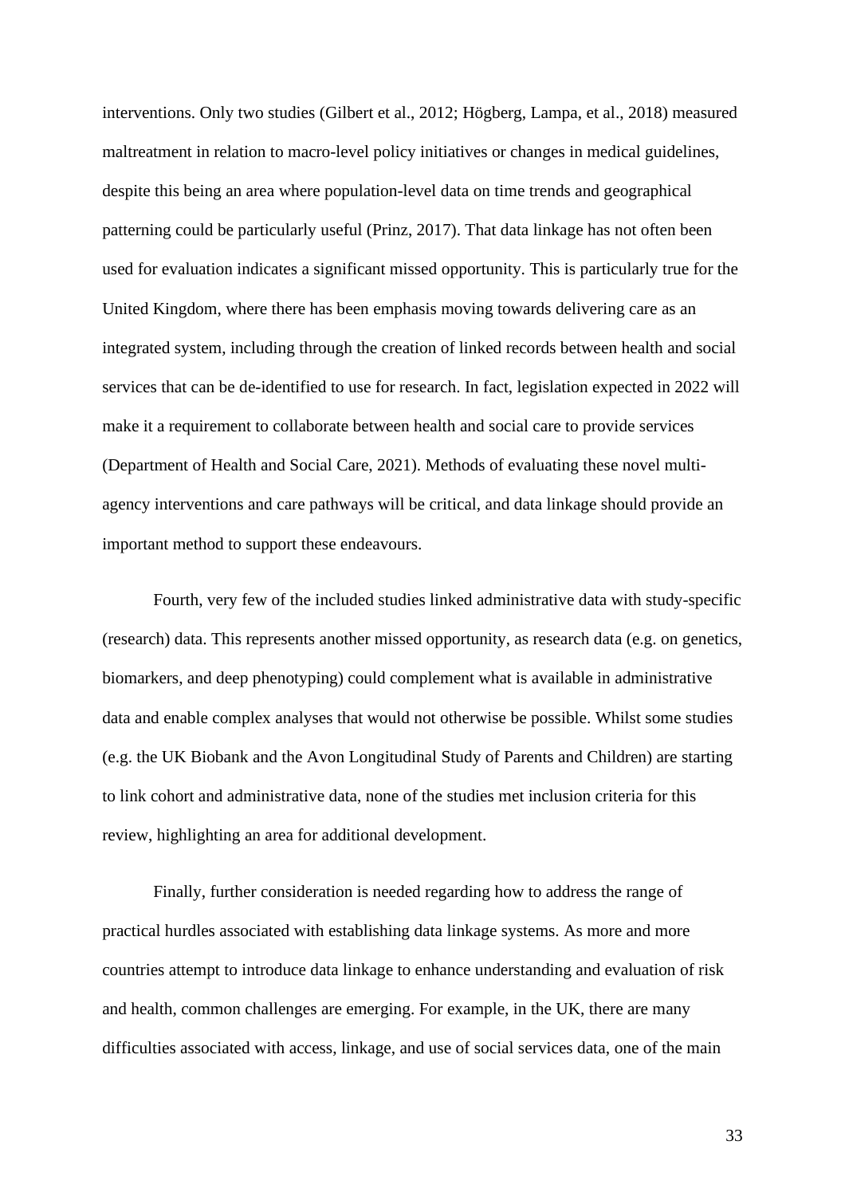interventions. Only two studies (Gilbert et al., 2012; Högberg, Lampa, et al., 2018) measured maltreatment in relation to macro-level policy initiatives or changes in medical guidelines, despite this being an area where population-level data on time trends and geographical patterning could be particularly useful (Prinz, 2017). That data linkage has not often been used for evaluation indicates a significant missed opportunity. This is particularly true for the United Kingdom, where there has been emphasis moving towards delivering care as an integrated system, including through the creation of linked records between health and social services that can be de-identified to use for research. In fact, legislation expected in 2022 will make it a requirement to collaborate between health and social care to provide services (Department of Health and Social Care, 2021). Methods of evaluating these novel multi-agency interventions and care pathways will be critical, and data linkage should provide an important method to support these endeavours.

Fourth, very few of the included studies linked administrative data with study-specific (research) data. This represents another missed opportunity, as research data (e.g. on genetics, biomarkers, and deep phenotyping) could complement what is available in administrative data and enable complex analyses that would not otherwise be possible. Whilst some studies (e.g. the UK Biobank and the Avon Longitudinal Study of Parents and Children) are starting to link cohort and administrative data, none of the studies met inclusion criteria for this review, highlighting an area for additional development.

Finally, further consideration is needed regarding how to address the range of practical hurdles associated with establishing data linkage systems. As more and more countries attempt to introduce data linkage to enhance understanding and evaluation of risk and health, common challenges are emerging. For example, in the UK, there are many difficulties associated with access, linkage, and use of social services data, one of the main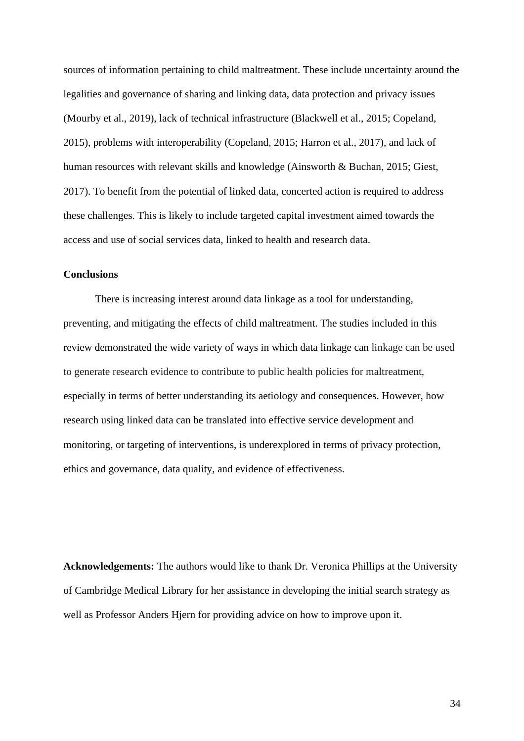sources of information pertaining to child maltreatment. These include uncertainty around the legalities and governance of sharing and linking data, data protection and privacy issues (Mourby et al., 2019), lack of technical infrastructure (Blackwell et al., 2015; Copeland, 2015), problems with interoperability (Copeland, 2015; Harron et al., 2017), and lack of human resources with relevant skills and knowledge (Ainsworth & Buchan, 2015; Giest, 2017). To benefit from the potential of linked data, concerted action is required to address these challenges. This is likely to include targeted capital investment aimed towards the access and use of social services data, linked to health and research data.

**Conclusions**

There is increasing interest around data linkage as a tool for understanding, preventing, and mitigating the effects of child maltreatment. The studies included in this review demonstrated the wide variety of ways in which data linkage can linkage can be used to generate research evidence to contribute to public health policies for maltreatment, especially in terms of better understanding its aetiology and consequences. However, how research using linked data can be translated into effective service development and monitoring, or targeting of interventions, is underexplored in terms of privacy protection, ethics and governance, data quality, and evidence of effectiveness.

**Acknowledgements:** The authors would like to thank Dr. Veronica Phillips at the University of Cambridge Medical Library for her assistance in developing the initial search strategy as well as Professor Anders Hjern for providing advice on how to improve upon it.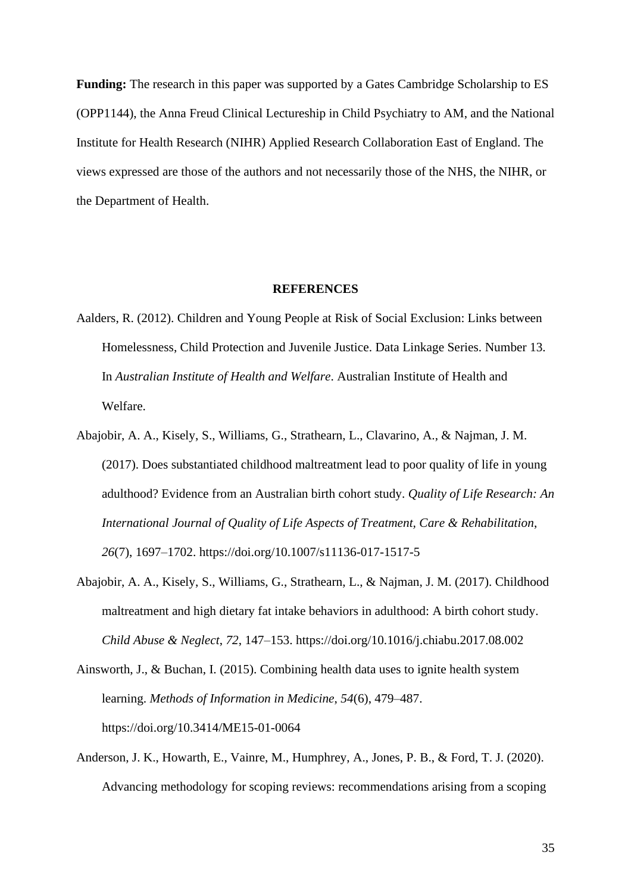**Funding:** The research in this paper was supported by a Gates Cambridge Scholarship to ES (OPP1144), the Anna Freud Clinical Lectureship in Child Psychiatry to AM, and the National Institute for Health Research (NIHR) Applied Research Collaboration East of England. The views expressed are those of the authors and not necessarily those of the NHS, the NIHR, or the Department of Health.

## REFERENCES

Aalders, R. (2012). Children and Young People at Risk of Social Exclusion: Links between Homelessness, Child Protection and Juvenile Justice. Data Linkage Series. Number 13. In *Australian Institute of Health and Welfare*. Australian Institute of Health and Welfare.

Abajobir, A. A., Kisely, S., Williams, G., Strathearn, L., Clavarino, A., & Najman, J. M. (2017). Does substantiated childhood maltreatment lead to poor quality of life in young adulthood? Evidence from an Australian birth cohort study. *Quality of Life Research: An International Journal of Quality of Life Aspects of Treatment, Care & Rehabilitation*, *26*(7), 1697–1702. https://doi.org/10.1007/s11136-017-1517-5

Abajobir, A. A., Kisely, S., Williams, G., Strathearn, L., & Najman, J. M. (2017). Childhood maltreatment and high dietary fat intake behaviors in adulthood: A birth cohort study. *Child Abuse & Neglect*, *72*, 147–153. https://doi.org/10.1016/j.chiabu.2017.08.002

Ainsworth, J., & Buchan, I. (2015). Combining health data uses to ignite health system learning. *Methods of Information in Medicine*, *54*(6), 479–487. https://doi.org/10.3414/ME15-01-0064

Anderson, J. K., Howarth, E., Vainre, M., Humphrey, A., Jones, P. B., & Ford, T. J. (2020). Advancing methodology for scoping reviews: recommendations arising from a scoping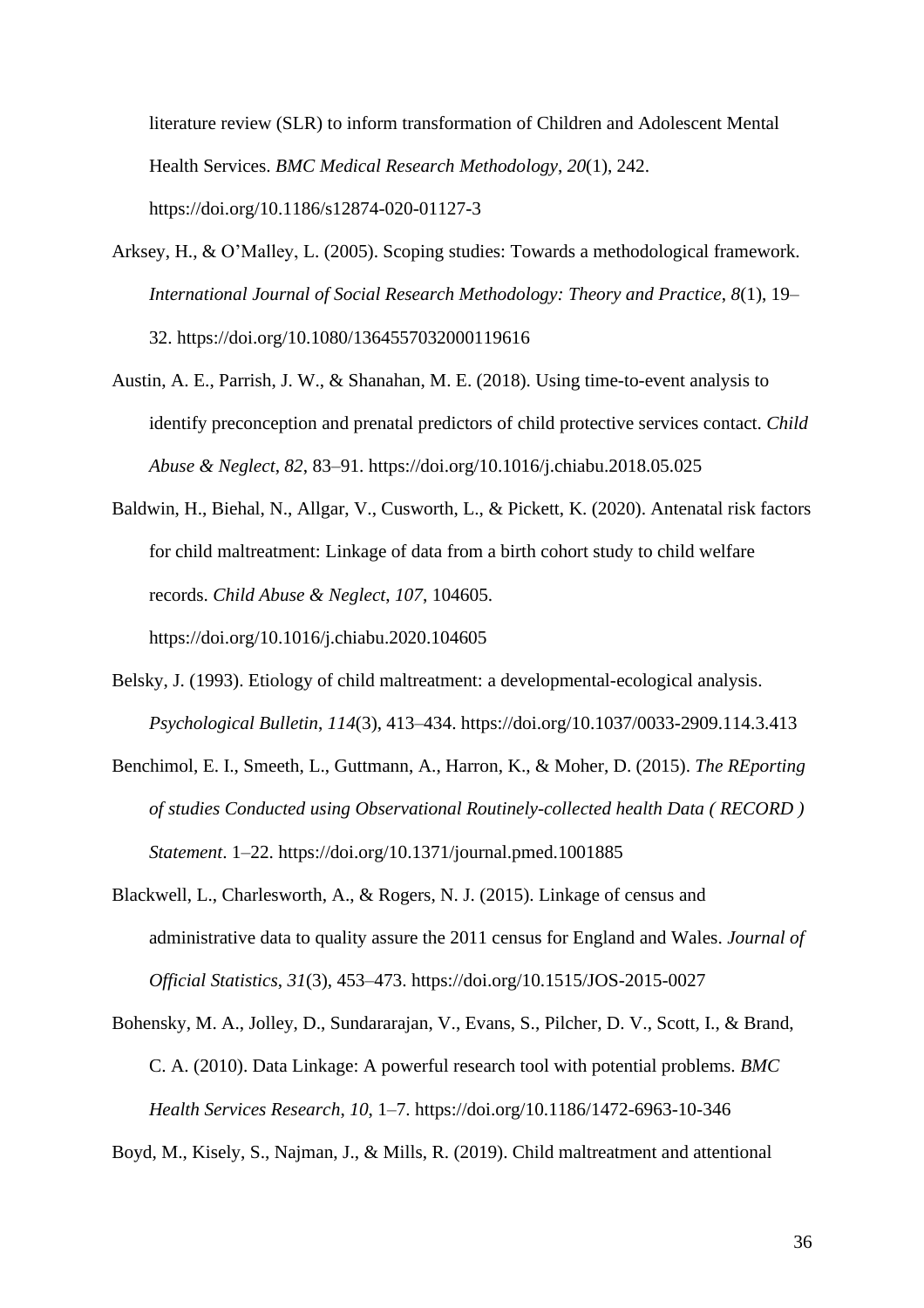literature review (SLR) to inform transformation of Children and Adolescent Mental Health Services. *BMC Medical Research Methodology*, *20*(1), 242. https://doi.org/10.1186/s12874-020-01127-3

Arksey, H., & O'Malley, L. (2005). Scoping studies: Towards a methodological framework. *International Journal of Social Research Methodology: Theory and Practice*, *8*(1), 19–32. https://doi.org/10.1080/1364557032000119616

Austin, A. E., Parrish, J. W., & Shanahan, M. E. (2018). Using time-to-event analysis to identify preconception and prenatal predictors of child protective services contact. *Child Abuse & Neglect*, *82*, 83–91. https://doi.org/10.1016/j.chiabu.2018.05.025

Baldwin, H., Biehal, N., Allgar, V., Cusworth, L., & Pickett, K. (2020). Antenatal risk factors for child maltreatment: Linkage of data from a birth cohort study to child welfare records. *Child Abuse & Neglect*, *107*, 104605. https://doi.org/10.1016/j.chiabu.2020.104605

Belsky, J. (1993). Etiology of child maltreatment: a developmental-ecological analysis. *Psychological Bulletin*, *114*(3), 413–434. https://doi.org/10.1037/0033-2909.114.3.413

Benchimol, E. I., Smeeth, L., Guttmann, A., Harron, K., & Moher, D. (2015). *The REporting of studies Conducted using Observational Routinely-collected health Data ( RECORD ) Statement*. 1–22. https://doi.org/10.1371/journal.pmed.1001885

Blackwell, L., Charlesworth, A., & Rogers, N. J. (2015). Linkage of census and administrative data to quality assure the 2011 census for England and Wales. *Journal of Official Statistics*, *31*(3), 453–473. https://doi.org/10.1515/JOS-2015-0027

Bohensky, M. A., Jolley, D., Sundararajan, V., Evans, S., Pilcher, D. V., Scott, I., & Brand, C. A. (2010). Data Linkage: A powerful research tool with potential problems. *BMC Health Services Research*, *10*, 1–7. https://doi.org/10.1186/1472-6963-10-346

Boyd, M., Kisely, S., Najman, J., & Mills, R. (2019). Child maltreatment and attentional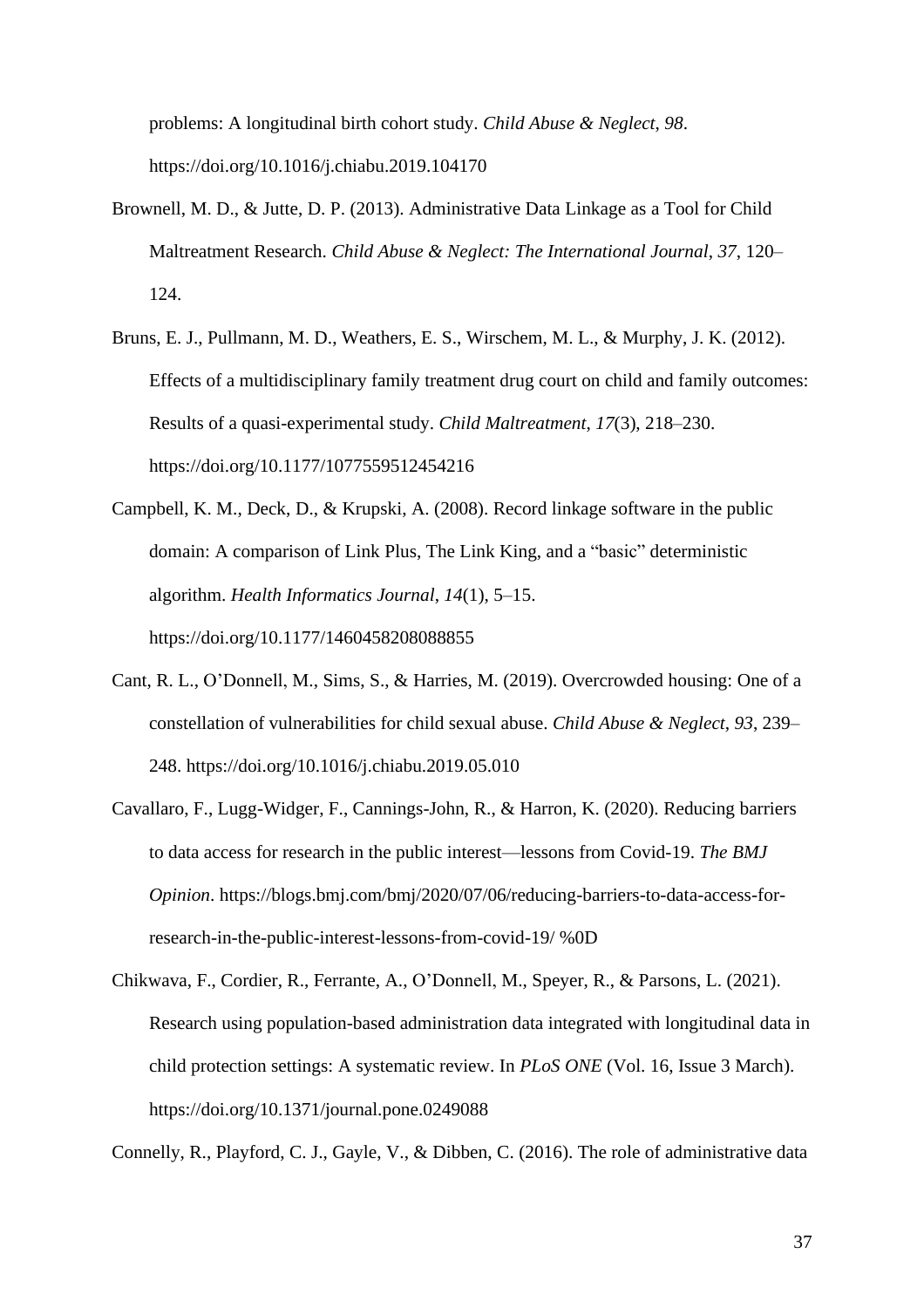problems: A longitudinal birth cohort study. *Child Abuse & Neglect*, *98*. https://doi.org/10.1016/j.chiabu.2019.104170

Brownell, M. D., & Jutte, D. P. (2013). Administrative Data Linkage as a Tool for Child Maltreatment Research. *Child Abuse & Neglect: The International Journal*, *37*, 120–124.

Bruns, E. J., Pullmann, M. D., Weathers, E. S., Wirschem, M. L., & Murphy, J. K. (2012). Effects of a multidisciplinary family treatment drug court on child and family outcomes: Results of a quasi-experimental study. *Child Maltreatment*, *17*(3), 218–230. https://doi.org/10.1177/1077559512454216

Campbell, K. M., Deck, D., & Krupski, A. (2008). Record linkage software in the public domain: A comparison of Link Plus, The Link King, and a "basic" deterministic algorithm. *Health Informatics Journal*, *14*(1), 5–15. https://doi.org/10.1177/1460458208088855

Cant, R. L., O'Donnell, M., Sims, S., & Harries, M. (2019). Overcrowded housing: One of a constellation of vulnerabilities for child sexual abuse. *Child Abuse & Neglect*, *93*, 239–248. https://doi.org/10.1016/j.chiabu.2019.05.010

Cavallaro, F., Lugg-Widger, F., Cannings-John, R., & Harron, K. (2020). Reducing barriers to data access for research in the public interest—lessons from Covid-19. *The BMJ Opinion*. https://blogs.bmj.com/bmj/2020/07/06/reducing-barriers-to-data-access-for-research-in-the-public-interest-lessons-from-covid-19/ %0D

Chikwava, F., Cordier, R., Ferrante, A., O'Donnell, M., Speyer, R., & Parsons, L. (2021). Research using population-based administration data integrated with longitudinal data in child protection settings: A systematic review. In *PLoS ONE* (Vol. 16, Issue 3 March). https://doi.org/10.1371/journal.pone.0249088

Connelly, R., Playford, C. J., Gayle, V., & Dibben, C. (2016). The role of administrative data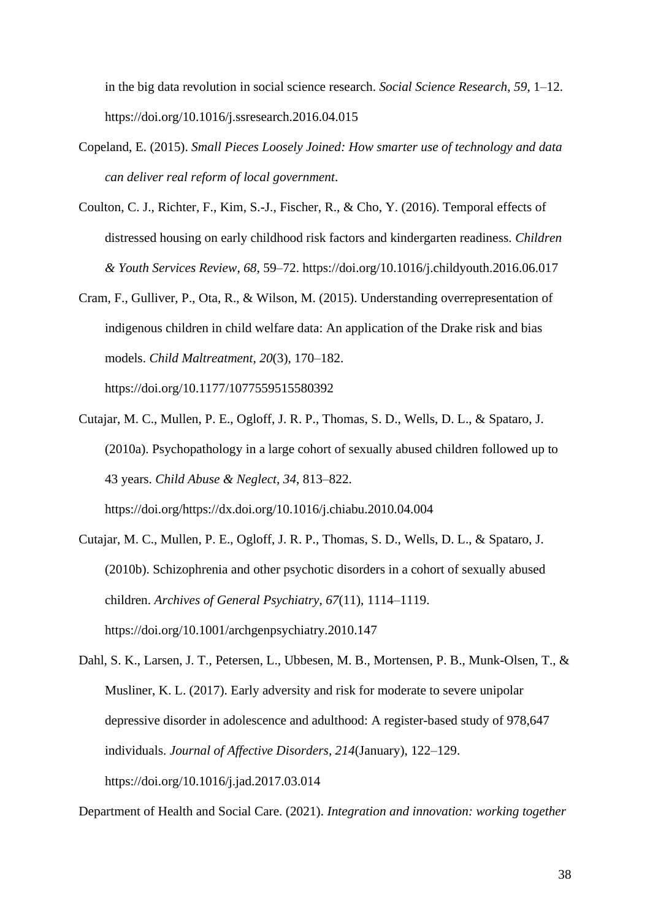in the big data revolution in social science research. *Social Science Research*, *59*, 1–12. https://doi.org/10.1016/j.ssresearch.2016.04.015

Copeland, E. (2015). *Small Pieces Loosely Joined: How smarter use of technology and data can deliver real reform of local government*.

Coulton, C. J., Richter, F., Kim, S.-J., Fischer, R., & Cho, Y. (2016). Temporal effects of distressed housing on early childhood risk factors and kindergarten readiness. *Children & Youth Services Review*, *68*, 59–72. https://doi.org/10.1016/j.childyouth.2016.06.017

Cram, F., Gulliver, P., Ota, R., & Wilson, M. (2015). Understanding overrepresentation of indigenous children in child welfare data: An application of the Drake risk and bias models. *Child Maltreatment*, *20*(3), 170–182. https://doi.org/10.1177/1077559515580392

Cutajar, M. C., Mullen, P. E., Ogloff, J. R. P., Thomas, S. D., Wells, D. L., & Spataro, J. (2010a). Psychopathology in a large cohort of sexually abused children followed up to 43 years. *Child Abuse & Neglect*, *34*, 813–822. https://doi.org/https://dx.doi.org/10.1016/j.chiabu.2010.04.004

Cutajar, M. C., Mullen, P. E., Ogloff, J. R. P., Thomas, S. D., Wells, D. L., & Spataro, J. (2010b). Schizophrenia and other psychotic disorders in a cohort of sexually abused children. *Archives of General Psychiatry*, *67*(11), 1114–1119. https://doi.org/10.1001/archgenpsychiatry.2010.147

Dahl, S. K., Larsen, J. T., Petersen, L., Ubbesen, M. B., Mortensen, P. B., Munk-Olsen, T., & Musliner, K. L. (2017). Early adversity and risk for moderate to severe unipolar depressive disorder in adolescence and adulthood: A register-based study of 978,647 individuals. *Journal of Affective Disorders*, *214*(January), 122–129. https://doi.org/10.1016/j.jad.2017.03.014

Department of Health and Social Care. (2021). *Integration and innovation: working together*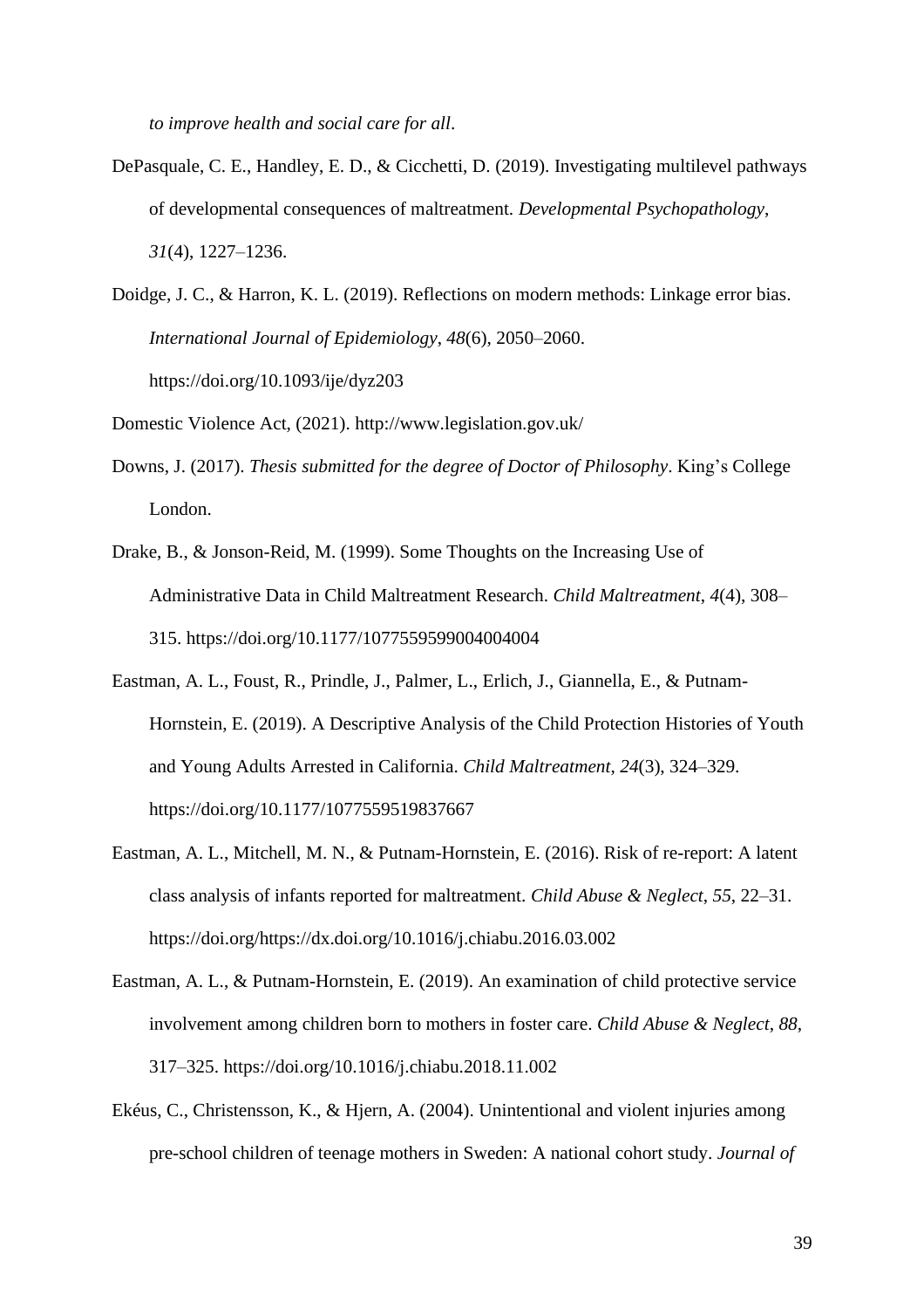*to improve health and social care for all*.

DePasquale, C. E., Handley, E. D., & Cicchetti, D. (2019). Investigating multilevel pathways of developmental consequences of maltreatment. *Developmental Psychopathology*, *31*(4), 1227–1236.

Doidge, J. C., & Harron, K. L. (2019). Reflections on modern methods: Linkage error bias. *International Journal of Epidemiology*, *48*(6), 2050–2060. https://doi.org/10.1093/ije/dyz203

Domestic Violence Act, (2021). http://www.legislation.gov.uk/

Downs, J. (2017). *Thesis submitted for the degree of Doctor of Philosophy*. King's College London.

Drake, B., & Jonson-Reid, M. (1999). Some Thoughts on the Increasing Use of Administrative Data in Child Maltreatment Research. *Child Maltreatment*, *4*(4), 308–315. https://doi.org/10.1177/1077559599004004004

Eastman, A. L., Foust, R., Prindle, J., Palmer, L., Erlich, J., Giannella, E., & Putnam-Hornstein, E. (2019). A Descriptive Analysis of the Child Protection Histories of Youth and Young Adults Arrested in California. *Child Maltreatment*, *24*(3), 324–329. https://doi.org/10.1177/1077559519837667

Eastman, A. L., Mitchell, M. N., & Putnam-Hornstein, E. (2016). Risk of re-report: A latent class analysis of infants reported for maltreatment. *Child Abuse & Neglect*, *55*, 22–31. https://doi.org/https://dx.doi.org/10.1016/j.chiabu.2016.03.002

Eastman, A. L., & Putnam-Hornstein, E. (2019). An examination of child protective service involvement among children born to mothers in foster care. *Child Abuse & Neglect*, *88*, 317–325. https://doi.org/10.1016/j.chiabu.2018.11.002

Ekéus, C., Christensson, K., & Hjern, A. (2004). Unintentional and violent injuries among pre-school children of teenage mothers in Sweden: A national cohort study. *Journal of*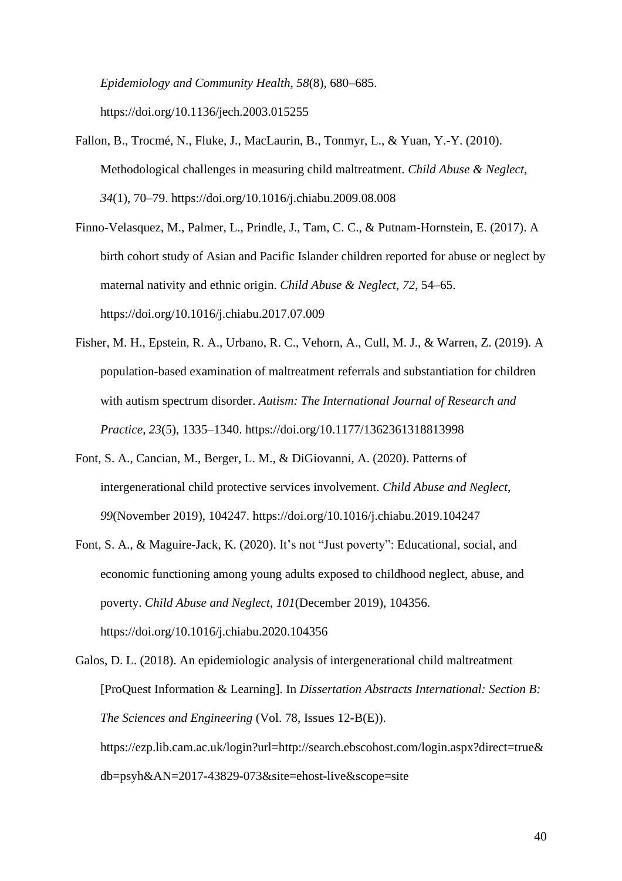*Epidemiology and Community Health*, *58*(8), 680–685. https://doi.org/10.1136/jech.2003.015255

Fallon, B., Trocmé, N., Fluke, J., MacLaurin, B., Tonmyr, L., & Yuan, Y.-Y. (2010). Methodological challenges in measuring child maltreatment. *Child Abuse & Neglect*, *34*(1), 70–79. https://doi.org/10.1016/j.chiabu.2009.08.008

Finno-Velasquez, M., Palmer, L., Prindle, J., Tam, C. C., & Putnam-Hornstein, E. (2017). A birth cohort study of Asian and Pacific Islander children reported for abuse or neglect by maternal nativity and ethnic origin. *Child Abuse & Neglect*, *72*, 54–65. https://doi.org/10.1016/j.chiabu.2017.07.009

Fisher, M. H., Epstein, R. A., Urbano, R. C., Vehorn, A., Cull, M. J., & Warren, Z. (2019). A population-based examination of maltreatment referrals and substantiation for children with autism spectrum disorder. *Autism: The International Journal of Research and Practice*, *23*(5), 1335–1340. https://doi.org/10.1177/1362361318813998

Font, S. A., Cancian, M., Berger, L. M., & DiGiovanni, A. (2020). Patterns of intergenerational child protective services involvement. *Child Abuse and Neglect*, *99*(November 2019), 104247. https://doi.org/10.1016/j.chiabu.2019.104247

Font, S. A., & Maguire-Jack, K. (2020). It's not "Just poverty": Educational, social, and economic functioning among young adults exposed to childhood neglect, abuse, and poverty. *Child Abuse and Neglect*, *101*(December 2019), 104356. https://doi.org/10.1016/j.chiabu.2020.104356

Galos, D. L. (2018). An epidemiologic analysis of intergenerational child maltreatment [ProQuest Information & Learning]. In *Dissertation Abstracts International: Section B: The Sciences and Engineering* (Vol. 78, Issues 12-B(E)). https://ezp.lib.cam.ac.uk/login?url=http://search.ebscohost.com/login.aspx?direct=true&db=psyh&AN=2017-43829-073&site=ehost-live&scope=site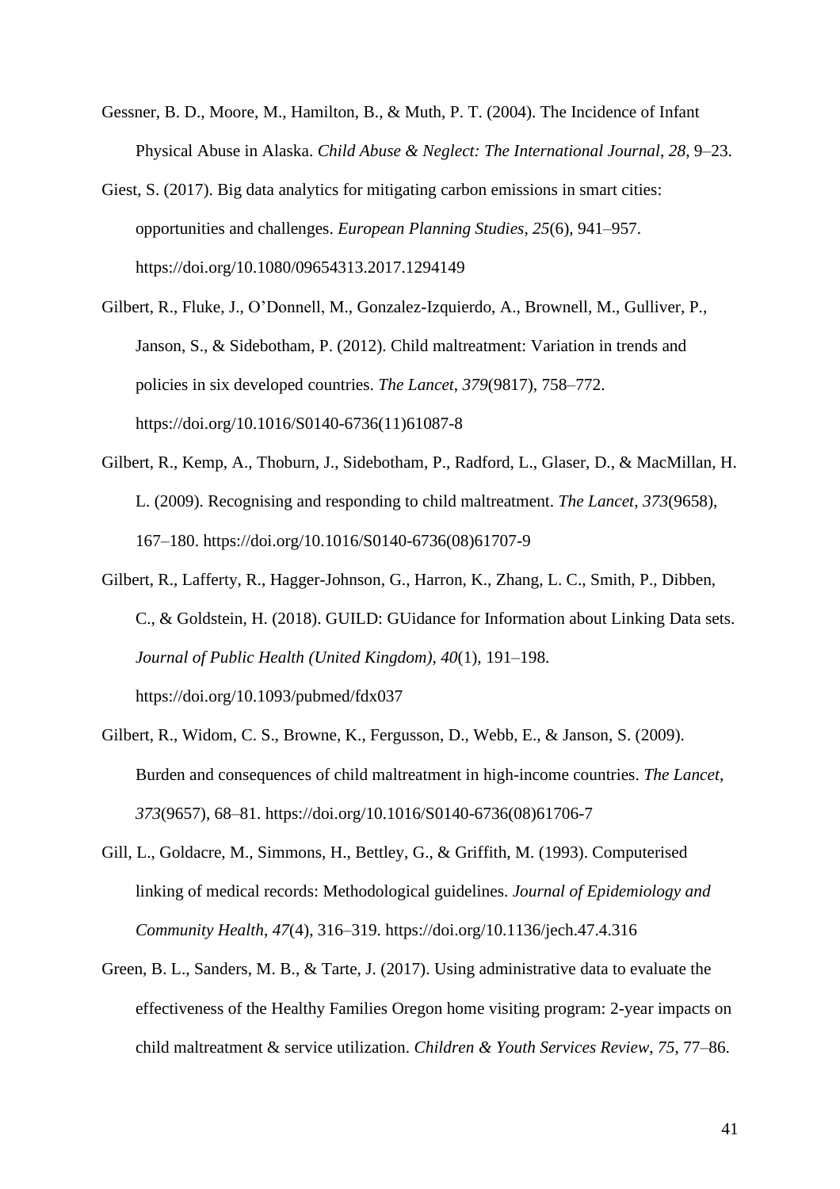Gessner, B. D., Moore, M., Hamilton, B., & Muth, P. T. (2004). The Incidence of Infant Physical Abuse in Alaska. *Child Abuse & Neglect: The International Journal*, *28*, 9–23.

Giest, S. (2017). Big data analytics for mitigating carbon emissions in smart cities: opportunities and challenges. *European Planning Studies*, *25*(6), 941–957. https://doi.org/10.1080/09654313.2017.1294149

Gilbert, R., Fluke, J., O'Donnell, M., Gonzalez-Izquierdo, A., Brownell, M., Gulliver, P., Janson, S., & Sidebotham, P. (2012). Child maltreatment: Variation in trends and policies in six developed countries. *The Lancet*, *379*(9817), 758–772. https://doi.org/10.1016/S0140-6736(11)61087-8

Gilbert, R., Kemp, A., Thoburn, J., Sidebotham, P., Radford, L., Glaser, D., & MacMillan, H. L. (2009). Recognising and responding to child maltreatment. *The Lancet*, *373*(9658), 167–180. https://doi.org/10.1016/S0140-6736(08)61707-9

Gilbert, R., Lafferty, R., Hagger-Johnson, G., Harron, K., Zhang, L. C., Smith, P., Dibben, C., & Goldstein, H. (2018). GUILD: GUidance for Information about Linking Data sets. *Journal of Public Health (United Kingdom)*, *40*(1), 191–198. https://doi.org/10.1093/pubmed/fdx037

Gilbert, R., Widom, C. S., Browne, K., Fergusson, D., Webb, E., & Janson, S. (2009). Burden and consequences of child maltreatment in high-income countries. *The Lancet*, *373*(9657), 68–81. https://doi.org/10.1016/S0140-6736(08)61706-7

Gill, L., Goldacre, M., Simmons, H., Bettley, G., & Griffith, M. (1993). Computerised linking of medical records: Methodological guidelines. *Journal of Epidemiology and Community Health*, *47*(4), 316–319. https://doi.org/10.1136/jech.47.4.316

Green, B. L., Sanders, M. B., & Tarte, J. (2017). Using administrative data to evaluate the effectiveness of the Healthy Families Oregon home visiting program: 2-year impacts on child maltreatment & service utilization. *Children & Youth Services Review*, *75*, 77–86.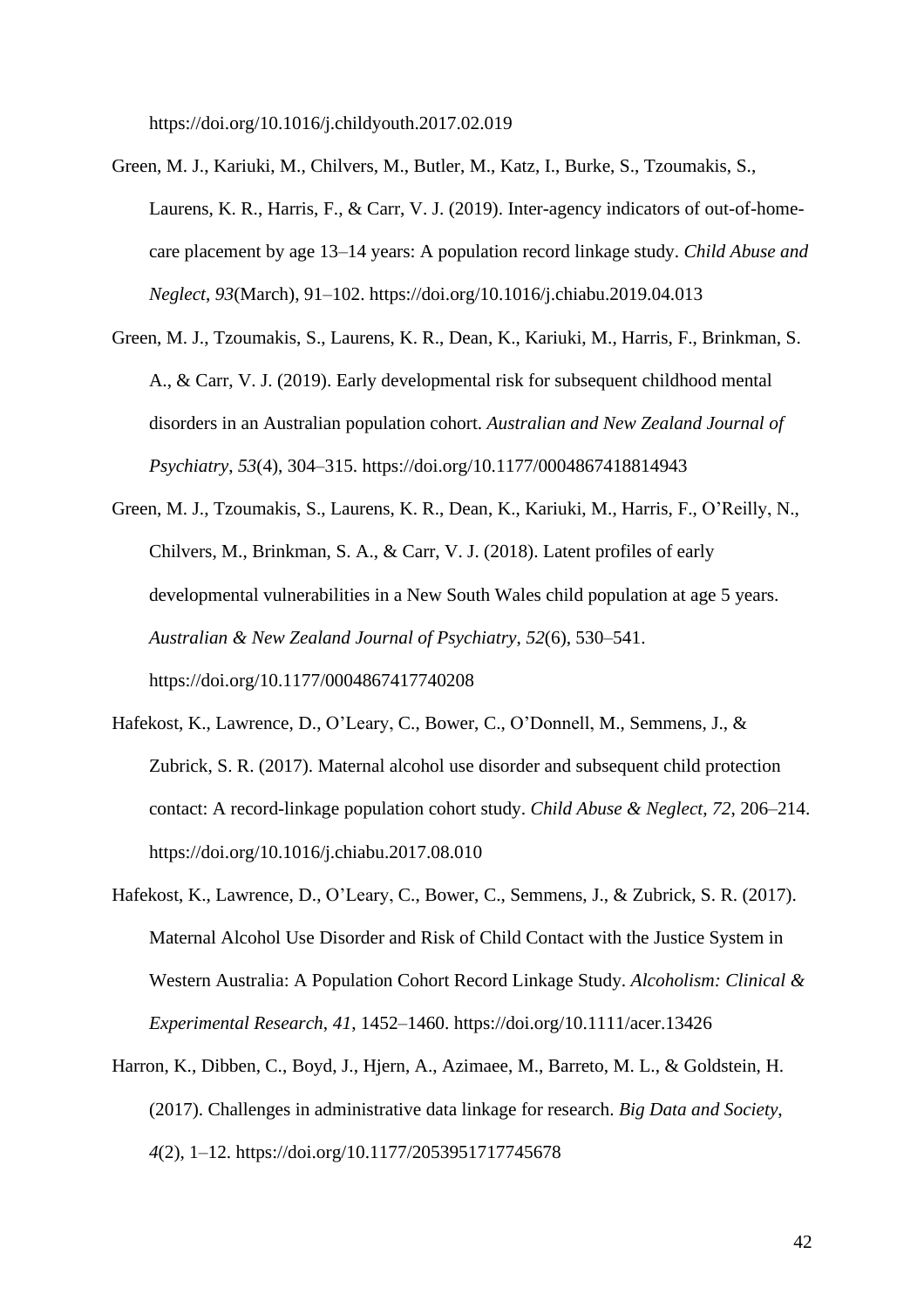https://doi.org/10.1016/j.childyouth.2017.02.019

Green, M. J., Kariuki, M., Chilvers, M., Butler, M., Katz, I., Burke, S., Tzoumakis, S., Laurens, K. R., Harris, F., & Carr, V. J. (2019). Inter-agency indicators of out-of-home-care placement by age 13–14 years: A population record linkage study. *Child Abuse and Neglect*, *93*(March), 91–102. https://doi.org/10.1016/j.chiabu.2019.04.013

Green, M. J., Tzoumakis, S., Laurens, K. R., Dean, K., Kariuki, M., Harris, F., Brinkman, S. A., & Carr, V. J. (2019). Early developmental risk for subsequent childhood mental disorders in an Australian population cohort. *Australian and New Zealand Journal of Psychiatry*, *53*(4), 304–315. https://doi.org/10.1177/0004867418814943

Green, M. J., Tzoumakis, S., Laurens, K. R., Dean, K., Kariuki, M., Harris, F., O'Reilly, N., Chilvers, M., Brinkman, S. A., & Carr, V. J. (2018). Latent profiles of early developmental vulnerabilities in a New South Wales child population at age 5 years. *Australian & New Zealand Journal of Psychiatry*, *52*(6), 530–541. https://doi.org/10.1177/0004867417740208

Hafekost, K., Lawrence, D., O'Leary, C., Bower, C., O'Donnell, M., Semmens, J., & Zubrick, S. R. (2017). Maternal alcohol use disorder and subsequent child protection contact: A record-linkage population cohort study. *Child Abuse & Neglect*, *72*, 206–214. https://doi.org/10.1016/j.chiabu.2017.08.010

Hafekost, K., Lawrence, D., O'Leary, C., Bower, C., Semmens, J., & Zubrick, S. R. (2017). Maternal Alcohol Use Disorder and Risk of Child Contact with the Justice System in Western Australia: A Population Cohort Record Linkage Study. *Alcoholism: Clinical & Experimental Research*, *41*, 1452–1460. https://doi.org/10.1111/acer.13426

Harron, K., Dibben, C., Boyd, J., Hjern, A., Azimaee, M., Barreto, M. L., & Goldstein, H. (2017). Challenges in administrative data linkage for research. *Big Data and Society*, *4*(2), 1–12. https://doi.org/10.1177/2053951717745678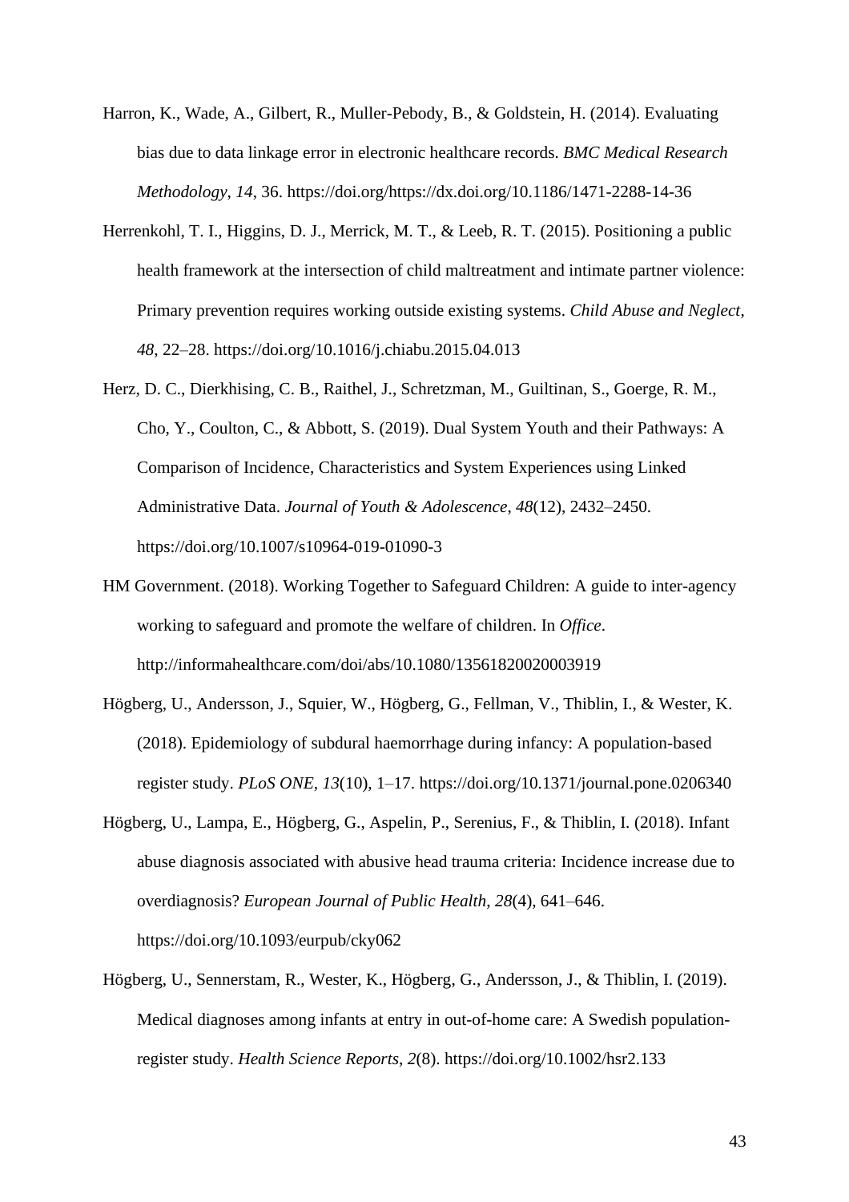Harron, K., Wade, A., Gilbert, R., Muller-Pebody, B., & Goldstein, H. (2014). Evaluating bias due to data linkage error in electronic healthcare records. *BMC Medical Research Methodology*, *14*, 36. https://doi.org/https://dx.doi.org/10.1186/1471-2288-14-36

Herrenkohl, T. I., Higgins, D. J., Merrick, M. T., & Leeb, R. T. (2015). Positioning a public health framework at the intersection of child maltreatment and intimate partner violence: Primary prevention requires working outside existing systems. *Child Abuse and Neglect*, *48*, 22–28. https://doi.org/10.1016/j.chiabu.2015.04.013

Herz, D. C., Dierkhising, C. B., Raithel, J., Schretzman, M., Guiltinan, S., Goerge, R. M., Cho, Y., Coulton, C., & Abbott, S. (2019). Dual System Youth and their Pathways: A Comparison of Incidence, Characteristics and System Experiences using Linked Administrative Data. *Journal of Youth & Adolescence*, *48*(12), 2432–2450. https://doi.org/10.1007/s10964-019-01090-3

HM Government. (2018). Working Together to Safeguard Children: A guide to inter-agency working to safeguard and promote the welfare of children. In *Office*. http://informahealthcare.com/doi/abs/10.1080/13561820020003919

Högberg, U., Andersson, J., Squier, W., Högberg, G., Fellman, V., Thiblin, I., & Wester, K. (2018). Epidemiology of subdural haemorrhage during infancy: A population-based register study. *PLoS ONE*, *13*(10), 1–17. https://doi.org/10.1371/journal.pone.0206340

Högberg, U., Lampa, E., Högberg, G., Aspelin, P., Serenius, F., & Thiblin, I. (2018). Infant abuse diagnosis associated with abusive head trauma criteria: Incidence increase due to overdiagnosis? *European Journal of Public Health*, *28*(4), 641–646. https://doi.org/10.1093/eurpub/cky062

Högberg, U., Sennerstam, R., Wester, K., Högberg, G., Andersson, J., & Thiblin, I. (2019). Medical diagnoses among infants at entry in out-of-home care: A Swedish population-register study. *Health Science Reports*, *2*(8). https://doi.org/10.1002/hsr2.133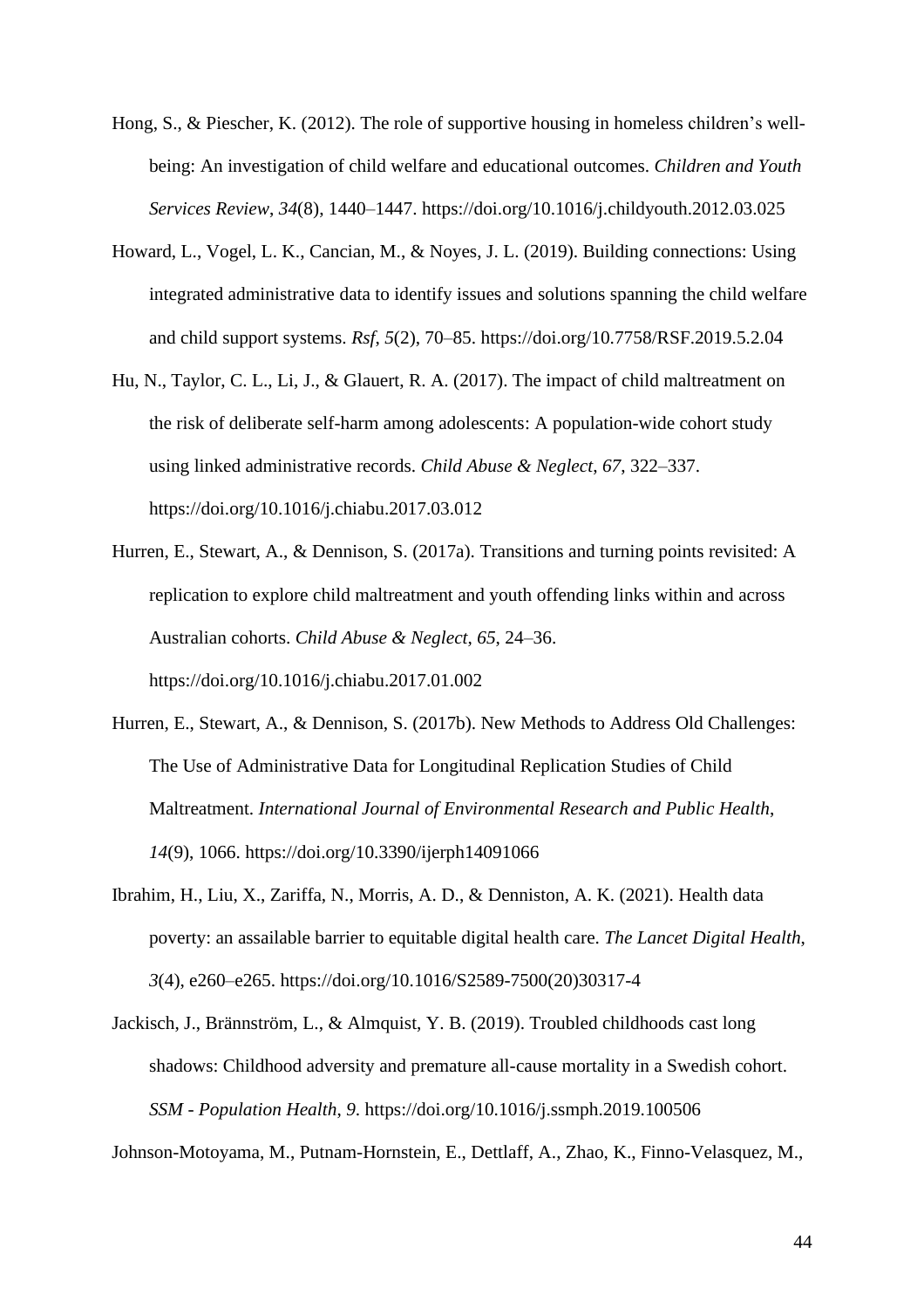Hong, S., & Piescher, K. (2012). The role of supportive housing in homeless children's well-being: An investigation of child welfare and educational outcomes. *Children and Youth Services Review*, *34*(8), 1440–1447. https://doi.org/10.1016/j.childyouth.2012.03.025

Howard, L., Vogel, L. K., Cancian, M., & Noyes, J. L. (2019). Building connections: Using integrated administrative data to identify issues and solutions spanning the child welfare and child support systems. *Rsf*, *5*(2), 70–85. https://doi.org/10.7758/RSF.2019.5.2.04

Hu, N., Taylor, C. L., Li, J., & Glauert, R. A. (2017). The impact of child maltreatment on the risk of deliberate self-harm among adolescents: A population-wide cohort study using linked administrative records. *Child Abuse & Neglect*, *67*, 322–337. https://doi.org/10.1016/j.chiabu.2017.03.012

Hurren, E., Stewart, A., & Dennison, S. (2017a). Transitions and turning points revisited: A replication to explore child maltreatment and youth offending links within and across Australian cohorts. *Child Abuse & Neglect*, *65*, 24–36. https://doi.org/10.1016/j.chiabu.2017.01.002

Hurren, E., Stewart, A., & Dennison, S. (2017b). New Methods to Address Old Challenges: The Use of Administrative Data for Longitudinal Replication Studies of Child Maltreatment. *International Journal of Environmental Research and Public Health*, *14*(9), 1066. https://doi.org/10.3390/ijerph14091066

Ibrahim, H., Liu, X., Zariffa, N., Morris, A. D., & Denniston, A. K. (2021). Health data poverty: an assailable barrier to equitable digital health care. *The Lancet Digital Health*, *3*(4), e260–e265. https://doi.org/10.1016/S2589-7500(20)30317-4

Jackisch, J., Brännström, L., & Almquist, Y. B. (2019). Troubled childhoods cast long shadows: Childhood adversity and premature all-cause mortality in a Swedish cohort. *SSM - Population Health*, *9*. https://doi.org/10.1016/j.ssmph.2019.100506

Johnson-Motoyama, M., Putnam-Hornstein, E., Dettlaff, A., Zhao, K., Finno-Velasquez, M.,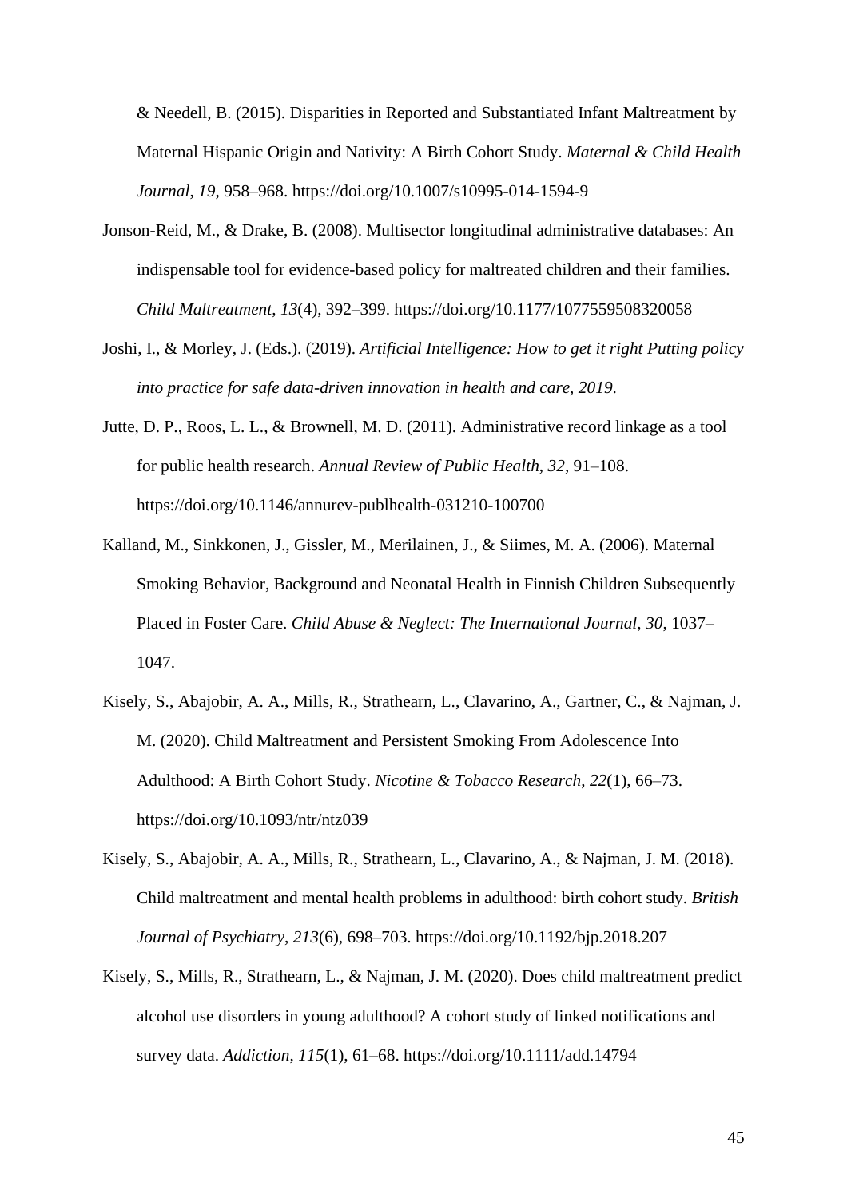& Needell, B. (2015). Disparities in Reported and Substantiated Infant Maltreatment by Maternal Hispanic Origin and Nativity: A Birth Cohort Study. *Maternal & Child Health Journal*, *19*, 958–968. https://doi.org/10.1007/s10995-014-1594-9

Jonson-Reid, M., & Drake, B. (2008). Multisector longitudinal administrative databases: An indispensable tool for evidence-based policy for maltreated children and their families. *Child Maltreatment*, *13*(4), 392–399. https://doi.org/10.1177/1077559508320058

Joshi, I., & Morley, J. (Eds.). (2019). *Artificial Intelligence: How to get it right Putting policy into practice for safe data-driven innovation in health and care, 2019*.

Jutte, D. P., Roos, L. L., & Brownell, M. D. (2011). Administrative record linkage as a tool for public health research. *Annual Review of Public Health*, *32*, 91–108. https://doi.org/10.1146/annurev-publhealth-031210-100700

Kalland, M., Sinkkonen, J., Gissler, M., Merilainen, J., & Siimes, M. A. (2006). Maternal Smoking Behavior, Background and Neonatal Health in Finnish Children Subsequently Placed in Foster Care. *Child Abuse & Neglect: The International Journal*, *30*, 1037–1047.

Kisely, S., Abajobir, A. A., Mills, R., Strathearn, L., Clavarino, A., Gartner, C., & Najman, J. M. (2020). Child Maltreatment and Persistent Smoking From Adolescence Into Adulthood: A Birth Cohort Study. *Nicotine & Tobacco Research*, *22*(1), 66–73. https://doi.org/10.1093/ntr/ntz039

Kisely, S., Abajobir, A. A., Mills, R., Strathearn, L., Clavarino, A., & Najman, J. M. (2018). Child maltreatment and mental health problems in adulthood: birth cohort study. *British Journal of Psychiatry*, *213*(6), 698–703. https://doi.org/10.1192/bjp.2018.207

Kisely, S., Mills, R., Strathearn, L., & Najman, J. M. (2020). Does child maltreatment predict alcohol use disorders in young adulthood? A cohort study of linked notifications and survey data. *Addiction*, *115*(1), 61–68. https://doi.org/10.1111/add.14794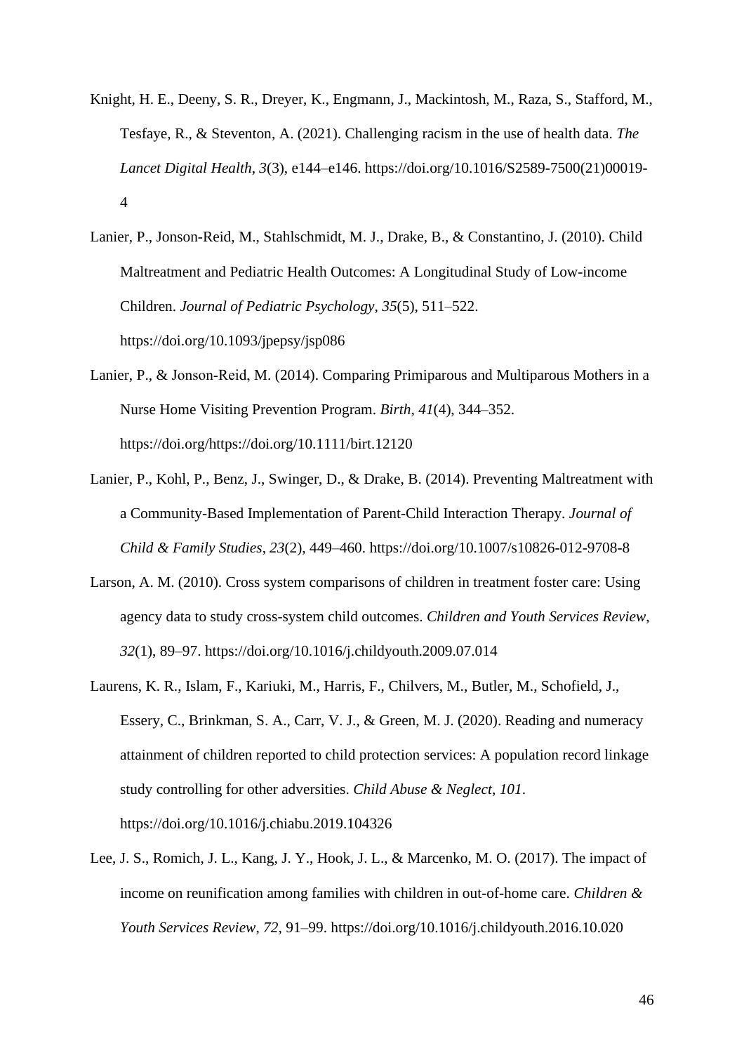Knight, H. E., Deeny, S. R., Dreyer, K., Engmann, J., Mackintosh, M., Raza, S., Stafford, M., Tesfaye, R., & Steventon, A. (2021). Challenging racism in the use of health data. *The Lancet Digital Health*, *3*(3), e144–e146. https://doi.org/10.1016/S2589-7500(21)00019-4

Lanier, P., Jonson-Reid, M., Stahlschmidt, M. J., Drake, B., & Constantino, J. (2010). Child Maltreatment and Pediatric Health Outcomes: A Longitudinal Study of Low-income Children. *Journal of Pediatric Psychology*, *35*(5), 511–522. https://doi.org/10.1093/jpepsy/jsp086

Lanier, P., & Jonson-Reid, M. (2014). Comparing Primiparous and Multiparous Mothers in a Nurse Home Visiting Prevention Program. *Birth*, *41*(4), 344–352. https://doi.org/https://doi.org/10.1111/birt.12120

Lanier, P., Kohl, P., Benz, J., Swinger, D., & Drake, B. (2014). Preventing Maltreatment with a Community-Based Implementation of Parent-Child Interaction Therapy. *Journal of Child & Family Studies*, *23*(2), 449–460. https://doi.org/10.1007/s10826-012-9708-8

Larson, A. M. (2010). Cross system comparisons of children in treatment foster care: Using agency data to study cross-system child outcomes. *Children and Youth Services Review*, *32*(1), 89–97. https://doi.org/10.1016/j.childyouth.2009.07.014

Laurens, K. R., Islam, F., Kariuki, M., Harris, F., Chilvers, M., Butler, M., Schofield, J., Essery, C., Brinkman, S. A., Carr, V. J., & Green, M. J. (2020). Reading and numeracy attainment of children reported to child protection services: A population record linkage study controlling for other adversities. *Child Abuse & Neglect*, *101*. https://doi.org/10.1016/j.chiabu.2019.104326

Lee, J. S., Romich, J. L., Kang, J. Y., Hook, J. L., & Marcenko, M. O. (2017). The impact of income on reunification among families with children in out-of-home care. *Children & Youth Services Review*, *72*, 91–99. https://doi.org/10.1016/j.childyouth.2016.10.020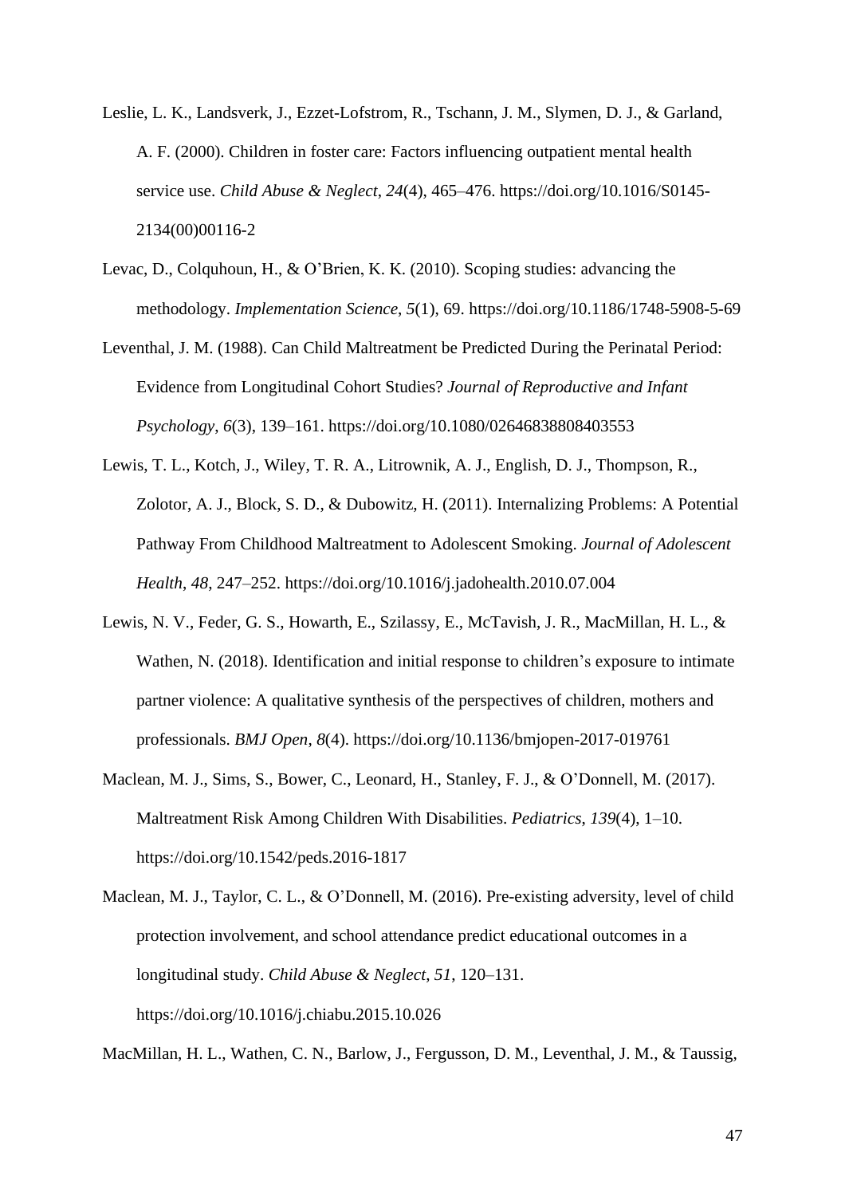Leslie, L. K., Landsverk, J., Ezzet-Lofstrom, R., Tschann, J. M., Slymen, D. J., & Garland, A. F. (2000). Children in foster care: Factors influencing outpatient mental health service use. *Child Abuse & Neglect*, *24*(4), 465–476. https://doi.org/10.1016/S0145-2134(00)00116-2

Levac, D., Colquhoun, H., & O'Brien, K. K. (2010). Scoping studies: advancing the methodology. *Implementation Science*, *5*(1), 69. https://doi.org/10.1186/1748-5908-5-69

Leventhal, J. M. (1988). Can Child Maltreatment be Predicted During the Perinatal Period: Evidence from Longitudinal Cohort Studies? *Journal of Reproductive and Infant Psychology*, *6*(3), 139–161. https://doi.org/10.1080/02646838808403553

Lewis, T. L., Kotch, J., Wiley, T. R. A., Litrownik, A. J., English, D. J., Thompson, R., Zolotor, A. J., Block, S. D., & Dubowitz, H. (2011). Internalizing Problems: A Potential Pathway From Childhood Maltreatment to Adolescent Smoking. *Journal of Adolescent Health*, *48*, 247–252. https://doi.org/10.1016/j.jadohealth.2010.07.004

Lewis, N. V., Feder, G. S., Howarth, E., Szilassy, E., McTavish, J. R., MacMillan, H. L., & Wathen, N. (2018). Identification and initial response to children's exposure to intimate partner violence: A qualitative synthesis of the perspectives of children, mothers and professionals. *BMJ Open*, *8*(4). https://doi.org/10.1136/bmjopen-2017-019761

Maclean, M. J., Sims, S., Bower, C., Leonard, H., Stanley, F. J., & O'Donnell, M. (2017). Maltreatment Risk Among Children With Disabilities. *Pediatrics*, *139*(4), 1–10. https://doi.org/10.1542/peds.2016-1817

Maclean, M. J., Taylor, C. L., & O'Donnell, M. (2016). Pre-existing adversity, level of child protection involvement, and school attendance predict educational outcomes in a longitudinal study. *Child Abuse & Neglect*, *51*, 120–131. https://doi.org/10.1016/j.chiabu.2015.10.026

MacMillan, H. L., Wathen, C. N., Barlow, J., Fergusson, D. M., Leventhal, J. M., & Taussig,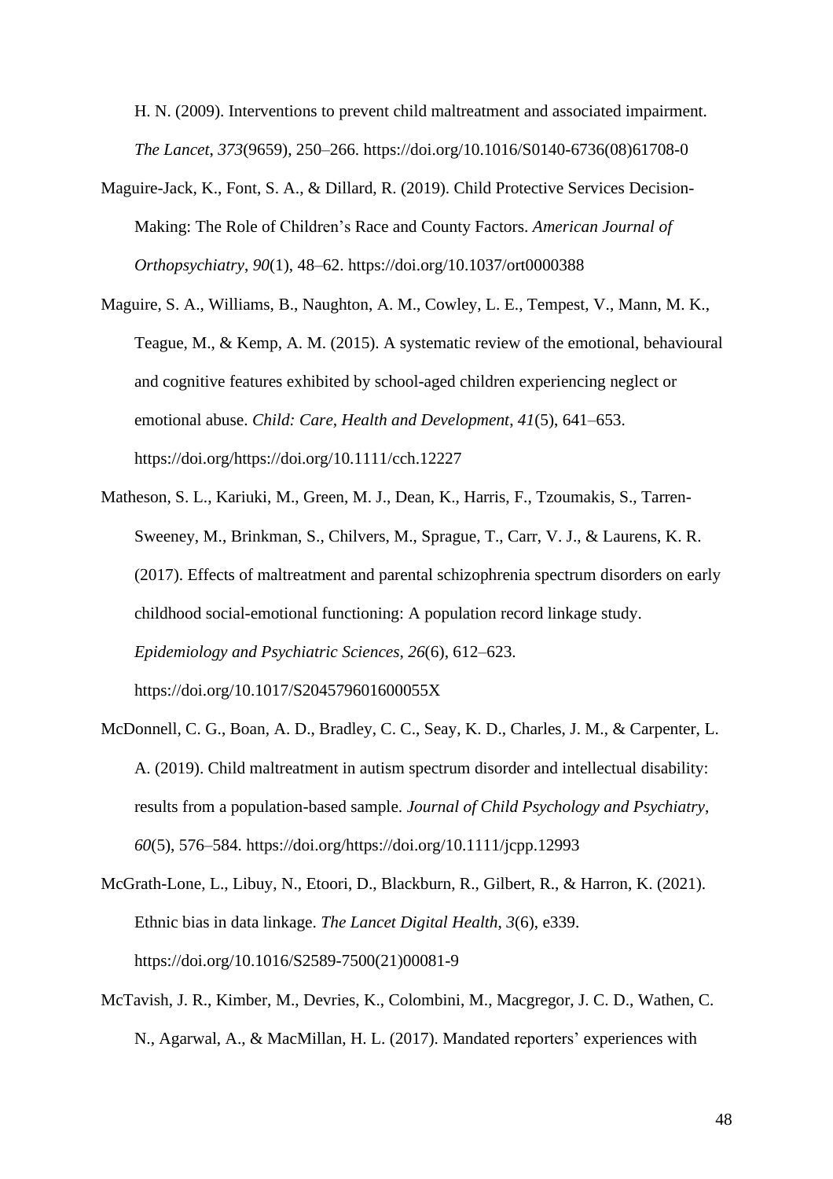H. N. (2009). Interventions to prevent child maltreatment and associated impairment. *The Lancet*, *373*(9659), 250–266. https://doi.org/10.1016/S0140-6736(08)61708-0

Maguire-Jack, K., Font, S. A., & Dillard, R. (2019). Child Protective Services Decision-Making: The Role of Children's Race and County Factors. *American Journal of Orthopsychiatry*, *90*(1), 48–62. https://doi.org/10.1037/ort0000388

Maguire, S. A., Williams, B., Naughton, A. M., Cowley, L. E., Tempest, V., Mann, M. K., Teague, M., & Kemp, A. M. (2015). A systematic review of the emotional, behavioural and cognitive features exhibited by school-aged children experiencing neglect or emotional abuse. *Child: Care, Health and Development*, *41*(5), 641–653. https://doi.org/https://doi.org/10.1111/cch.12227

Matheson, S. L., Kariuki, M., Green, M. J., Dean, K., Harris, F., Tzoumakis, S., Tarren-Sweeney, M., Brinkman, S., Chilvers, M., Sprague, T., Carr, V. J., & Laurens, K. R. (2017). Effects of maltreatment and parental schizophrenia spectrum disorders on early childhood social-emotional functioning: A population record linkage study. *Epidemiology and Psychiatric Sciences*, *26*(6), 612–623. https://doi.org/10.1017/S204579601600055X

McDonnell, C. G., Boan, A. D., Bradley, C. C., Seay, K. D., Charles, J. M., & Carpenter, L. A. (2019). Child maltreatment in autism spectrum disorder and intellectual disability: results from a population-based sample. *Journal of Child Psychology and Psychiatry*, *60*(5), 576–584. https://doi.org/https://doi.org/10.1111/jcpp.12993

McGrath-Lone, L., Libuy, N., Etoori, D., Blackburn, R., Gilbert, R., & Harron, K. (2021). Ethnic bias in data linkage. *The Lancet Digital Health*, *3*(6), e339. https://doi.org/10.1016/S2589-7500(21)00081-9

McTavish, J. R., Kimber, M., Devries, K., Colombini, M., Macgregor, J. C. D., Wathen, C. N., Agarwal, A., & MacMillan, H. L. (2017). Mandated reporters' experiences with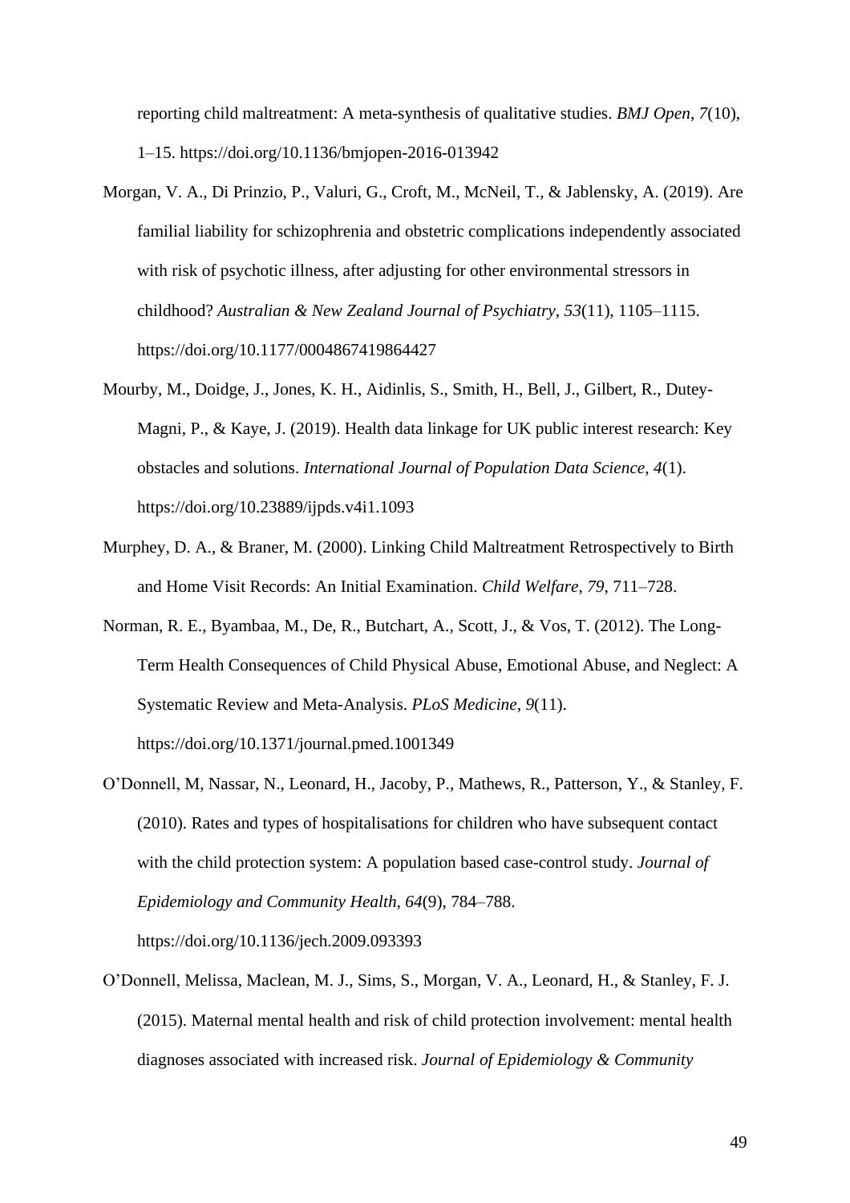reporting child maltreatment: A meta-synthesis of qualitative studies. *BMJ Open*, *7*(10), 1–15. https://doi.org/10.1136/bmjopen-2016-013942

Morgan, V. A., Di Prinzio, P., Valuri, G., Croft, M., McNeil, T., & Jablensky, A. (2019). Are familial liability for schizophrenia and obstetric complications independently associated with risk of psychotic illness, after adjusting for other environmental stressors in childhood? *Australian & New Zealand Journal of Psychiatry*, *53*(11), 1105–1115. https://doi.org/10.1177/0004867419864427

Mourby, M., Doidge, J., Jones, K. H., Aidinlis, S., Smith, H., Bell, J., Gilbert, R., Dutey-Magni, P., & Kaye, J. (2019). Health data linkage for UK public interest research: Key obstacles and solutions. *International Journal of Population Data Science*, *4*(1). https://doi.org/10.23889/ijpds.v4i1.1093

Murphey, D. A., & Braner, M. (2000). Linking Child Maltreatment Retrospectively to Birth and Home Visit Records: An Initial Examination. *Child Welfare*, *79*, 711–728.

Norman, R. E., Byambaa, M., De, R., Butchart, A., Scott, J., & Vos, T. (2012). The Long-Term Health Consequences of Child Physical Abuse, Emotional Abuse, and Neglect: A Systematic Review and Meta-Analysis. *PLoS Medicine*, *9*(11). https://doi.org/10.1371/journal.pmed.1001349

O'Donnell, M, Nassar, N., Leonard, H., Jacoby, P., Mathews, R., Patterson, Y., & Stanley, F. (2010). Rates and types of hospitalisations for children who have subsequent contact with the child protection system: A population based case-control study. *Journal of Epidemiology and Community Health*, *64*(9), 784–788. https://doi.org/10.1136/jech.2009.093393

O'Donnell, Melissa, Maclean, M. J., Sims, S., Morgan, V. A., Leonard, H., & Stanley, F. J. (2015). Maternal mental health and risk of child protection involvement: mental health diagnoses associated with increased risk. *Journal of Epidemiology & Community*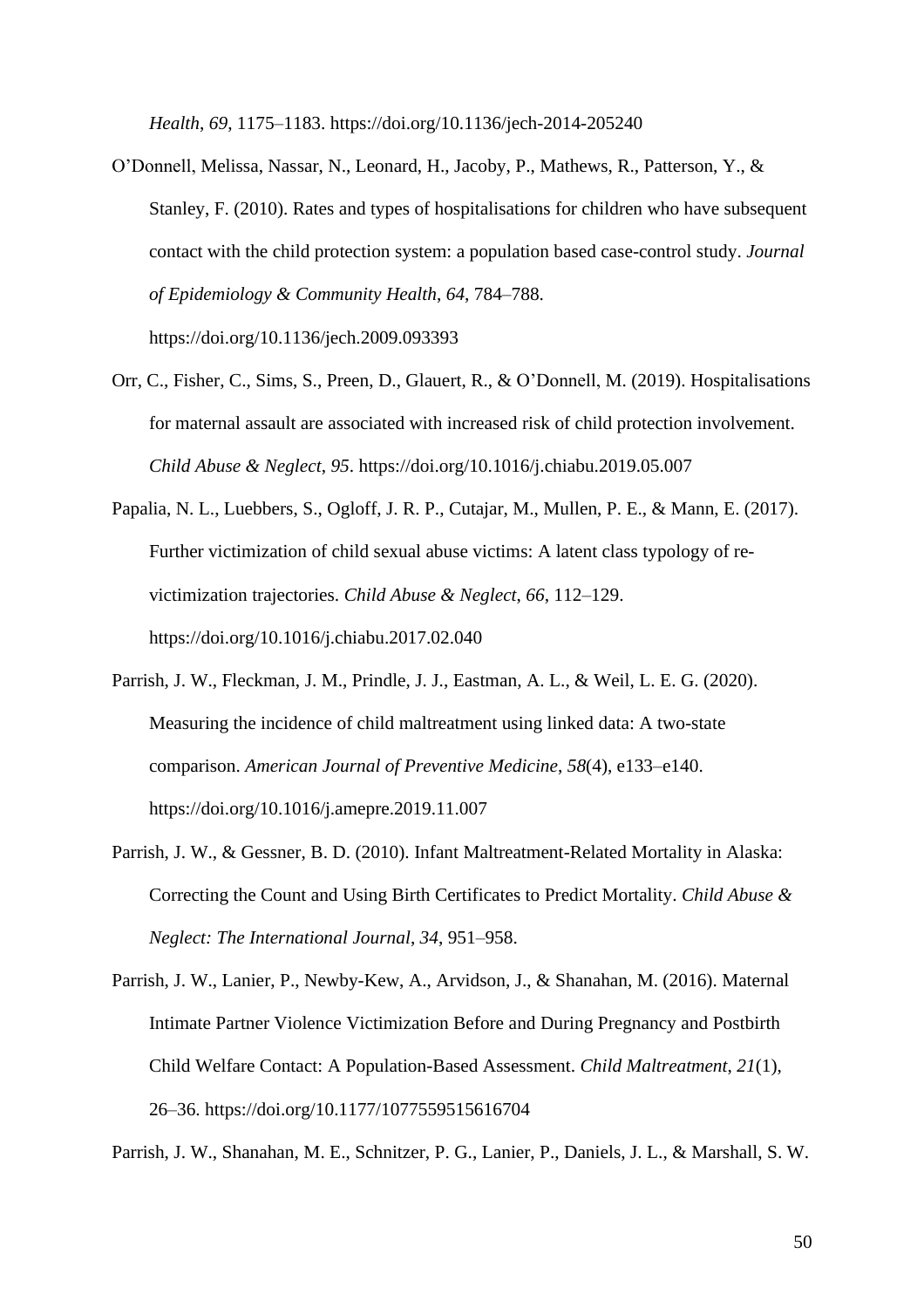*Health*, *69*, 1175–1183. https://doi.org/10.1136/jech-2014-205240

O'Donnell, Melissa, Nassar, N., Leonard, H., Jacoby, P., Mathews, R., Patterson, Y., & Stanley, F. (2010). Rates and types of hospitalisations for children who have subsequent contact with the child protection system: a population based case-control study. *Journal of Epidemiology & Community Health*, *64*, 784–788. https://doi.org/10.1136/jech.2009.093393

Orr, C., Fisher, C., Sims, S., Preen, D., Glauert, R., & O'Donnell, M. (2019). Hospitalisations for maternal assault are associated with increased risk of child protection involvement. *Child Abuse & Neglect*, *95*. https://doi.org/10.1016/j.chiabu.2019.05.007

Papalia, N. L., Luebbers, S., Ogloff, J. R. P., Cutajar, M., Mullen, P. E., & Mann, E. (2017). Further victimization of child sexual abuse victims: A latent class typology of re-victimization trajectories. *Child Abuse & Neglect*, *66*, 112–129. https://doi.org/10.1016/j.chiabu.2017.02.040

Parrish, J. W., Fleckman, J. M., Prindle, J. J., Eastman, A. L., & Weil, L. E. G. (2020). Measuring the incidence of child maltreatment using linked data: A two-state comparison. *American Journal of Preventive Medicine*, *58*(4), e133–e140. https://doi.org/10.1016/j.amepre.2019.11.007

Parrish, J. W., & Gessner, B. D. (2010). Infant Maltreatment-Related Mortality in Alaska: Correcting the Count and Using Birth Certificates to Predict Mortality. *Child Abuse & Neglect: The International Journal*, *34*, 951–958.

Parrish, J. W., Lanier, P., Newby-Kew, A., Arvidson, J., & Shanahan, M. (2016). Maternal Intimate Partner Violence Victimization Before and During Pregnancy and Postbirth Child Welfare Contact: A Population-Based Assessment. *Child Maltreatment*, *21*(1), 26–36. https://doi.org/10.1177/1077559515616704

Parrish, J. W., Shanahan, M. E., Schnitzer, P. G., Lanier, P., Daniels, J. L., & Marshall, S. W.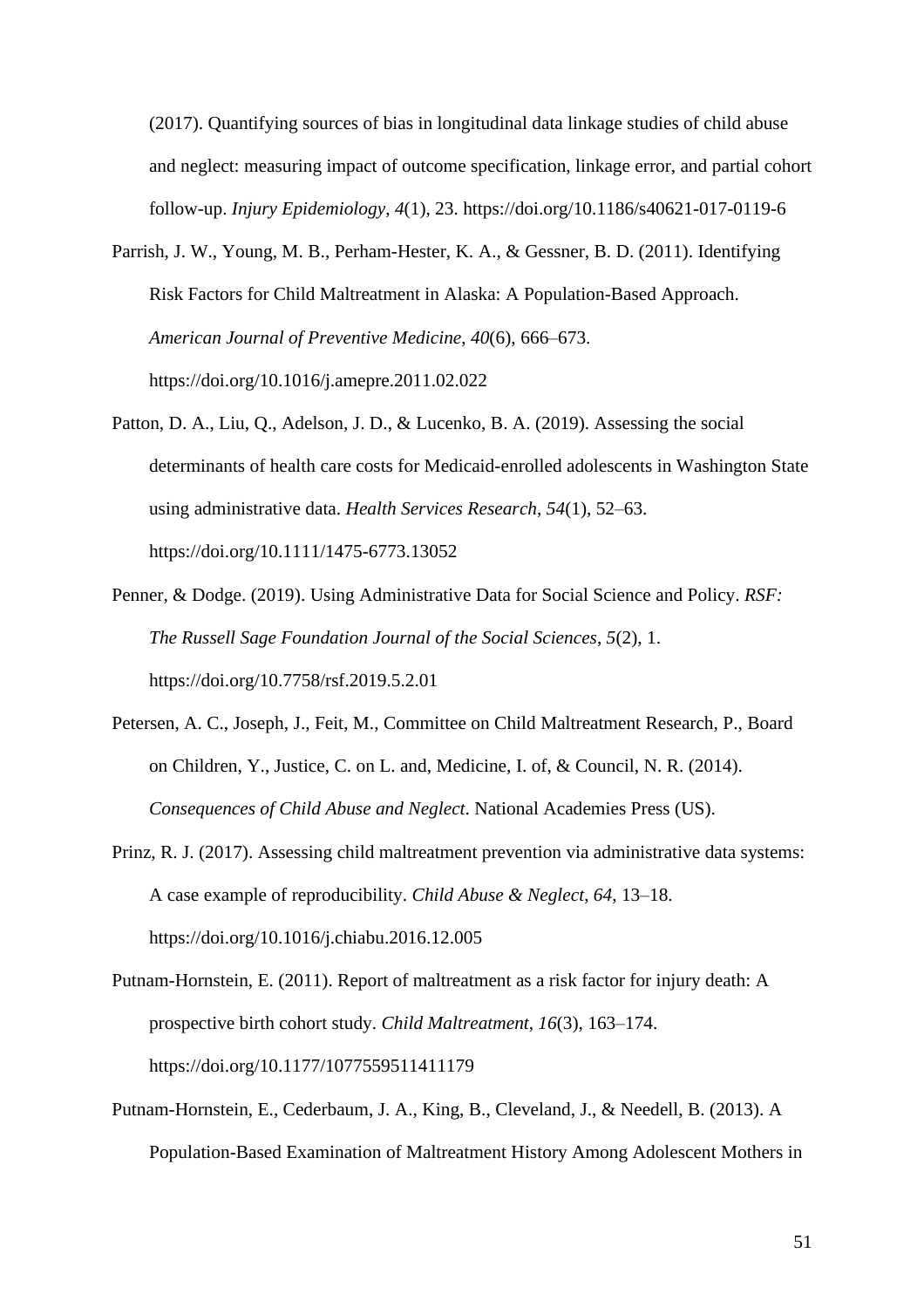(2017). Quantifying sources of bias in longitudinal data linkage studies of child abuse and neglect: measuring impact of outcome specification, linkage error, and partial cohort follow-up. *Injury Epidemiology*, *4*(1), 23. https://doi.org/10.1186/s40621-017-0119-6

Parrish, J. W., Young, M. B., Perham-Hester, K. A., & Gessner, B. D. (2011). Identifying Risk Factors for Child Maltreatment in Alaska: A Population-Based Approach. *American Journal of Preventive Medicine*, *40*(6), 666–673. https://doi.org/10.1016/j.amepre.2011.02.022

Patton, D. A., Liu, Q., Adelson, J. D., & Lucenko, B. A. (2019). Assessing the social determinants of health care costs for Medicaid-enrolled adolescents in Washington State using administrative data. *Health Services Research*, *54*(1), 52–63. https://doi.org/10.1111/1475-6773.13052

Penner, & Dodge. (2019). Using Administrative Data for Social Science and Policy. *RSF: The Russell Sage Foundation Journal of the Social Sciences*, *5*(2), 1. https://doi.org/10.7758/rsf.2019.5.2.01

Petersen, A. C., Joseph, J., Feit, M., Committee on Child Maltreatment Research, P., Board on Children, Y., Justice, C. on L. and, Medicine, I. of, & Council, N. R. (2014). *Consequences of Child Abuse and Neglect*. National Academies Press (US).

Prinz, R. J. (2017). Assessing child maltreatment prevention via administrative data systems: A case example of reproducibility. *Child Abuse & Neglect*, *64*, 13–18. https://doi.org/10.1016/j.chiabu.2016.12.005

Putnam-Hornstein, E. (2011). Report of maltreatment as a risk factor for injury death: A prospective birth cohort study. *Child Maltreatment*, *16*(3), 163–174. https://doi.org/10.1177/1077559511411179

Putnam-Hornstein, E., Cederbaum, J. A., King, B., Cleveland, J., & Needell, B. (2013). A Population-Based Examination of Maltreatment History Among Adolescent Mothers in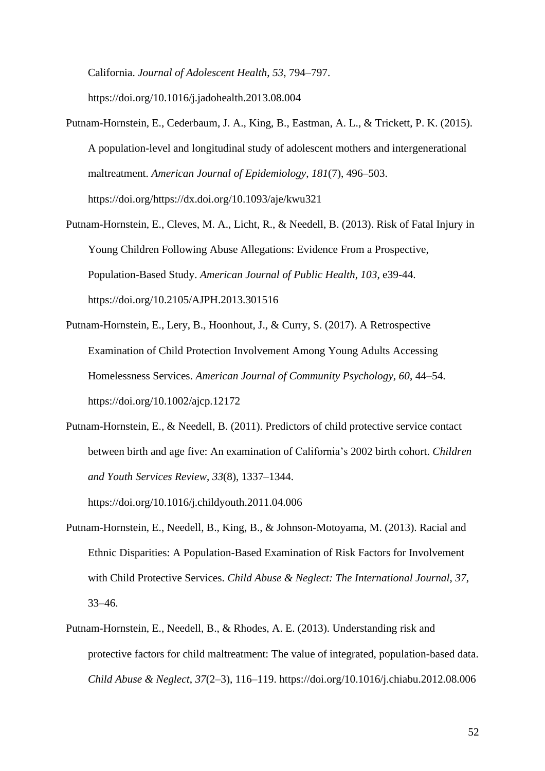California. *Journal of Adolescent Health*, *53*, 794–797. https://doi.org/10.1016/j.jadohealth.2013.08.004

Putnam-Hornstein, E., Cederbaum, J. A., King, B., Eastman, A. L., & Trickett, P. K. (2015). A population-level and longitudinal study of adolescent mothers and intergenerational maltreatment. *American Journal of Epidemiology*, *181*(7), 496–503. https://doi.org/https://dx.doi.org/10.1093/aje/kwu321

Putnam-Hornstein, E., Cleves, M. A., Licht, R., & Needell, B. (2013). Risk of Fatal Injury in Young Children Following Abuse Allegations: Evidence From a Prospective, Population-Based Study. *American Journal of Public Health*, *103*, e39-44. https://doi.org/10.2105/AJPH.2013.301516

Putnam-Hornstein, E., Lery, B., Hoonhout, J., & Curry, S. (2017). A Retrospective Examination of Child Protection Involvement Among Young Adults Accessing Homelessness Services. *American Journal of Community Psychology*, *60*, 44–54. https://doi.org/10.1002/ajcp.12172

Putnam-Hornstein, E., & Needell, B. (2011). Predictors of child protective service contact between birth and age five: An examination of California's 2002 birth cohort. *Children and Youth Services Review*, *33*(8), 1337–1344. https://doi.org/10.1016/j.childyouth.2011.04.006

Putnam-Hornstein, E., Needell, B., King, B., & Johnson-Motoyama, M. (2013). Racial and Ethnic Disparities: A Population-Based Examination of Risk Factors for Involvement with Child Protective Services. *Child Abuse & Neglect: The International Journal*, *37*, 33–46.

Putnam-Hornstein, E., Needell, B., & Rhodes, A. E. (2013). Understanding risk and protective factors for child maltreatment: The value of integrated, population-based data. *Child Abuse & Neglect*, *37*(2–3), 116–119. https://doi.org/10.1016/j.chiabu.2012.08.006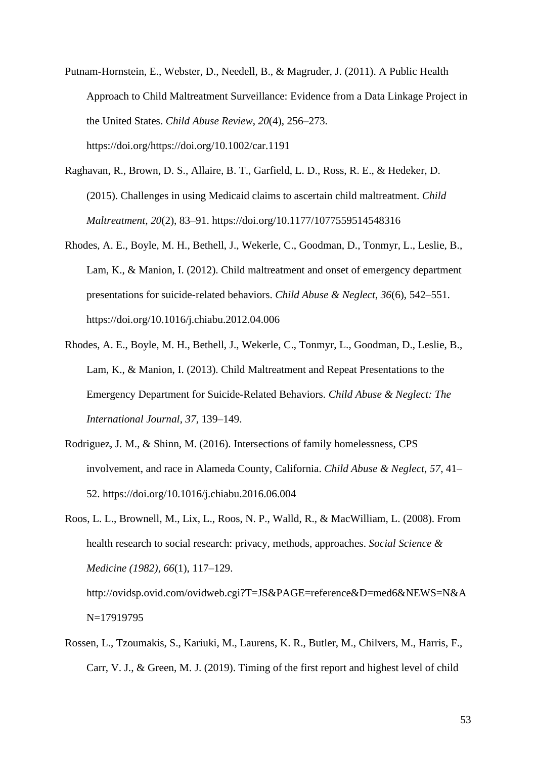Putnam-Hornstein, E., Webster, D., Needell, B., & Magruder, J. (2011). A Public Health Approach to Child Maltreatment Surveillance: Evidence from a Data Linkage Project in the United States. *Child Abuse Review*, *20*(4), 256–273. https://doi.org/https://doi.org/10.1002/car.1191

Raghavan, R., Brown, D. S., Allaire, B. T., Garfield, L. D., Ross, R. E., & Hedeker, D. (2015). Challenges in using Medicaid claims to ascertain child maltreatment. *Child Maltreatment*, *20*(2), 83–91. https://doi.org/10.1177/1077559514548316

Rhodes, A. E., Boyle, M. H., Bethell, J., Wekerle, C., Goodman, D., Tonmyr, L., Leslie, B., Lam, K., & Manion, I. (2012). Child maltreatment and onset of emergency department presentations for suicide-related behaviors. *Child Abuse & Neglect*, *36*(6), 542–551. https://doi.org/10.1016/j.chiabu.2012.04.006

Rhodes, A. E., Boyle, M. H., Bethell, J., Wekerle, C., Tonmyr, L., Goodman, D., Leslie, B., Lam, K., & Manion, I. (2013). Child Maltreatment and Repeat Presentations to the Emergency Department for Suicide-Related Behaviors. *Child Abuse & Neglect: The International Journal*, *37*, 139–149.

Rodriguez, J. M., & Shinn, M. (2016). Intersections of family homelessness, CPS involvement, and race in Alameda County, California. *Child Abuse & Neglect*, *57*, 41–52. https://doi.org/10.1016/j.chiabu.2016.06.004

Roos, L. L., Brownell, M., Lix, L., Roos, N. P., Walld, R., & MacWilliam, L. (2008). From health research to social research: privacy, methods, approaches. *Social Science & Medicine (1982)*, *66*(1), 117–129. http://ovidsp.ovid.com/ovidweb.cgi?T=JS&PAGE=reference&D=med6&NEWS=N&AN=17919795

Rossen, L., Tzoumakis, S., Kariuki, M., Laurens, K. R., Butler, M., Chilvers, M., Harris, F., Carr, V. J., & Green, M. J. (2019). Timing of the first report and highest level of child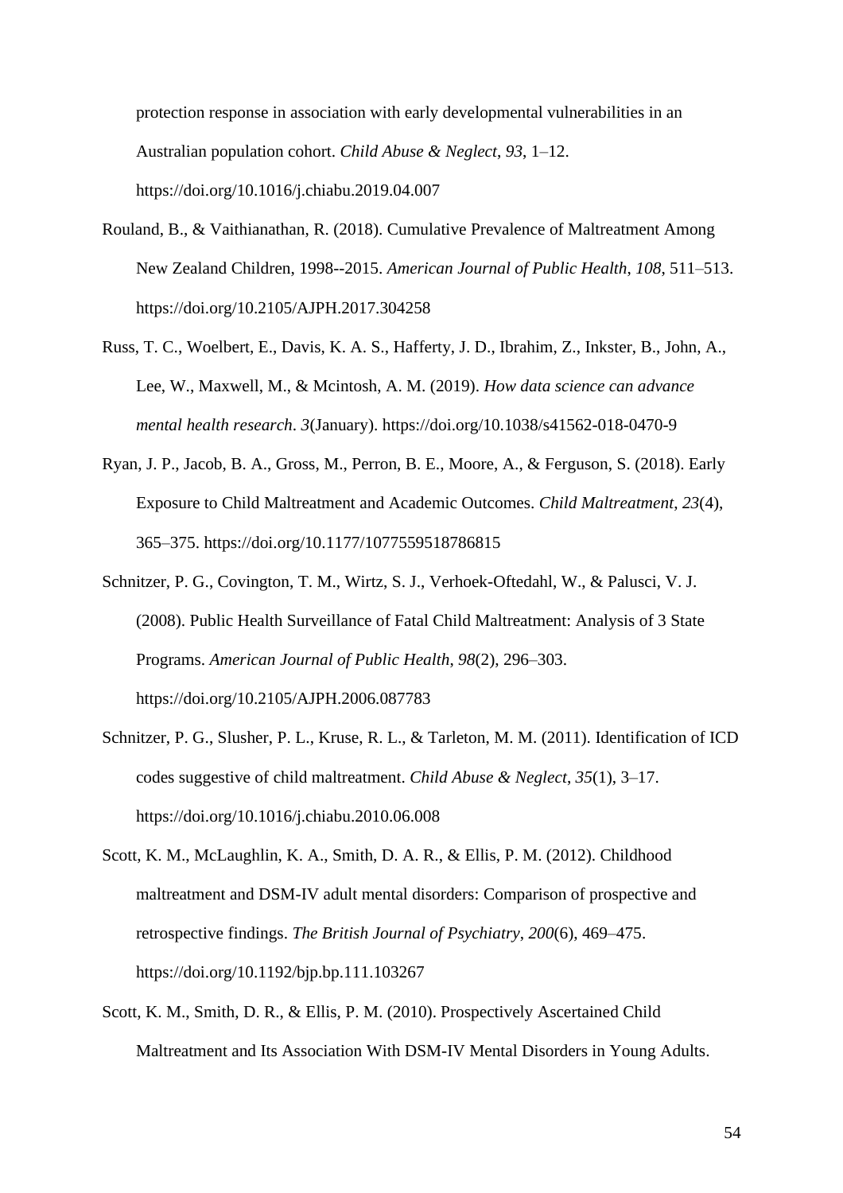protection response in association with early developmental vulnerabilities in an Australian population cohort. *Child Abuse & Neglect*, *93*, 1–12. https://doi.org/10.1016/j.chiabu.2019.04.007

Rouland, B., & Vaithianathan, R. (2018). Cumulative Prevalence of Maltreatment Among New Zealand Children, 1998--2015. *American Journal of Public Health*, *108*, 511–513. https://doi.org/10.2105/AJPH.2017.304258

Russ, T. C., Woelbert, E., Davis, K. A. S., Hafferty, J. D., Ibrahim, Z., Inkster, B., John, A., Lee, W., Maxwell, M., & Mcintosh, A. M. (2019). *How data science can advance mental health research*. *3*(January). https://doi.org/10.1038/s41562-018-0470-9

Ryan, J. P., Jacob, B. A., Gross, M., Perron, B. E., Moore, A., & Ferguson, S. (2018). Early Exposure to Child Maltreatment and Academic Outcomes. *Child Maltreatment*, *23*(4), 365–375. https://doi.org/10.1177/1077559518786815

Schnitzer, P. G., Covington, T. M., Wirtz, S. J., Verhoek-Oftedahl, W., & Palusci, V. J. (2008). Public Health Surveillance of Fatal Child Maltreatment: Analysis of 3 State Programs. *American Journal of Public Health*, *98*(2), 296–303. https://doi.org/10.2105/AJPH.2006.087783

Schnitzer, P. G., Slusher, P. L., Kruse, R. L., & Tarleton, M. M. (2011). Identification of ICD codes suggestive of child maltreatment. *Child Abuse & Neglect*, *35*(1), 3–17. https://doi.org/10.1016/j.chiabu.2010.06.008

Scott, K. M., McLaughlin, K. A., Smith, D. A. R., & Ellis, P. M. (2012). Childhood maltreatment and DSM-IV adult mental disorders: Comparison of prospective and retrospective findings. *The British Journal of Psychiatry*, *200*(6), 469–475. https://doi.org/10.1192/bjp.bp.111.103267

Scott, K. M., Smith, D. R., & Ellis, P. M. (2010). Prospectively Ascertained Child Maltreatment and Its Association With DSM-IV Mental Disorders in Young Adults.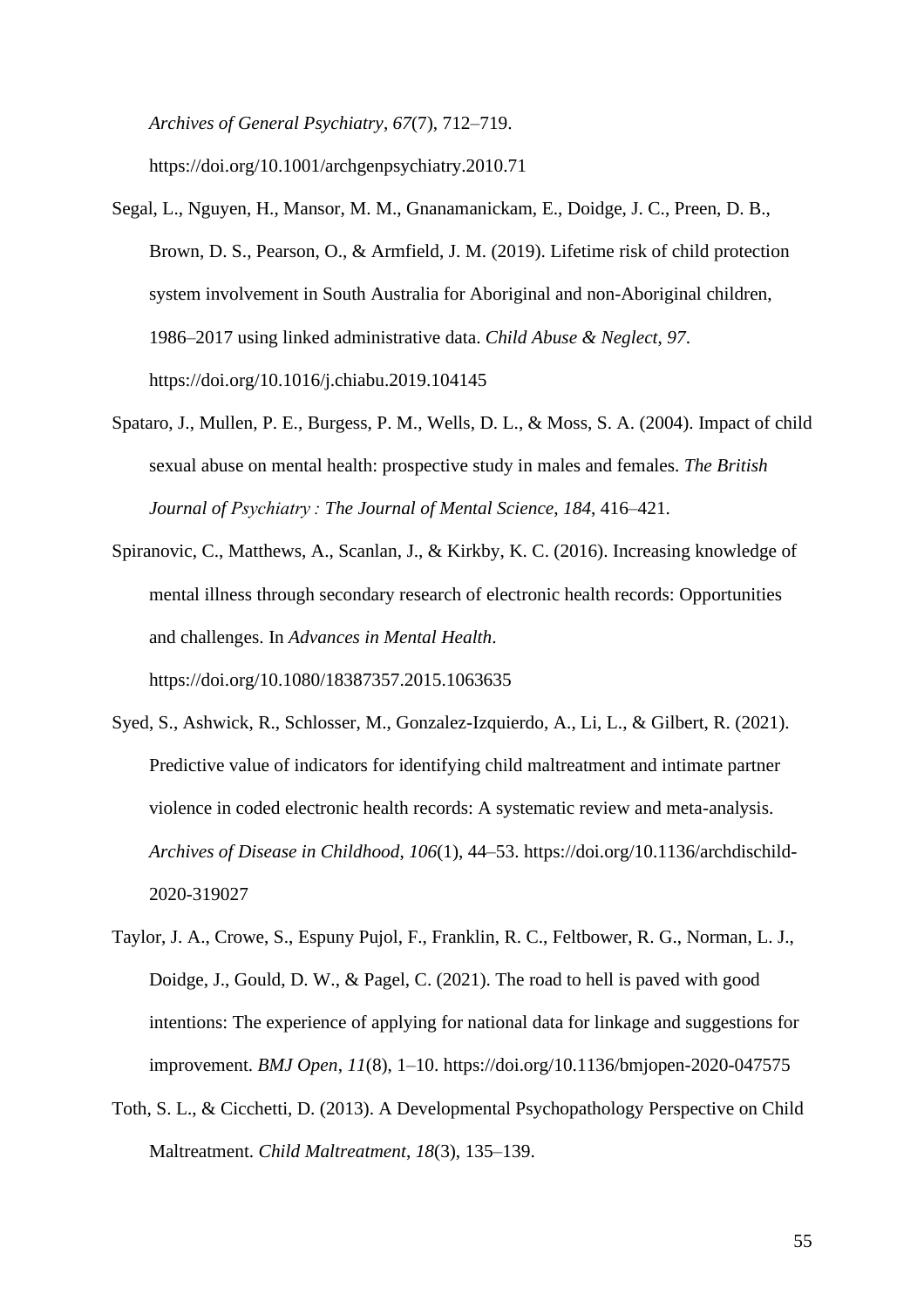*Archives of General Psychiatry*, *67*(7), 712–719. https://doi.org/10.1001/archgenpsychiatry.2010.71

Segal, L., Nguyen, H., Mansor, M. M., Gnanamanickam, E., Doidge, J. C., Preen, D. B., Brown, D. S., Pearson, O., & Armfield, J. M. (2019). Lifetime risk of child protection system involvement in South Australia for Aboriginal and non-Aboriginal children, 1986–2017 using linked administrative data. *Child Abuse & Neglect*, *97*. https://doi.org/10.1016/j.chiabu.2019.104145

Spataro, J., Mullen, P. E., Burgess, P. M., Wells, D. L., & Moss, S. A. (2004). Impact of child sexual abuse on mental health: prospective study in males and females. *The British Journal of Psychiatry : The Journal of Mental Science*, *184*, 416–421.

Spiranovic, C., Matthews, A., Scanlan, J., & Kirkby, K. C. (2016). Increasing knowledge of mental illness through secondary research of electronic health records: Opportunities and challenges. In *Advances in Mental Health*. https://doi.org/10.1080/18387357.2015.1063635

Syed, S., Ashwick, R., Schlosser, M., Gonzalez-Izquierdo, A., Li, L., & Gilbert, R. (2021). Predictive value of indicators for identifying child maltreatment and intimate partner violence in coded electronic health records: A systematic review and meta-analysis. *Archives of Disease in Childhood*, *106*(1), 44–53. https://doi.org/10.1136/archdischild-2020-319027

Taylor, J. A., Crowe, S., Espuny Pujol, F., Franklin, R. C., Feltbower, R. G., Norman, L. J., Doidge, J., Gould, D. W., & Pagel, C. (2021). The road to hell is paved with good intentions: The experience of applying for national data for linkage and suggestions for improvement. *BMJ Open*, *11*(8), 1–10. https://doi.org/10.1136/bmjopen-2020-047575

Toth, S. L., & Cicchetti, D. (2013). A Developmental Psychopathology Perspective on Child Maltreatment. *Child Maltreatment*, *18*(3), 135–139.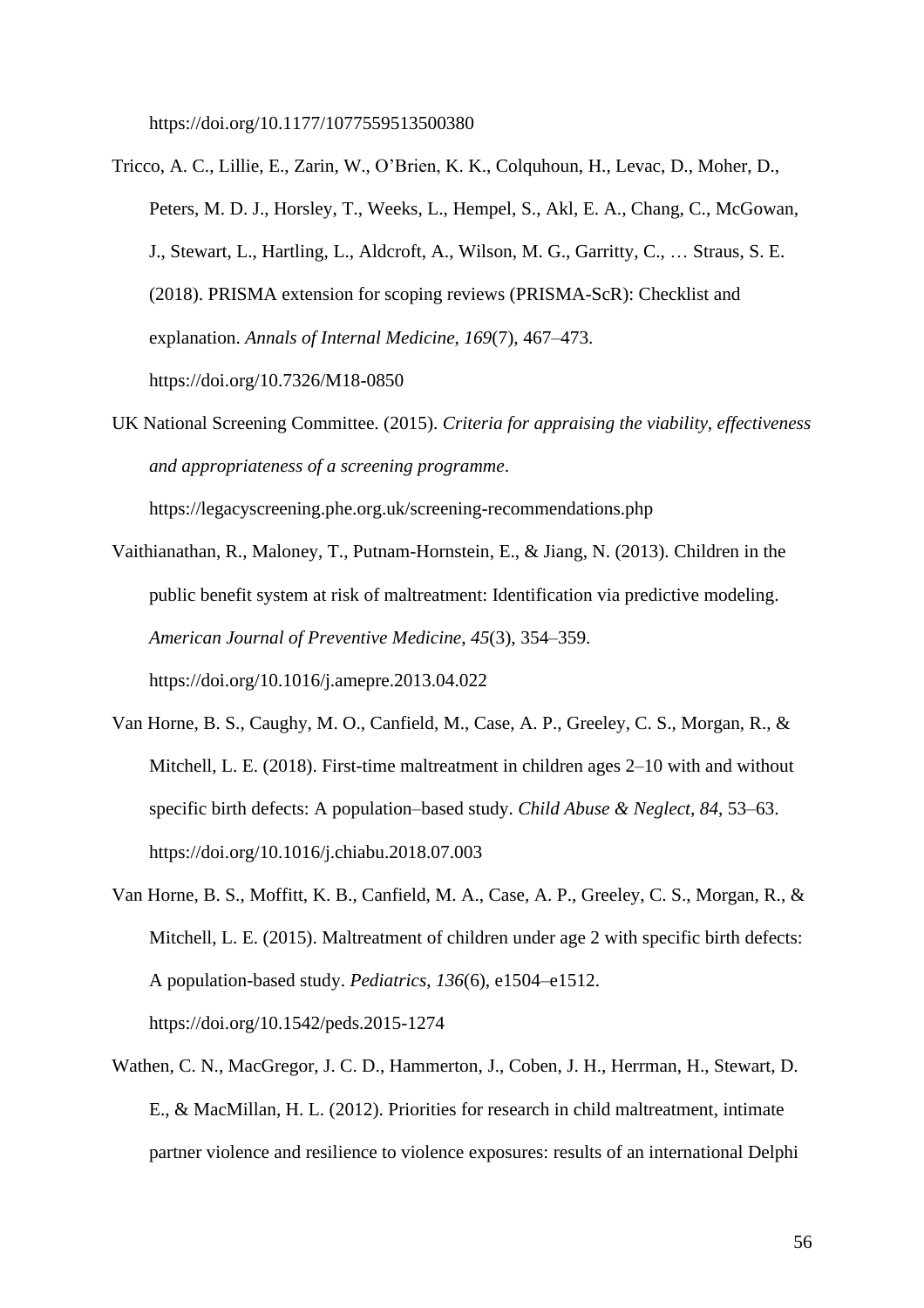https://doi.org/10.1177/1077559513500380

Tricco, A. C., Lillie, E., Zarin, W., O'Brien, K. K., Colquhoun, H., Levac, D., Moher, D., Peters, M. D. J., Horsley, T., Weeks, L., Hempel, S., Akl, E. A., Chang, C., McGowan, J., Stewart, L., Hartling, L., Aldcroft, A., Wilson, M. G., Garritty, C., … Straus, S. E. (2018). PRISMA extension for scoping reviews (PRISMA-ScR): Checklist and explanation. *Annals of Internal Medicine*, *169*(7), 467–473. https://doi.org/10.7326/M18-0850

UK National Screening Committee. (2015). *Criteria for appraising the viability, effectiveness and appropriateness of a screening programme*. https://legacyscreening.phe.org.uk/screening-recommendations.php

Vaithianathan, R., Maloney, T., Putnam-Hornstein, E., & Jiang, N. (2013). Children in the public benefit system at risk of maltreatment: Identification via predictive modeling. *American Journal of Preventive Medicine*, *45*(3), 354–359. https://doi.org/10.1016/j.amepre.2013.04.022

Van Horne, B. S., Caughy, M. O., Canfield, M., Case, A. P., Greeley, C. S., Morgan, R., & Mitchell, L. E. (2018). First-time maltreatment in children ages 2–10 with and without specific birth defects: A population–based study. *Child Abuse & Neglect*, *84*, 53–63. https://doi.org/10.1016/j.chiabu.2018.07.003

Van Horne, B. S., Moffitt, K. B., Canfield, M. A., Case, A. P., Greeley, C. S., Morgan, R., & Mitchell, L. E. (2015). Maltreatment of children under age 2 with specific birth defects: A population-based study. *Pediatrics*, *136*(6), e1504–e1512. https://doi.org/10.1542/peds.2015-1274

Wathen, C. N., MacGregor, J. C. D., Hammerton, J., Coben, J. H., Herrman, H., Stewart, D. E., & MacMillan, H. L. (2012). Priorities for research in child maltreatment, intimate partner violence and resilience to violence exposures: results of an international Delphi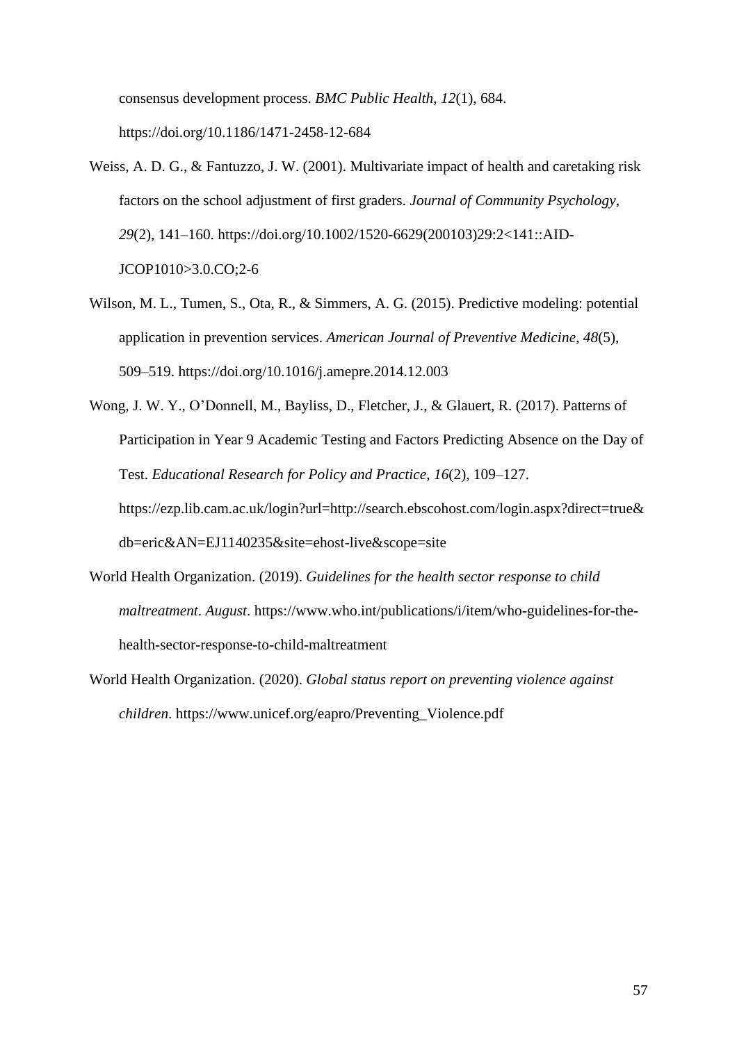consensus development process. *BMC Public Health*, *12*(1), 684. https://doi.org/10.1186/1471-2458-12-684

Weiss, A. D. G., & Fantuzzo, J. W. (2001). Multivariate impact of health and caretaking risk factors on the school adjustment of first graders. *Journal of Community Psychology*, *29*(2), 141–160. https://doi.org/10.1002/1520-6629(200103)29:2<141::AID-JCOP1010>3.0.CO;2-6

Wilson, M. L., Tumen, S., Ota, R., & Simmers, A. G. (2015). Predictive modeling: potential application in prevention services. *American Journal of Preventive Medicine*, *48*(5), 509–519. https://doi.org/10.1016/j.amepre.2014.12.003

Wong, J. W. Y., O'Donnell, M., Bayliss, D., Fletcher, J., & Glauert, R. (2017). Patterns of Participation in Year 9 Academic Testing and Factors Predicting Absence on the Day of Test. *Educational Research for Policy and Practice*, *16*(2), 109–127. https://ezp.lib.cam.ac.uk/login?url=http://search.ebscohost.com/login.aspx?direct=true&db=eric&AN=EJ1140235&site=ehost-live&scope=site

World Health Organization. (2019). *Guidelines for the health sector response to child maltreatment*. *August*. https://www.who.int/publications/i/item/who-guidelines-for-the-health-sector-response-to-child-maltreatment

World Health Organization. (2020). *Global status report on preventing violence against children*. https://www.unicef.org/eapro/Preventing_Violence.pdf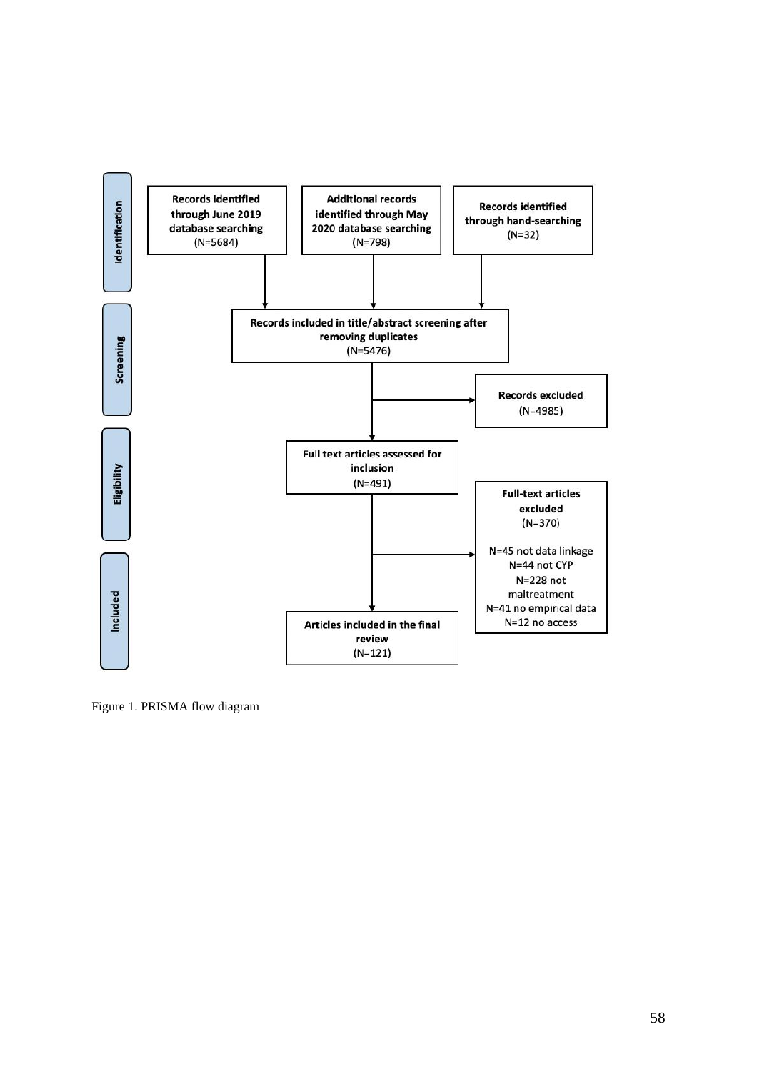**Identification**

Records identified through June 2019 database searching (N=5684)

Additional records identified through May 2020 database searching (N=798)

Records identified through hand-searching (N=32)

**Screening**

Records included in title/abstract screening after removing duplicates (N=5476)

Records excluded (N=4985)

**Eligibility**

Full text articles assessed for inclusion (N=491)

Full-text articles excluded (N=370)

N=45 not data linkage
N=44 not CYP
N=228 not maltreatment
N=41 no empirical data
N=12 no access

**Included**

Articles included in the final review (N=121)

Figure 1. PRISMA flow diagram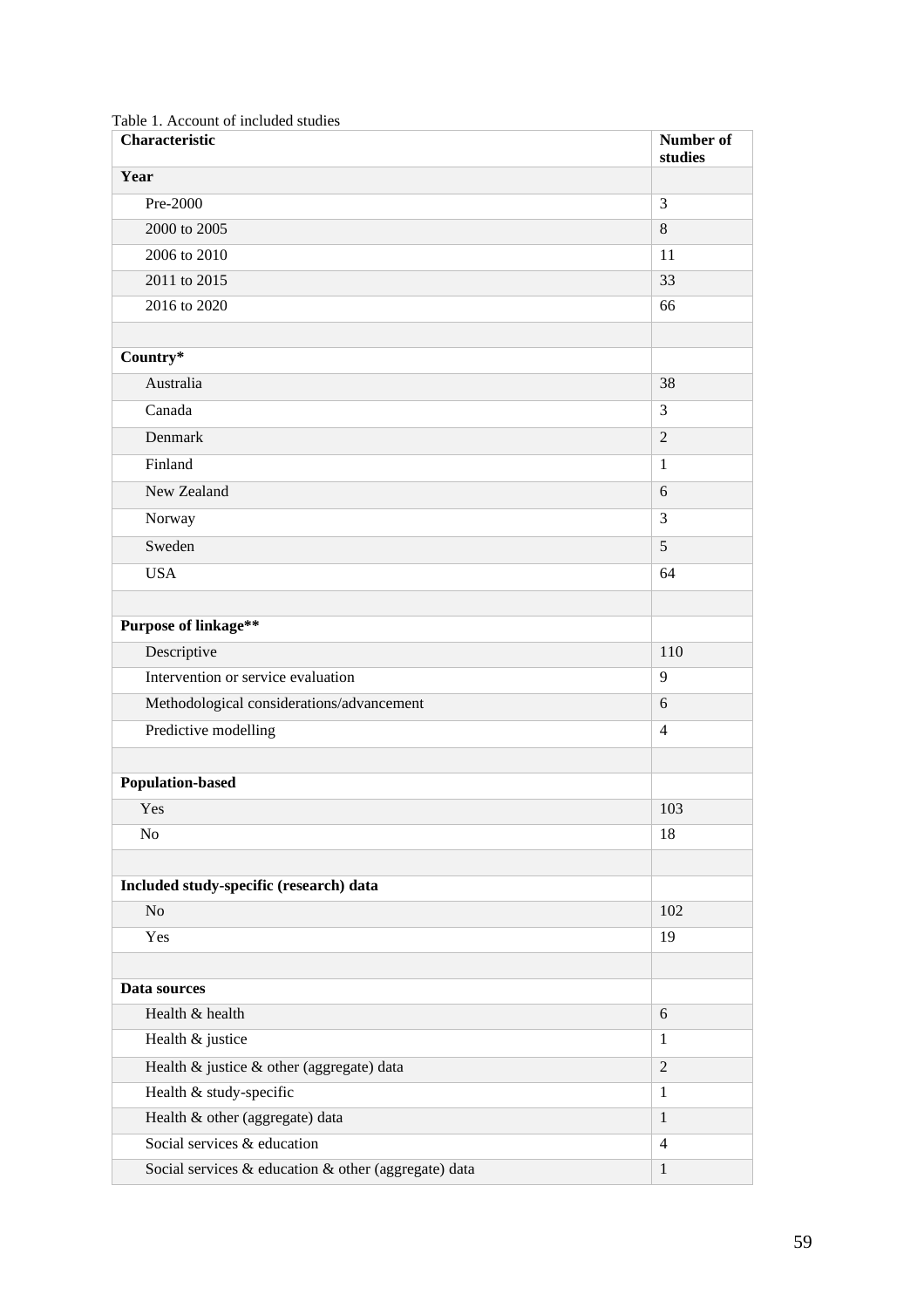Table 1. Account of included studies

| Characteristic | Number of studies |
|---|---|
| **Year** | |
| Pre-2000 | 3 |
| 2000 to 2005 | 8 |
| 2006 to 2010 | 11 |
| 2011 to 2015 | 33 |
| 2016 to 2020 | 66 |
| | |
| **Country*** | |
| Australia | 38 |
| Canada | 3 |
| Denmark | 2 |
| Finland | 1 |
| New Zealand | 6 |
| Norway | 3 |
| Sweden | 5 |
| USA | 64 |
| | |
| **Purpose of linkage**** | |
| Descriptive | 110 |
| Intervention or service evaluation | 9 |
| Methodological considerations/advancement | 6 |
| Predictive modelling | 4 |
| | |
| **Population-based** | |
| Yes | 103 |
| No | 18 |
| | |
| **Included study-specific (research) data** | |
| No | 102 |
| Yes | 19 |
| | |
| **Data sources** | |
| Health & health | 6 |
| Health & justice | 1 |
| Health & justice & other (aggregate) data | 2 |
| Health & study-specific | 1 |
| Health & other (aggregate) data | 1 |
| Social services & education | 4 |
| Social services & education & other (aggregate) data | 1 |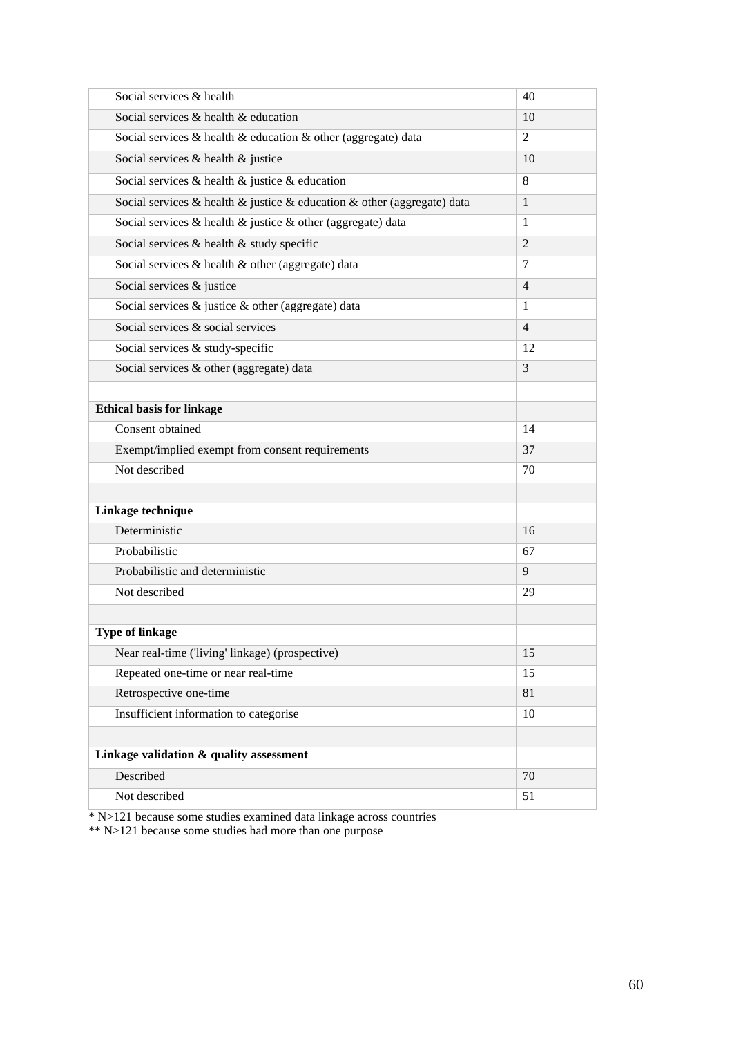| | |
|---|---|
| Social services & health | 40 |
| Social services & health & education | 10 |
| Social services & health & education & other (aggregate) data | 2 |
| Social services & health & justice | 10 |
| Social services & health & justice & education | 8 |
| Social services & health & justice & education & other (aggregate) data | 1 |
| Social services & health & justice & other (aggregate) data | 1 |
| Social services & health & study specific | 2 |
| Social services & health & other (aggregate) data | 7 |
| Social services & justice | 4 |
| Social services & justice & other (aggregate) data | 1 |
| Social services & social services | 4 |
| Social services & study-specific | 12 |
| Social services & other (aggregate) data | 3 |
| | |
| **Ethical basis for linkage** | |
| Consent obtained | 14 |
| Exempt/implied exempt from consent requirements | 37 |
| Not described | 70 |
| | |
| **Linkage technique** | |
| Deterministic | 16 |
| Probabilistic | 67 |
| Probabilistic and deterministic | 9 |
| Not described | 29 |
| | |
| **Type of linkage** | |
| Near real-time ('living' linkage) (prospective) | 15 |
| Repeated one-time or near real-time | 15 |
| Retrospective one-time | 81 |
| Insufficient information to categorise | 10 |
| | |
| **Linkage validation & quality assessment** | |
| Described | 70 |
| Not described | 51 |

* N>121 because some studies examined data linkage across countries

** N>121 because some studies had more than one purpose